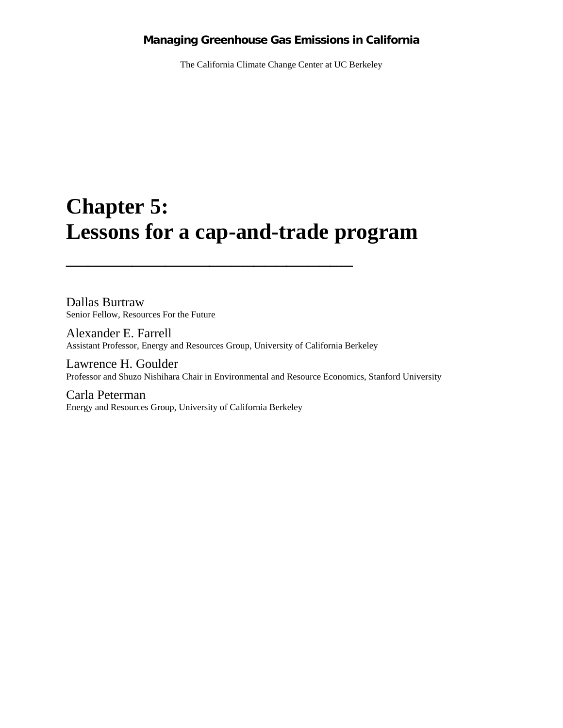**Managing Greenhouse Gas Emissions in California**

The California Climate Change Center at UC Berkeley

# Chapter 5:
# Lessons for a cap-and-trade program

---

Dallas Burtraw
Senior Fellow, Resources For the Future

Alexander E. Farrell
Assistant Professor, Energy and Resources Group, University of California Berkeley

Lawrence H. Goulder
Professor and Shuzo Nishihara Chair in Environmental and Resource Economics, Stanford University

Carla Peterman
Energy and Resources Group, University of California Berkeley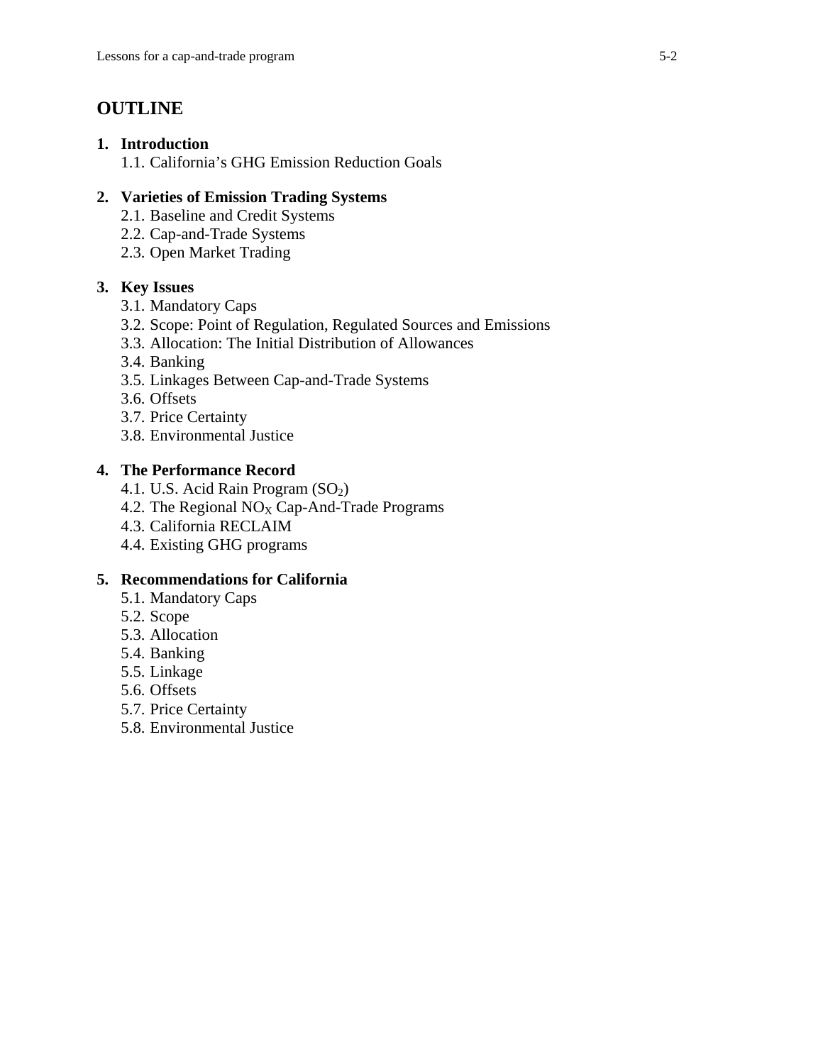# OUTLINE

**1. Introduction**
   1.1. California's GHG Emission Reduction Goals

**2. Varieties of Emission Trading Systems**
   2.1. Baseline and Credit Systems
   2.2. Cap-and-Trade Systems
   2.3. Open Market Trading

**3. Key Issues**
   3.1. Mandatory Caps
   3.2. Scope: Point of Regulation, Regulated Sources and Emissions
   3.3. Allocation: The Initial Distribution of Allowances
   3.4. Banking
   3.5. Linkages Between Cap-and-Trade Systems
   3.6. Offsets
   3.7. Price Certainty
   3.8. Environmental Justice

**4. The Performance Record**
   4.1. U.S. Acid Rain Program ($SO_2$)
   4.2. The Regional $NO_X$ Cap-And-Trade Programs
   4.3. California RECLAIM
   4.4. Existing GHG programs

**5. Recommendations for California**
   5.1. Mandatory Caps
   5.2. Scope
   5.3. Allocation
   5.4. Banking
   5.5. Linkage
   5.6. Offsets
   5.7. Price Certainty
   5.8. Environmental Justice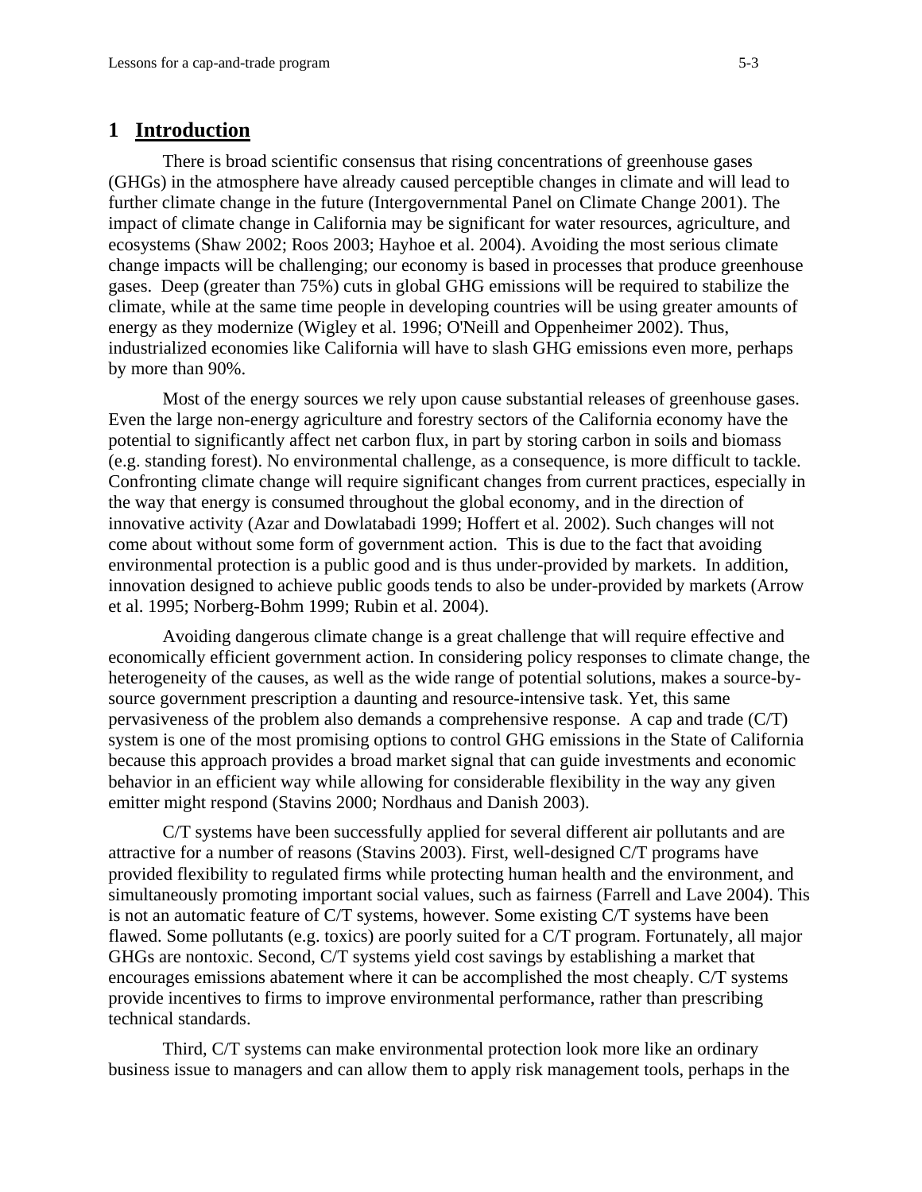# 1 Introduction

There is broad scientific consensus that rising concentrations of greenhouse gases (GHGs) in the atmosphere have already caused perceptible changes in climate and will lead to further climate change in the future (Intergovernmental Panel on Climate Change 2001). The impact of climate change in California may be significant for water resources, agriculture, and ecosystems (Shaw 2002; Roos 2003; Hayhoe et al. 2004). Avoiding the most serious climate change impacts will be challenging; our economy is based in processes that produce greenhouse gases. Deep (greater than 75%) cuts in global GHG emissions will be required to stabilize the climate, while at the same time people in developing countries will be using greater amounts of energy as they modernize (Wigley et al. 1996; O'Neill and Oppenheimer 2002). Thus, industrialized economies like California will have to slash GHG emissions even more, perhaps by more than 90%.

Most of the energy sources we rely upon cause substantial releases of greenhouse gases. Even the large non-energy agriculture and forestry sectors of the California economy have the potential to significantly affect net carbon flux, in part by storing carbon in soils and biomass (e.g. standing forest). No environmental challenge, as a consequence, is more difficult to tackle. Confronting climate change will require significant changes from current practices, especially in the way that energy is consumed throughout the global economy, and in the direction of innovative activity (Azar and Dowlatabadi 1999; Hoffert et al. 2002). Such changes will not come about without some form of government action. This is due to the fact that avoiding environmental protection is a public good and is thus under-provided by markets. In addition, innovation designed to achieve public goods tends to also be under-provided by markets (Arrow et al. 1995; Norberg-Bohm 1999; Rubin et al. 2004).

Avoiding dangerous climate change is a great challenge that will require effective and economically efficient government action. In considering policy responses to climate change, the heterogeneity of the causes, as well as the wide range of potential solutions, makes a source-by-source government prescription a daunting and resource-intensive task. Yet, this same pervasiveness of the problem also demands a comprehensive response. A cap and trade (C/T) system is one of the most promising options to control GHG emissions in the State of California because this approach provides a broad market signal that can guide investments and economic behavior in an efficient way while allowing for considerable flexibility in the way any given emitter might respond (Stavins 2000; Nordhaus and Danish 2003).

C/T systems have been successfully applied for several different air pollutants and are attractive for a number of reasons (Stavins 2003). First, well-designed C/T programs have provided flexibility to regulated firms while protecting human health and the environment, and simultaneously promoting important social values, such as fairness (Farrell and Lave 2004). This is not an automatic feature of C/T systems, however. Some existing C/T systems have been flawed. Some pollutants (e.g. toxics) are poorly suited for a C/T program. Fortunately, all major GHGs are nontoxic. Second, C/T systems yield cost savings by establishing a market that encourages emissions abatement where it can be accomplished the most cheaply. C/T systems provide incentives to firms to improve environmental performance, rather than prescribing technical standards.

Third, C/T systems can make environmental protection look more like an ordinary business issue to managers and can allow them to apply risk management tools, perhaps in the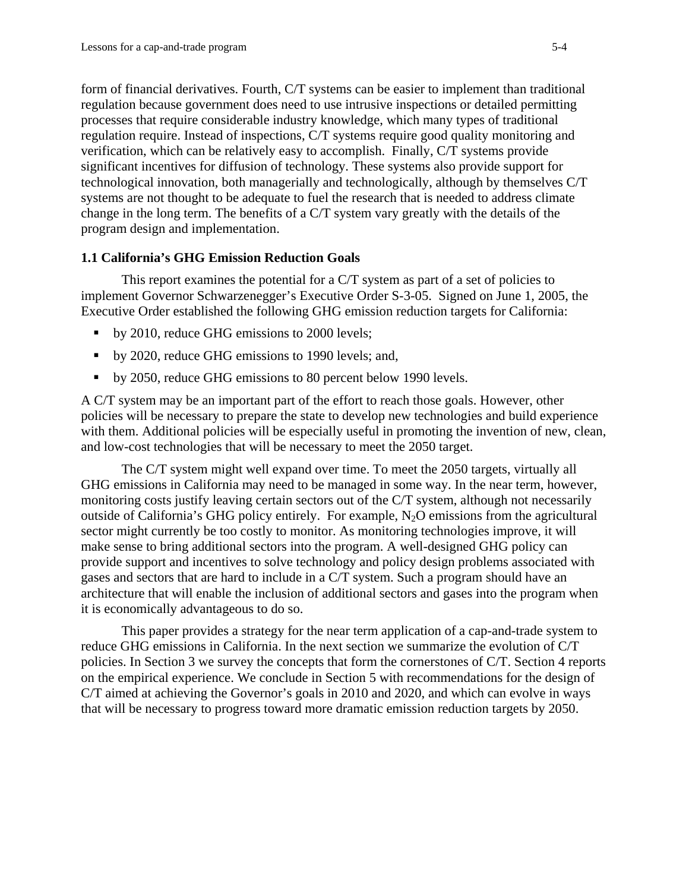form of financial derivatives. Fourth, C/T systems can be easier to implement than traditional regulation because government does need to use intrusive inspections or detailed permitting processes that require considerable industry knowledge, which many types of traditional regulation require. Instead of inspections, C/T systems require good quality monitoring and verification, which can be relatively easy to accomplish. Finally, C/T systems provide significant incentives for diffusion of technology. These systems also provide support for technological innovation, both managerially and technologically, although by themselves C/T systems are not thought to be adequate to fuel the research that is needed to address climate change in the long term. The benefits of a C/T system vary greatly with the details of the program design and implementation.

### 1.1 California's GHG Emission Reduction Goals

This report examines the potential for a C/T system as part of a set of policies to implement Governor Schwarzenegger's Executive Order S-3-05. Signed on June 1, 2005, the Executive Order established the following GHG emission reduction targets for California:

- by 2010, reduce GHG emissions to 2000 levels;
- by 2020, reduce GHG emissions to 1990 levels; and,
- by 2050, reduce GHG emissions to 80 percent below 1990 levels.

A C/T system may be an important part of the effort to reach those goals. However, other policies will be necessary to prepare the state to develop new technologies and build experience with them. Additional policies will be especially useful in promoting the invention of new, clean, and low-cost technologies that will be necessary to meet the 2050 target.

The C/T system might well expand over time. To meet the 2050 targets, virtually all GHG emissions in California may need to be managed in some way. In the near term, however, monitoring costs justify leaving certain sectors out of the C/T system, although not necessarily outside of California's GHG policy entirely. For example, $N_2O$ emissions from the agricultural sector might currently be too costly to monitor. As monitoring technologies improve, it will make sense to bring additional sectors into the program. A well-designed GHG policy can provide support and incentives to solve technology and policy design problems associated with gases and sectors that are hard to include in a C/T system. Such a program should have an architecture that will enable the inclusion of additional sectors and gases into the program when it is economically advantageous to do so.

This paper provides a strategy for the near term application of a cap-and-trade system to reduce GHG emissions in California. In the next section we summarize the evolution of C/T policies. In Section 3 we survey the concepts that form the cornerstones of C/T. Section 4 reports on the empirical experience. We conclude in Section 5 with recommendations for the design of C/T aimed at achieving the Governor's goals in 2010 and 2020, and which can evolve in ways that will be necessary to progress toward more dramatic emission reduction targets by 2050.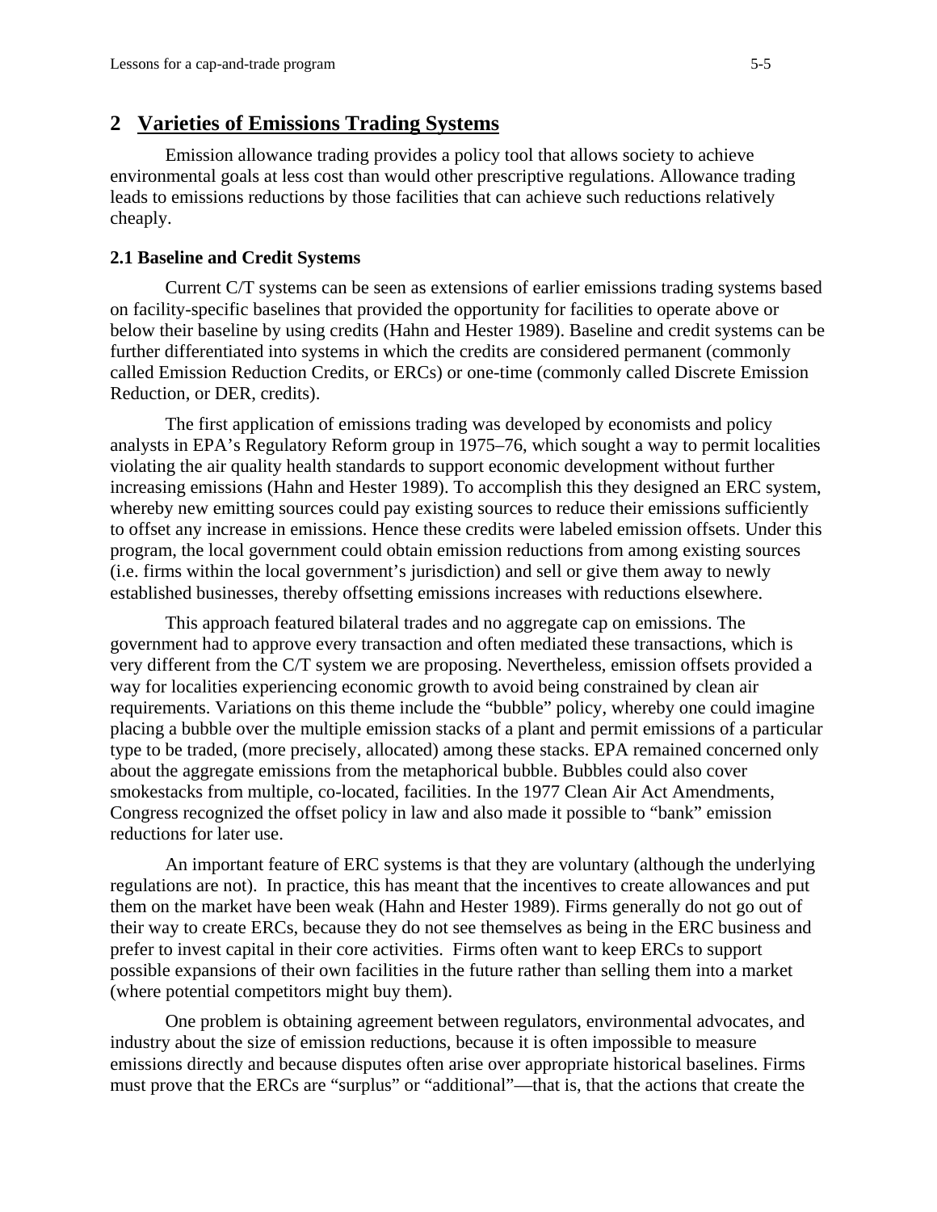## 2 Varieties of Emissions Trading Systems

Emission allowance trading provides a policy tool that allows society to achieve environmental goals at less cost than would other prescriptive regulations. Allowance trading leads to emissions reductions by those facilities that can achieve such reductions relatively cheaply.

### 2.1 Baseline and Credit Systems

Current C/T systems can be seen as extensions of earlier emissions trading systems based on facility-specific baselines that provided the opportunity for facilities to operate above or below their baseline by using credits (Hahn and Hester 1989). Baseline and credit systems can be further differentiated into systems in which the credits are considered permanent (commonly called Emission Reduction Credits, or ERCs) or one-time (commonly called Discrete Emission Reduction, or DER, credits).

The first application of emissions trading was developed by economists and policy analysts in EPA's Regulatory Reform group in 1975–76, which sought a way to permit localities violating the air quality health standards to support economic development without further increasing emissions (Hahn and Hester 1989). To accomplish this they designed an ERC system, whereby new emitting sources could pay existing sources to reduce their emissions sufficiently to offset any increase in emissions. Hence these credits were labeled emission offsets. Under this program, the local government could obtain emission reductions from among existing sources (i.e. firms within the local government's jurisdiction) and sell or give them away to newly established businesses, thereby offsetting emissions increases with reductions elsewhere.

This approach featured bilateral trades and no aggregate cap on emissions. The government had to approve every transaction and often mediated these transactions, which is very different from the C/T system we are proposing. Nevertheless, emission offsets provided a way for localities experiencing economic growth to avoid being constrained by clean air requirements. Variations on this theme include the "bubble" policy, whereby one could imagine placing a bubble over the multiple emission stacks of a plant and permit emissions of a particular type to be traded, (more precisely, allocated) among these stacks. EPA remained concerned only about the aggregate emissions from the metaphorical bubble. Bubbles could also cover smokestacks from multiple, co-located, facilities. In the 1977 Clean Air Act Amendments, Congress recognized the offset policy in law and also made it possible to "bank" emission reductions for later use.

An important feature of ERC systems is that they are voluntary (although the underlying regulations are not). In practice, this has meant that the incentives to create allowances and put them on the market have been weak (Hahn and Hester 1989). Firms generally do not go out of their way to create ERCs, because they do not see themselves as being in the ERC business and prefer to invest capital in their core activities. Firms often want to keep ERCs to support possible expansions of their own facilities in the future rather than selling them into a market (where potential competitors might buy them).

One problem is obtaining agreement between regulators, environmental advocates, and industry about the size of emission reductions, because it is often impossible to measure emissions directly and because disputes often arise over appropriate historical baselines. Firms must prove that the ERCs are "surplus" or "additional"—that is, that the actions that create the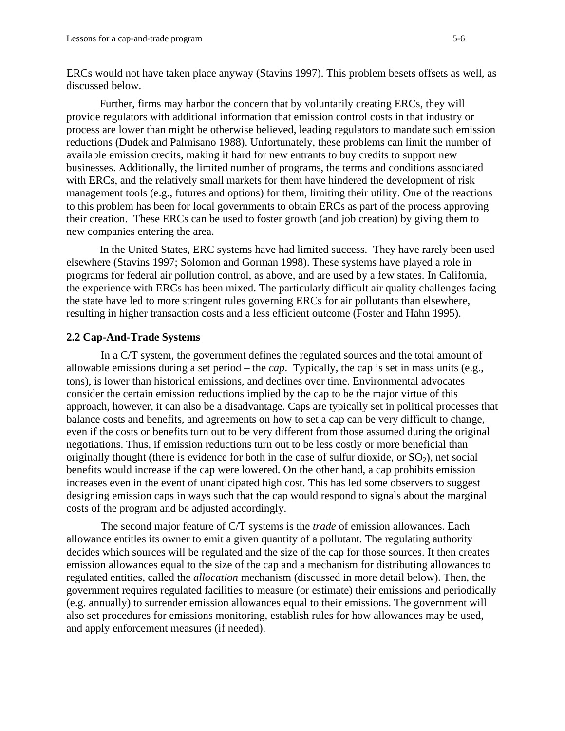ERCs would not have taken place anyway (Stavins 1997). This problem besets offsets as well, as discussed below.

Further, firms may harbor the concern that by voluntarily creating ERCs, they will provide regulators with additional information that emission control costs in that industry or process are lower than might be otherwise believed, leading regulators to mandate such emission reductions (Dudek and Palmisano 1988). Unfortunately, these problems can limit the number of available emission credits, making it hard for new entrants to buy credits to support new businesses. Additionally, the limited number of programs, the terms and conditions associated with ERCs, and the relatively small markets for them have hindered the development of risk management tools (e.g., futures and options) for them, limiting their utility. One of the reactions to this problem has been for local governments to obtain ERCs as part of the process approving their creation. These ERCs can be used to foster growth (and job creation) by giving them to new companies entering the area.

In the United States, ERC systems have had limited success. They have rarely been used elsewhere (Stavins 1997; Solomon and Gorman 1998). These systems have played a role in programs for federal air pollution control, as above, and are used by a few states. In California, the experience with ERCs has been mixed. The particularly difficult air quality challenges facing the state have led to more stringent rules governing ERCs for air pollutants than elsewhere, resulting in higher transaction costs and a less efficient outcome (Foster and Hahn 1995).

### 2.2 Cap-And-Trade Systems

In a C/T system, the government defines the regulated sources and the total amount of allowable emissions during a set period – the *cap*. Typically, the cap is set in mass units (e.g., tons), is lower than historical emissions, and declines over time. Environmental advocates consider the certain emission reductions implied by the cap to be the major virtue of this approach, however, it can also be a disadvantage. Caps are typically set in political processes that balance costs and benefits, and agreements on how to set a cap can be very difficult to change, even if the costs or benefits turn out to be very different from those assumed during the original negotiations. Thus, if emission reductions turn out to be less costly or more beneficial than originally thought (there is evidence for both in the case of sulfur dioxide, or $SO_2$), net social benefits would increase if the cap were lowered. On the other hand, a cap prohibits emission increases even in the event of unanticipated high cost. This has led some observers to suggest designing emission caps in ways such that the cap would respond to signals about the marginal costs of the program and be adjusted accordingly.

The second major feature of C/T systems is the *trade* of emission allowances. Each allowance entitles its owner to emit a given quantity of a pollutant. The regulating authority decides which sources will be regulated and the size of the cap for those sources. It then creates emission allowances equal to the size of the cap and a mechanism for distributing allowances to regulated entities, called the *allocation* mechanism (discussed in more detail below). Then, the government requires regulated facilities to measure (or estimate) their emissions and periodically (e.g. annually) to surrender emission allowances equal to their emissions. The government will also set procedures for emissions monitoring, establish rules for how allowances may be used, and apply enforcement measures (if needed).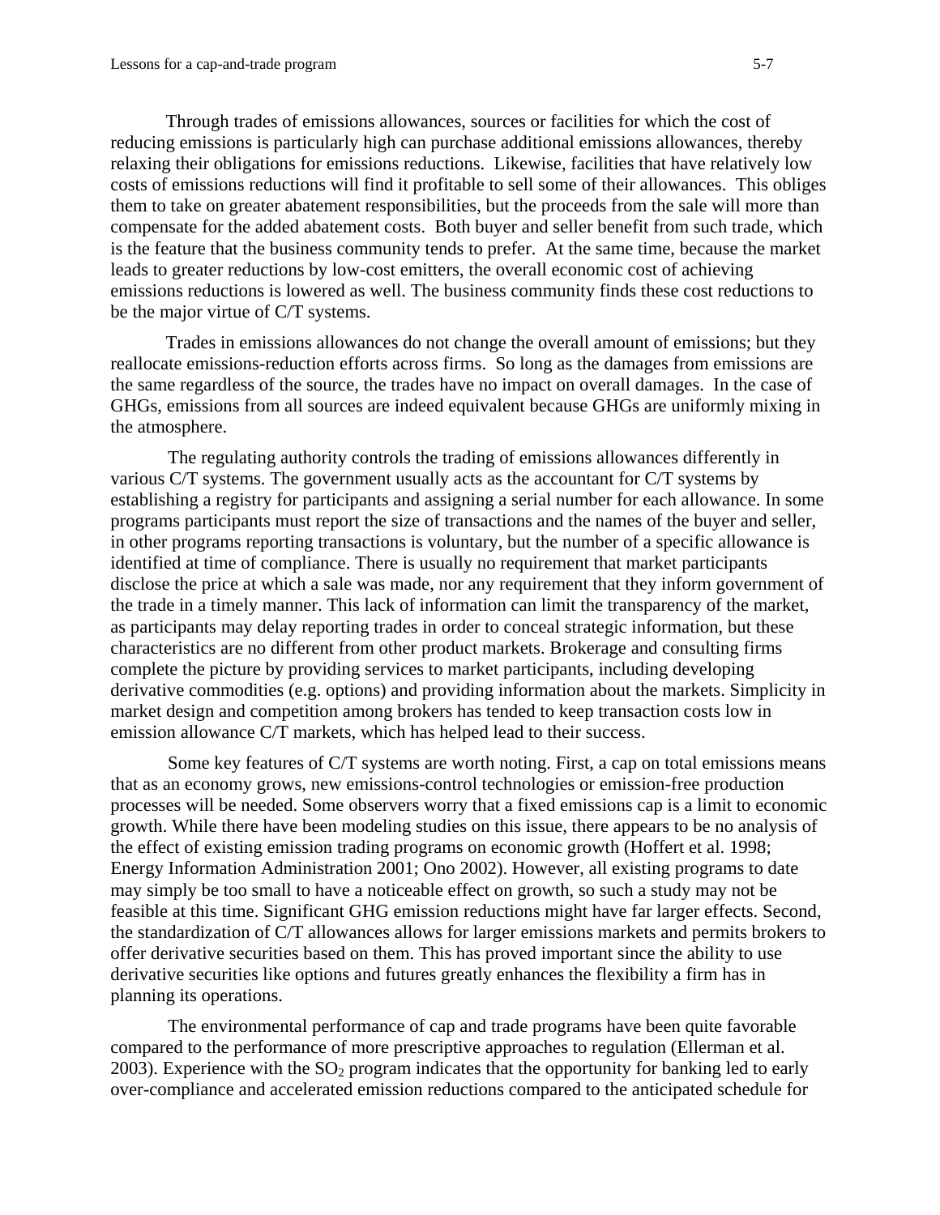Through trades of emissions allowances, sources or facilities for which the cost of reducing emissions is particularly high can purchase additional emissions allowances, thereby relaxing their obligations for emissions reductions. Likewise, facilities that have relatively low costs of emissions reductions will find it profitable to sell some of their allowances. This obliges them to take on greater abatement responsibilities, but the proceeds from the sale will more than compensate for the added abatement costs. Both buyer and seller benefit from such trade, which is the feature that the business community tends to prefer. At the same time, because the market leads to greater reductions by low-cost emitters, the overall economic cost of achieving emissions reductions is lowered as well. The business community finds these cost reductions to be the major virtue of C/T systems.

Trades in emissions allowances do not change the overall amount of emissions; but they reallocate emissions-reduction efforts across firms. So long as the damages from emissions are the same regardless of the source, the trades have no impact on overall damages. In the case of GHGs, emissions from all sources are indeed equivalent because GHGs are uniformly mixing in the atmosphere.

The regulating authority controls the trading of emissions allowances differently in various C/T systems. The government usually acts as the accountant for C/T systems by establishing a registry for participants and assigning a serial number for each allowance. In some programs participants must report the size of transactions and the names of the buyer and seller, in other programs reporting transactions is voluntary, but the number of a specific allowance is identified at time of compliance. There is usually no requirement that market participants disclose the price at which a sale was made, nor any requirement that they inform government of the trade in a timely manner. This lack of information can limit the transparency of the market, as participants may delay reporting trades in order to conceal strategic information, but these characteristics are no different from other product markets. Brokerage and consulting firms complete the picture by providing services to market participants, including developing derivative commodities (e.g. options) and providing information about the markets. Simplicity in market design and competition among brokers has tended to keep transaction costs low in emission allowance C/T markets, which has helped lead to their success.

Some key features of C/T systems are worth noting. First, a cap on total emissions means that as an economy grows, new emissions-control technologies or emission-free production processes will be needed. Some observers worry that a fixed emissions cap is a limit to economic growth. While there have been modeling studies on this issue, there appears to be no analysis of the effect of existing emission trading programs on economic growth (Hoffert et al. 1998; Energy Information Administration 2001; Ono 2002). However, all existing programs to date may simply be too small to have a noticeable effect on growth, so such a study may not be feasible at this time. Significant GHG emission reductions might have far larger effects. Second, the standardization of C/T allowances allows for larger emissions markets and permits brokers to offer derivative securities based on them. This has proved important since the ability to use derivative securities like options and futures greatly enhances the flexibility a firm has in planning its operations.

The environmental performance of cap and trade programs have been quite favorable compared to the performance of more prescriptive approaches to regulation (Ellerman et al. 2003). Experience with the $SO_2$ program indicates that the opportunity for banking led to early over-compliance and accelerated emission reductions compared to the anticipated schedule for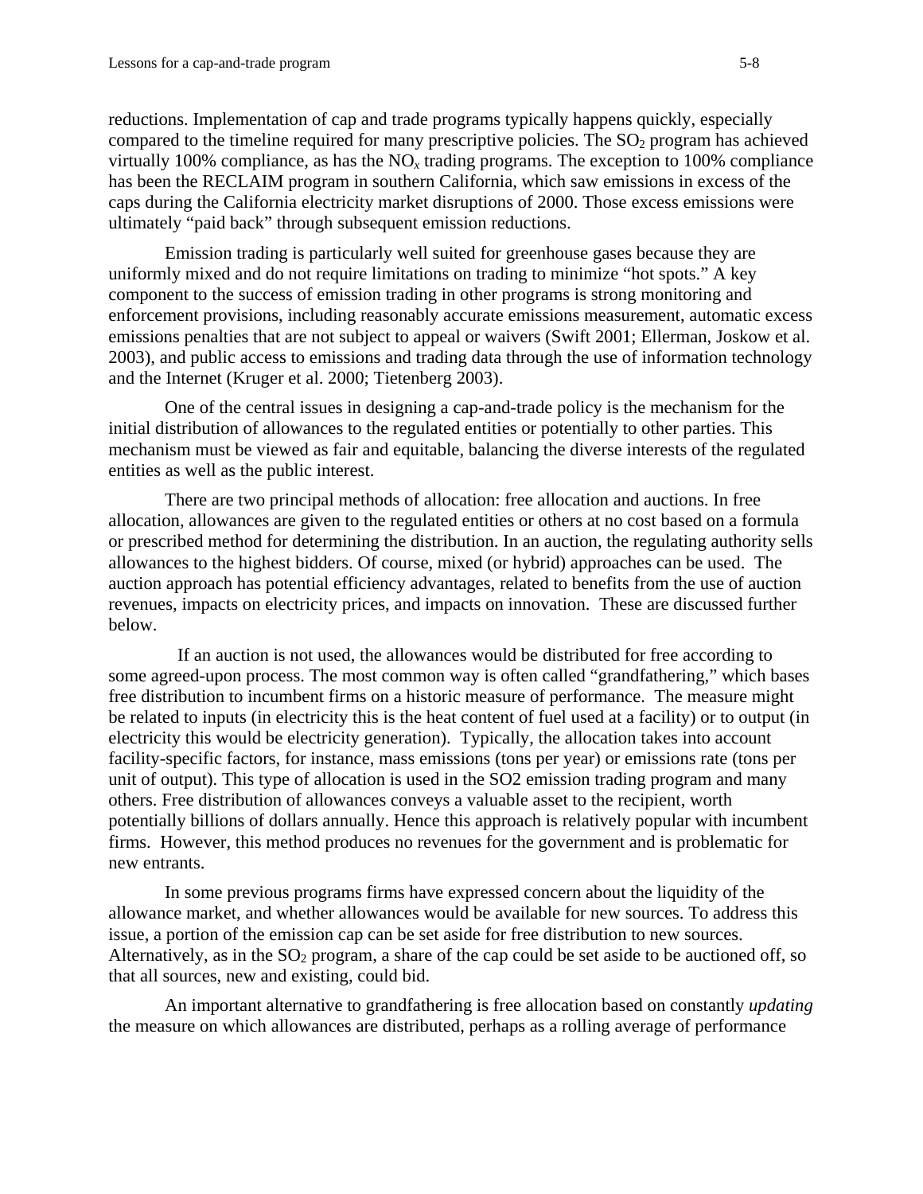reductions. Implementation of cap and trade programs typically happens quickly, especially compared to the timeline required for many prescriptive policies. The $SO_2$ program has achieved virtually 100% compliance, as has the $NO_x$ trading programs. The exception to 100% compliance has been the RECLAIM program in southern California, which saw emissions in excess of the caps during the California electricity market disruptions of 2000. Those excess emissions were ultimately "paid back" through subsequent emission reductions.

Emission trading is particularly well suited for greenhouse gases because they are uniformly mixed and do not require limitations on trading to minimize "hot spots." A key component to the success of emission trading in other programs is strong monitoring and enforcement provisions, including reasonably accurate emissions measurement, automatic excess emissions penalties that are not subject to appeal or waivers (Swift 2001; Ellerman, Joskow et al. 2003), and public access to emissions and trading data through the use of information technology and the Internet (Kruger et al. 2000; Tietenberg 2003).

One of the central issues in designing a cap-and-trade policy is the mechanism for the initial distribution of allowances to the regulated entities or potentially to other parties. This mechanism must be viewed as fair and equitable, balancing the diverse interests of the regulated entities as well as the public interest.

There are two principal methods of allocation: free allocation and auctions. In free allocation, allowances are given to the regulated entities or others at no cost based on a formula or prescribed method for determining the distribution. In an auction, the regulating authority sells allowances to the highest bidders. Of course, mixed (or hybrid) approaches can be used. The auction approach has potential efficiency advantages, related to benefits from the use of auction revenues, impacts on electricity prices, and impacts on innovation. These are discussed further below.

If an auction is not used, the allowances would be distributed for free according to some agreed-upon process. The most common way is often called "grandfathering," which bases free distribution to incumbent firms on a historic measure of performance. The measure might be related to inputs (in electricity this is the heat content of fuel used at a facility) or to output (in electricity this would be electricity generation). Typically, the allocation takes into account facility-specific factors, for instance, mass emissions (tons per year) or emissions rate (tons per unit of output). This type of allocation is used in the SO2 emission trading program and many others. Free distribution of allowances conveys a valuable asset to the recipient, worth potentially billions of dollars annually. Hence this approach is relatively popular with incumbent firms. However, this method produces no revenues for the government and is problematic for new entrants.

In some previous programs firms have expressed concern about the liquidity of the allowance market, and whether allowances would be available for new sources. To address this issue, a portion of the emission cap can be set aside for free distribution to new sources. Alternatively, as in the $SO_2$ program, a share of the cap could be set aside to be auctioned off, so that all sources, new and existing, could bid.

An important alternative to grandfathering is free allocation based on constantly *updating* the measure on which allowances are distributed, perhaps as a rolling average of performance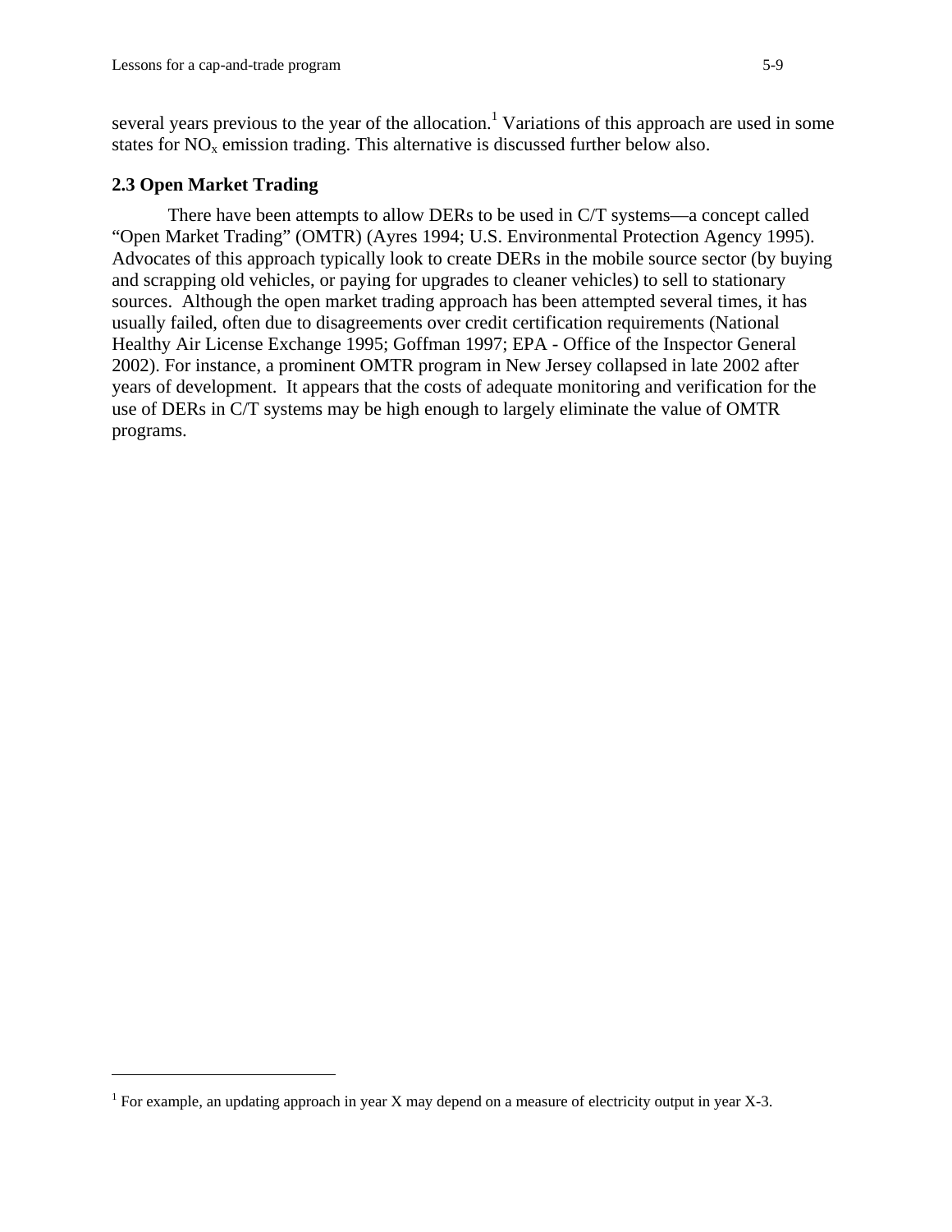several years previous to the year of the allocation.[1] Variations of this approach are used in some states for $NO_x$ emission trading. This alternative is discussed further below also.

### 2.3 Open Market Trading

There have been attempts to allow DERs to be used in C/T systems—a concept called "Open Market Trading" (OMTR) (Ayres 1994; U.S. Environmental Protection Agency 1995). Advocates of this approach typically look to create DERs in the mobile source sector (by buying and scrapping old vehicles, or paying for upgrades to cleaner vehicles) to sell to stationary sources. Although the open market trading approach has been attempted several times, it has usually failed, often due to disagreements over credit certification requirements (National Healthy Air License Exchange 1995; Goffman 1997; EPA - Office of the Inspector General 2002). For instance, a prominent OMTR program in New Jersey collapsed in late 2002 after years of development. It appears that the costs of adequate monitoring and verification for the use of DERs in C/T systems may be high enough to largely eliminate the value of OMTR programs.

---

[1] For example, an updating approach in year X may depend on a measure of electricity output in year X-3.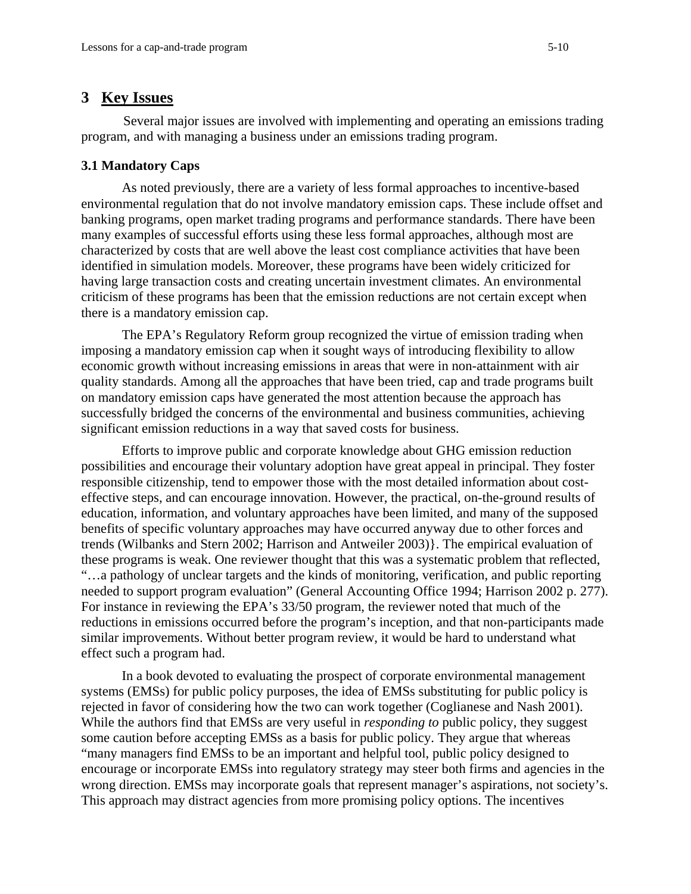## 3 Key Issues

Several major issues are involved with implementing and operating an emissions trading program, and with managing a business under an emissions trading program.

### 3.1 Mandatory Caps

As noted previously, there are a variety of less formal approaches to incentive-based environmental regulation that do not involve mandatory emission caps. These include offset and banking programs, open market trading programs and performance standards. There have been many examples of successful efforts using these less formal approaches, although most are characterized by costs that are well above the least cost compliance activities that have been identified in simulation models. Moreover, these programs have been widely criticized for having large transaction costs and creating uncertain investment climates. An environmental criticism of these programs has been that the emission reductions are not certain except when there is a mandatory emission cap.

The EPA's Regulatory Reform group recognized the virtue of emission trading when imposing a mandatory emission cap when it sought ways of introducing flexibility to allow economic growth without increasing emissions in areas that were in non-attainment with air quality standards. Among all the approaches that have been tried, cap and trade programs built on mandatory emission caps have generated the most attention because the approach has successfully bridged the concerns of the environmental and business communities, achieving significant emission reductions in a way that saved costs for business.

Efforts to improve public and corporate knowledge about GHG emission reduction possibilities and encourage their voluntary adoption have great appeal in principal. They foster responsible citizenship, tend to empower those with the most detailed information about cost-effective steps, and can encourage innovation. However, the practical, on-the-ground results of education, information, and voluntary approaches have been limited, and many of the supposed benefits of specific voluntary approaches may have occurred anyway due to other forces and trends (Wilbanks and Stern 2002; Harrison and Antweiler 2003)}. The empirical evaluation of these programs is weak. One reviewer thought that this was a systematic problem that reflected, "…a pathology of unclear targets and the kinds of monitoring, verification, and public reporting needed to support program evaluation" (General Accounting Office 1994; Harrison 2002 p. 277). For instance in reviewing the EPA's 33/50 program, the reviewer noted that much of the reductions in emissions occurred before the program's inception, and that non-participants made similar improvements. Without better program review, it would be hard to understand what effect such a program had.

In a book devoted to evaluating the prospect of corporate environmental management systems (EMSs) for public policy purposes, the idea of EMSs substituting for public policy is rejected in favor of considering how the two can work together (Coglianese and Nash 2001). While the authors find that EMSs are very useful in *responding to* public policy, they suggest some caution before accepting EMSs as a basis for public policy. They argue that whereas "many managers find EMSs to be an important and helpful tool, public policy designed to encourage or incorporate EMSs into regulatory strategy may steer both firms and agencies in the wrong direction. EMSs may incorporate goals that represent manager's aspirations, not society's. This approach may distract agencies from more promising policy options. The incentives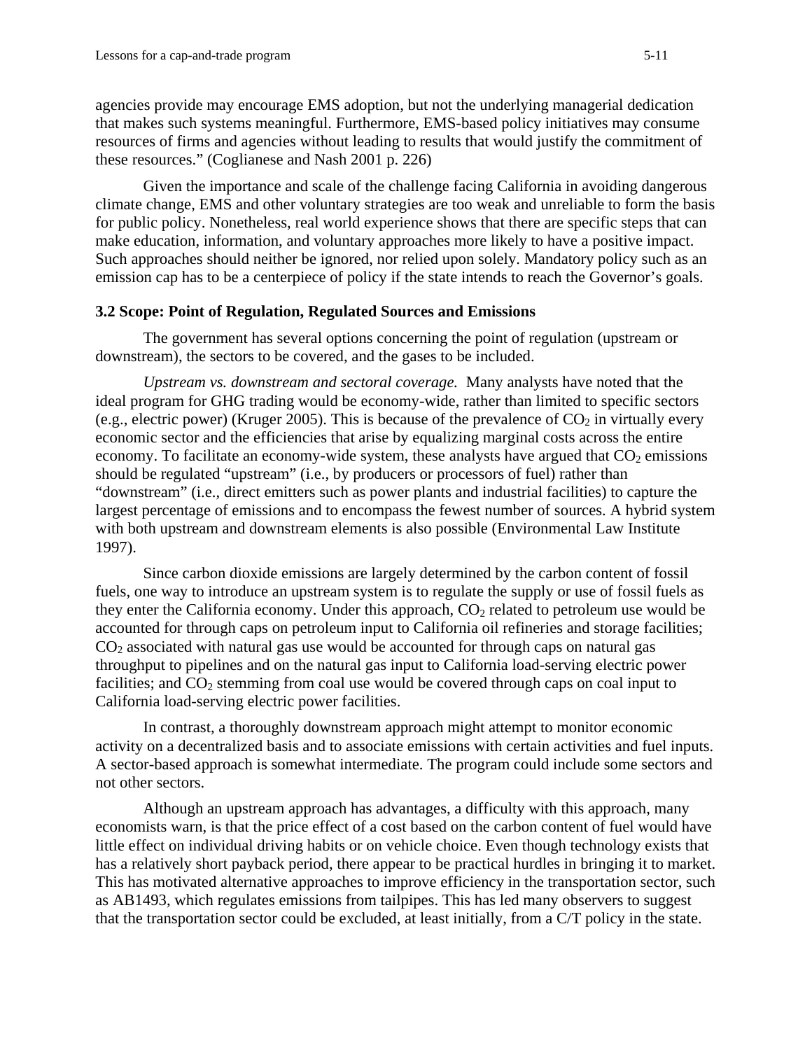agencies provide may encourage EMS adoption, but not the underlying managerial dedication that makes such systems meaningful. Furthermore, EMS-based policy initiatives may consume resources of firms and agencies without leading to results that would justify the commitment of these resources." (Coglianese and Nash 2001 p. 226)

Given the importance and scale of the challenge facing California in avoiding dangerous climate change, EMS and other voluntary strategies are too weak and unreliable to form the basis for public policy. Nonetheless, real world experience shows that there are specific steps that can make education, information, and voluntary approaches more likely to have a positive impact. Such approaches should neither be ignored, nor relied upon solely. Mandatory policy such as an emission cap has to be a centerpiece of policy if the state intends to reach the Governor's goals.

### 3.2 Scope: Point of Regulation, Regulated Sources and Emissions

The government has several options concerning the point of regulation (upstream or downstream), the sectors to be covered, and the gases to be included.

*Upstream vs. downstream and sectoral coverage.* Many analysts have noted that the ideal program for GHG trading would be economy-wide, rather than limited to specific sectors (e.g., electric power) (Kruger 2005). This is because of the prevalence of $CO_2$ in virtually every economic sector and the efficiencies that arise by equalizing marginal costs across the entire economy. To facilitate an economy-wide system, these analysts have argued that $CO_2$ emissions should be regulated "upstream" (i.e., by producers or processors of fuel) rather than "downstream" (i.e., direct emitters such as power plants and industrial facilities) to capture the largest percentage of emissions and to encompass the fewest number of sources. A hybrid system with both upstream and downstream elements is also possible (Environmental Law Institute 1997).

Since carbon dioxide emissions are largely determined by the carbon content of fossil fuels, one way to introduce an upstream system is to regulate the supply or use of fossil fuels as they enter the California economy. Under this approach, $CO_2$ related to petroleum use would be accounted for through caps on petroleum input to California oil refineries and storage facilities; $CO_2$ associated with natural gas use would be accounted for through caps on natural gas throughput to pipelines and on the natural gas input to California load-serving electric power facilities; and $CO_2$ stemming from coal use would be covered through caps on coal input to California load-serving electric power facilities.

In contrast, a thoroughly downstream approach might attempt to monitor economic activity on a decentralized basis and to associate emissions with certain activities and fuel inputs. A sector-based approach is somewhat intermediate. The program could include some sectors and not other sectors.

Although an upstream approach has advantages, a difficulty with this approach, many economists warn, is that the price effect of a cost based on the carbon content of fuel would have little effect on individual driving habits or on vehicle choice. Even though technology exists that has a relatively short payback period, there appear to be practical hurdles in bringing it to market. This has motivated alternative approaches to improve efficiency in the transportation sector, such as AB1493, which regulates emissions from tailpipes. This has led many observers to suggest that the transportation sector could be excluded, at least initially, from a C/T policy in the state.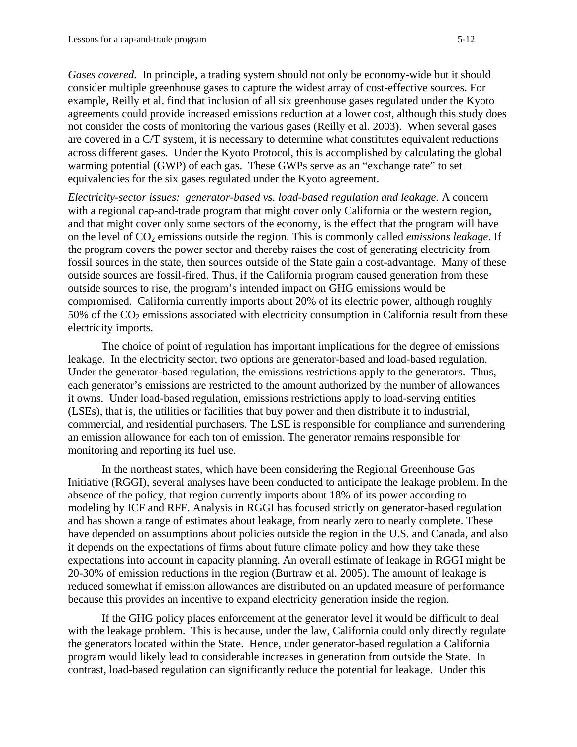*Gases covered.* In principle, a trading system should not only be economy-wide but it should consider multiple greenhouse gases to capture the widest array of cost-effective sources. For example, Reilly et al. find that inclusion of all six greenhouse gases regulated under the Kyoto agreements could provide increased emissions reduction at a lower cost, although this study does not consider the costs of monitoring the various gases (Reilly et al. 2003). When several gases are covered in a C/T system, it is necessary to determine what constitutes equivalent reductions across different gases. Under the Kyoto Protocol, this is accomplished by calculating the global warming potential (GWP) of each gas. These GWPs serve as an "exchange rate" to set equivalencies for the six gases regulated under the Kyoto agreement.

*Electricity-sector issues: generator-based vs. load-based regulation and leakage.* A concern with a regional cap-and-trade program that might cover only California or the western region, and that might cover only some sectors of the economy, is the effect that the program will have on the level of $CO_2$ emissions outside the region. This is commonly called *emissions leakage*. If the program covers the power sector and thereby raises the cost of generating electricity from fossil sources in the state, then sources outside of the State gain a cost-advantage. Many of these outside sources are fossil-fired. Thus, if the California program caused generation from these outside sources to rise, the program's intended impact on GHG emissions would be compromised. California currently imports about 20% of its electric power, although roughly 50% of the $CO_2$ emissions associated with electricity consumption in California result from these electricity imports.

The choice of point of regulation has important implications for the degree of emissions leakage. In the electricity sector, two options are generator-based and load-based regulation. Under the generator-based regulation, the emissions restrictions apply to the generators. Thus, each generator's emissions are restricted to the amount authorized by the number of allowances it owns. Under load-based regulation, emissions restrictions apply to load-serving entities (LSEs), that is, the utilities or facilities that buy power and then distribute it to industrial, commercial, and residential purchasers. The LSE is responsible for compliance and surrendering an emission allowance for each ton of emission. The generator remains responsible for monitoring and reporting its fuel use.

In the northeast states, which have been considering the Regional Greenhouse Gas Initiative (RGGI), several analyses have been conducted to anticipate the leakage problem. In the absence of the policy, that region currently imports about 18% of its power according to modeling by ICF and RFF. Analysis in RGGI has focused strictly on generator-based regulation and has shown a range of estimates about leakage, from nearly zero to nearly complete. These have depended on assumptions about policies outside the region in the U.S. and Canada, and also it depends on the expectations of firms about future climate policy and how they take these expectations into account in capacity planning. An overall estimate of leakage in RGGI might be 20-30% of emission reductions in the region (Burtraw et al. 2005). The amount of leakage is reduced somewhat if emission allowances are distributed on an updated measure of performance because this provides an incentive to expand electricity generation inside the region.

If the GHG policy places enforcement at the generator level it would be difficult to deal with the leakage problem. This is because, under the law, California could only directly regulate the generators located within the State. Hence, under generator-based regulation a California program would likely lead to considerable increases in generation from outside the State. In contrast, load-based regulation can significantly reduce the potential for leakage. Under this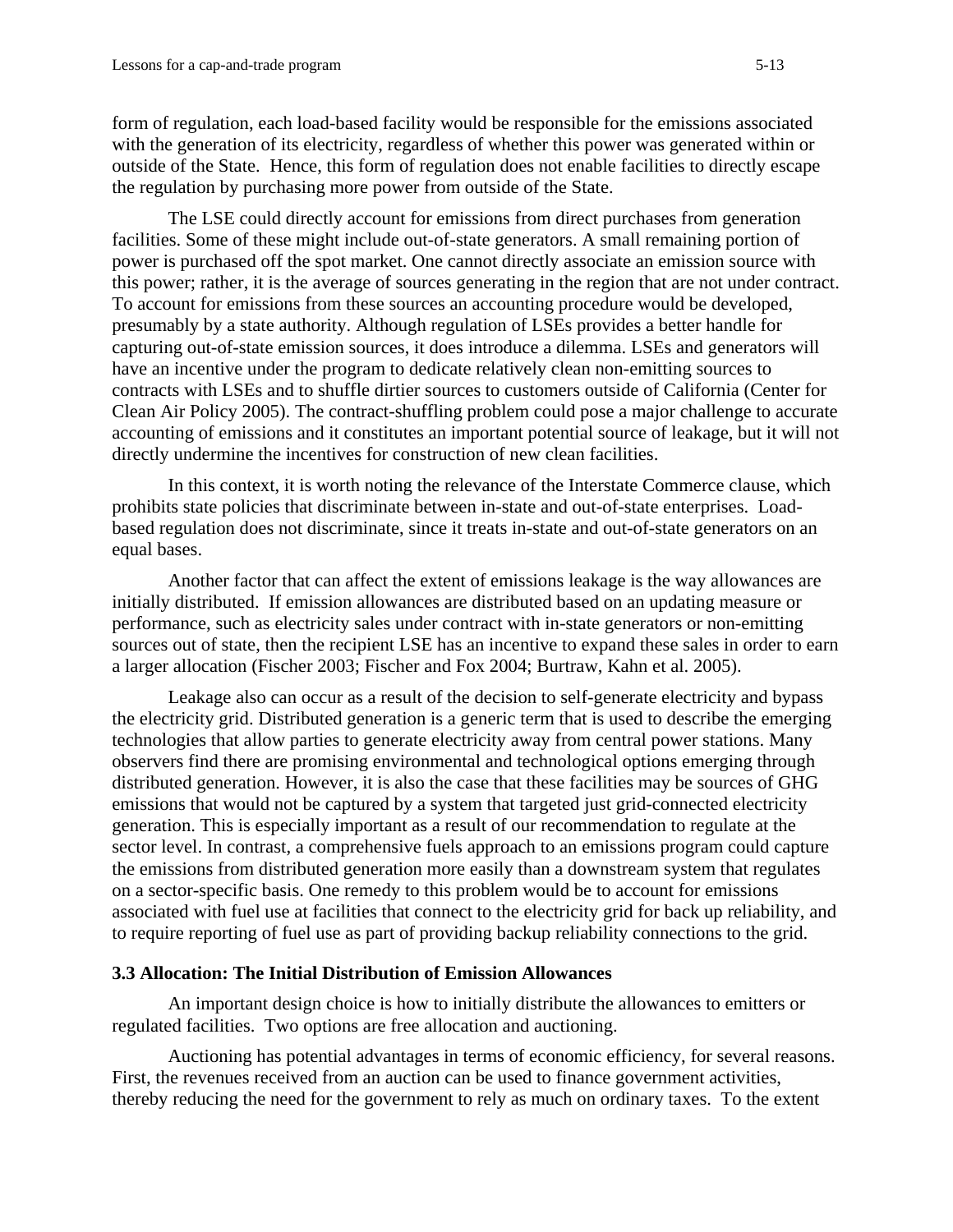form of regulation, each load-based facility would be responsible for the emissions associated with the generation of its electricity, regardless of whether this power was generated within or outside of the State. Hence, this form of regulation does not enable facilities to directly escape the regulation by purchasing more power from outside of the State.

The LSE could directly account for emissions from direct purchases from generation facilities. Some of these might include out-of-state generators. A small remaining portion of power is purchased off the spot market. One cannot directly associate an emission source with this power; rather, it is the average of sources generating in the region that are not under contract. To account for emissions from these sources an accounting procedure would be developed, presumably by a state authority. Although regulation of LSEs provides a better handle for capturing out-of-state emission sources, it does introduce a dilemma. LSEs and generators will have an incentive under the program to dedicate relatively clean non-emitting sources to contracts with LSEs and to shuffle dirtier sources to customers outside of California (Center for Clean Air Policy 2005). The contract-shuffling problem could pose a major challenge to accurate accounting of emissions and it constitutes an important potential source of leakage, but it will not directly undermine the incentives for construction of new clean facilities.

In this context, it is worth noting the relevance of the Interstate Commerce clause, which prohibits state policies that discriminate between in-state and out-of-state enterprises. Load-based regulation does not discriminate, since it treats in-state and out-of-state generators on an equal bases.

Another factor that can affect the extent of emissions leakage is the way allowances are initially distributed. If emission allowances are distributed based on an updating measure or performance, such as electricity sales under contract with in-state generators or non-emitting sources out of state, then the recipient LSE has an incentive to expand these sales in order to earn a larger allocation (Fischer 2003; Fischer and Fox 2004; Burtraw, Kahn et al. 2005).

Leakage also can occur as a result of the decision to self-generate electricity and bypass the electricity grid. Distributed generation is a generic term that is used to describe the emerging technologies that allow parties to generate electricity away from central power stations. Many observers find there are promising environmental and technological options emerging through distributed generation. However, it is also the case that these facilities may be sources of GHG emissions that would not be captured by a system that targeted just grid-connected electricity generation. This is especially important as a result of our recommendation to regulate at the sector level. In contrast, a comprehensive fuels approach to an emissions program could capture the emissions from distributed generation more easily than a downstream system that regulates on a sector-specific basis. One remedy to this problem would be to account for emissions associated with fuel use at facilities that connect to the electricity grid for back up reliability, and to require reporting of fuel use as part of providing backup reliability connections to the grid.

### 3.3 Allocation: The Initial Distribution of Emission Allowances

An important design choice is how to initially distribute the allowances to emitters or regulated facilities. Two options are free allocation and auctioning.

Auctioning has potential advantages in terms of economic efficiency, for several reasons. First, the revenues received from an auction can be used to finance government activities, thereby reducing the need for the government to rely as much on ordinary taxes. To the extent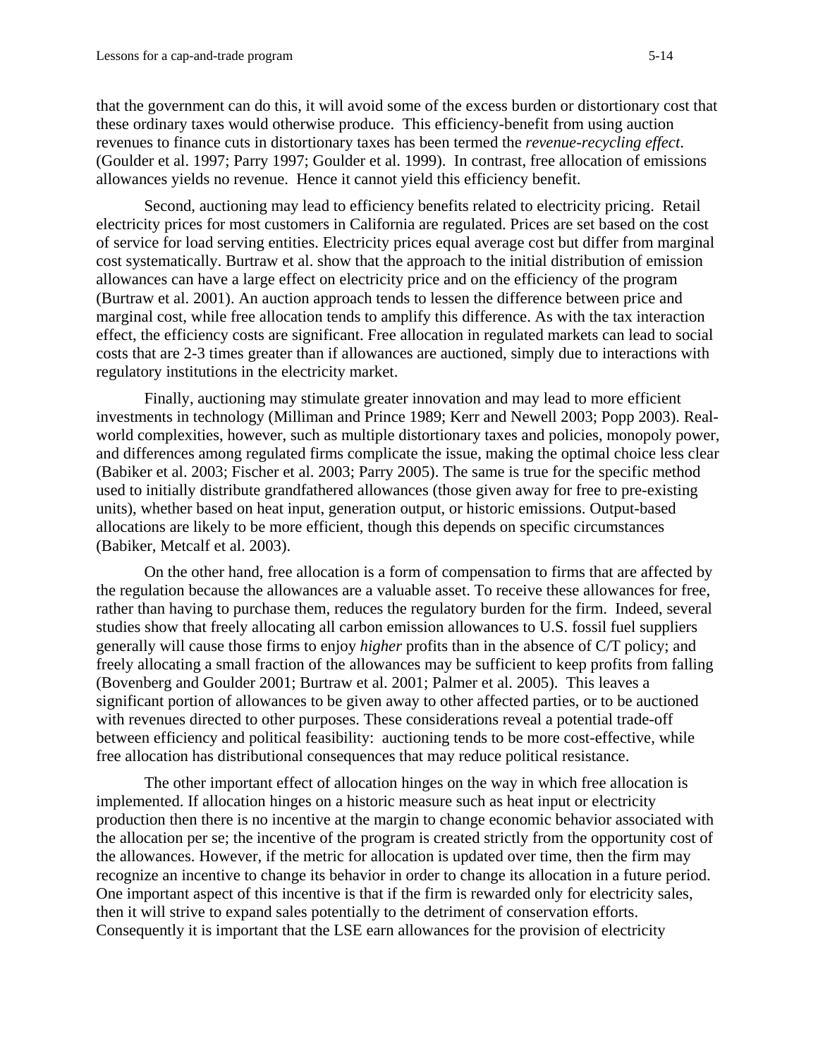that the government can do this, it will avoid some of the excess burden or distortionary cost that these ordinary taxes would otherwise produce. This efficiency-benefit from using auction revenues to finance cuts in distortionary taxes has been termed the *revenue-recycling effect*. (Goulder et al. 1997; Parry 1997; Goulder et al. 1999). In contrast, free allocation of emissions allowances yields no revenue. Hence it cannot yield this efficiency benefit.

Second, auctioning may lead to efficiency benefits related to electricity pricing. Retail electricity prices for most customers in California are regulated. Prices are set based on the cost of service for load serving entities. Electricity prices equal average cost but differ from marginal cost systematically. Burtraw et al. show that the approach to the initial distribution of emission allowances can have a large effect on electricity price and on the efficiency of the program (Burtraw et al. 2001). An auction approach tends to lessen the difference between price and marginal cost, while free allocation tends to amplify this difference. As with the tax interaction effect, the efficiency costs are significant. Free allocation in regulated markets can lead to social costs that are 2-3 times greater than if allowances are auctioned, simply due to interactions with regulatory institutions in the electricity market.

Finally, auctioning may stimulate greater innovation and may lead to more efficient investments in technology (Milliman and Prince 1989; Kerr and Newell 2003; Popp 2003). Real-world complexities, however, such as multiple distortionary taxes and policies, monopoly power, and differences among regulated firms complicate the issue, making the optimal choice less clear (Babiker et al. 2003; Fischer et al. 2003; Parry 2005). The same is true for the specific method used to initially distribute grandfathered allowances (those given away for free to pre-existing units), whether based on heat input, generation output, or historic emissions. Output-based allocations are likely to be more efficient, though this depends on specific circumstances (Babiker, Metcalf et al. 2003).

On the other hand, free allocation is a form of compensation to firms that are affected by the regulation because the allowances are a valuable asset. To receive these allowances for free, rather than having to purchase them, reduces the regulatory burden for the firm. Indeed, several studies show that freely allocating all carbon emission allowances to U.S. fossil fuel suppliers generally will cause those firms to enjoy *higher* profits than in the absence of C/T policy; and freely allocating a small fraction of the allowances may be sufficient to keep profits from falling (Bovenberg and Goulder 2001; Burtraw et al. 2001; Palmer et al. 2005). This leaves a significant portion of allowances to be given away to other affected parties, or to be auctioned with revenues directed to other purposes. These considerations reveal a potential trade-off between efficiency and political feasibility: auctioning tends to be more cost-effective, while free allocation has distributional consequences that may reduce political resistance.

The other important effect of allocation hinges on the way in which free allocation is implemented. If allocation hinges on a historic measure such as heat input or electricity production then there is no incentive at the margin to change economic behavior associated with the allocation per se; the incentive of the program is created strictly from the opportunity cost of the allowances. However, if the metric for allocation is updated over time, then the firm may recognize an incentive to change its behavior in order to change its allocation in a future period. One important aspect of this incentive is that if the firm is rewarded only for electricity sales, then it will strive to expand sales potentially to the detriment of conservation efforts. Consequently it is important that the LSE earn allowances for the provision of electricity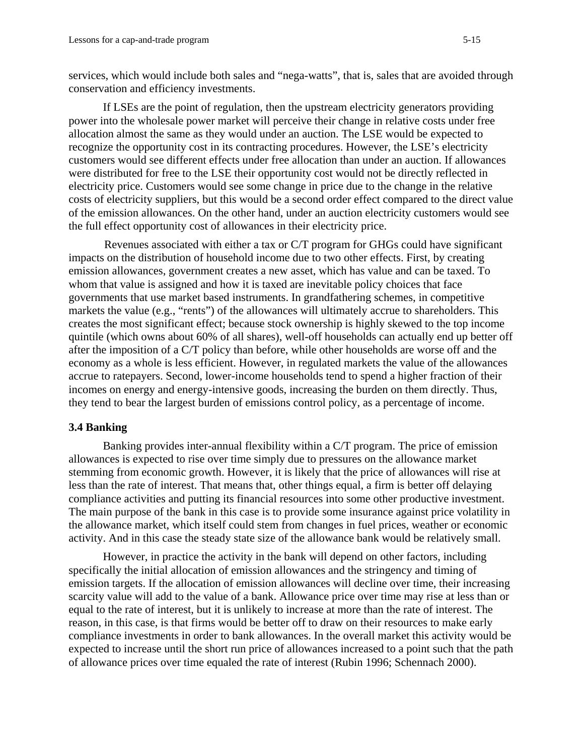services, which would include both sales and "nega-watts", that is, sales that are avoided through conservation and efficiency investments.

If LSEs are the point of regulation, then the upstream electricity generators providing power into the wholesale power market will perceive their change in relative costs under free allocation almost the same as they would under an auction. The LSE would be expected to recognize the opportunity cost in its contracting procedures. However, the LSE's electricity customers would see different effects under free allocation than under an auction. If allowances were distributed for free to the LSE their opportunity cost would not be directly reflected in electricity price. Customers would see some change in price due to the change in the relative costs of electricity suppliers, but this would be a second order effect compared to the direct value of the emission allowances. On the other hand, under an auction electricity customers would see the full effect opportunity cost of allowances in their electricity price.

Revenues associated with either a tax or C/T program for GHGs could have significant impacts on the distribution of household income due to two other effects. First, by creating emission allowances, government creates a new asset, which has value and can be taxed. To whom that value is assigned and how it is taxed are inevitable policy choices that face governments that use market based instruments. In grandfathering schemes, in competitive markets the value (e.g., "rents") of the allowances will ultimately accrue to shareholders. This creates the most significant effect; because stock ownership is highly skewed to the top income quintile (which owns about 60% of all shares), well-off households can actually end up better off after the imposition of a C/T policy than before, while other households are worse off and the economy as a whole is less efficient. However, in regulated markets the value of the allowances accrue to ratepayers. Second, lower-income households tend to spend a higher fraction of their incomes on energy and energy-intensive goods, increasing the burden on them directly. Thus, they tend to bear the largest burden of emissions control policy, as a percentage of income.

### 3.4 Banking

Banking provides inter-annual flexibility within a C/T program. The price of emission allowances is expected to rise over time simply due to pressures on the allowance market stemming from economic growth. However, it is likely that the price of allowances will rise at less than the rate of interest. That means that, other things equal, a firm is better off delaying compliance activities and putting its financial resources into some other productive investment. The main purpose of the bank in this case is to provide some insurance against price volatility in the allowance market, which itself could stem from changes in fuel prices, weather or economic activity. And in this case the steady state size of the allowance bank would be relatively small.

However, in practice the activity in the bank will depend on other factors, including specifically the initial allocation of emission allowances and the stringency and timing of emission targets. If the allocation of emission allowances will decline over time, their increasing scarcity value will add to the value of a bank. Allowance price over time may rise at less than or equal to the rate of interest, but it is unlikely to increase at more than the rate of interest. The reason, in this case, is that firms would be better off to draw on their resources to make early compliance investments in order to bank allowances. In the overall market this activity would be expected to increase until the short run price of allowances increased to a point such that the path of allowance prices over time equaled the rate of interest (Rubin 1996; Schennach 2000).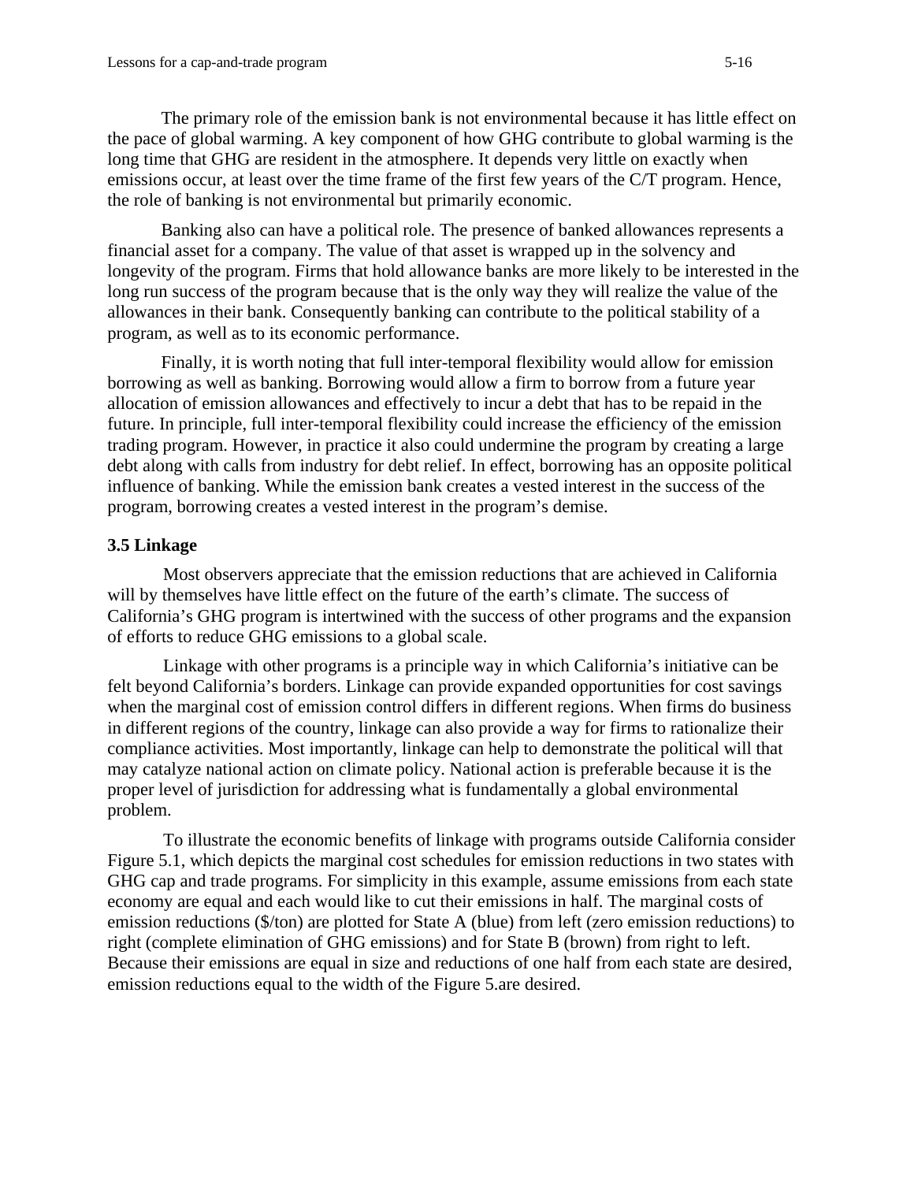The primary role of the emission bank is not environmental because it has little effect on the pace of global warming. A key component of how GHG contribute to global warming is the long time that GHG are resident in the atmosphere. It depends very little on exactly when emissions occur, at least over the time frame of the first few years of the C/T program. Hence, the role of banking is not environmental but primarily economic.

Banking also can have a political role. The presence of banked allowances represents a financial asset for a company. The value of that asset is wrapped up in the solvency and longevity of the program. Firms that hold allowance banks are more likely to be interested in the long run success of the program because that is the only way they will realize the value of the allowances in their bank. Consequently banking can contribute to the political stability of a program, as well as to its economic performance.

Finally, it is worth noting that full inter-temporal flexibility would allow for emission borrowing as well as banking. Borrowing would allow a firm to borrow from a future year allocation of emission allowances and effectively to incur a debt that has to be repaid in the future. In principle, full inter-temporal flexibility could increase the efficiency of the emission trading program. However, in practice it also could undermine the program by creating a large debt along with calls from industry for debt relief. In effect, borrowing has an opposite political influence of banking. While the emission bank creates a vested interest in the success of the program, borrowing creates a vested interest in the program's demise.

### 3.5 Linkage

Most observers appreciate that the emission reductions that are achieved in California will by themselves have little effect on the future of the earth's climate. The success of California's GHG program is intertwined with the success of other programs and the expansion of efforts to reduce GHG emissions to a global scale.

Linkage with other programs is a principle way in which California's initiative can be felt beyond California's borders. Linkage can provide expanded opportunities for cost savings when the marginal cost of emission control differs in different regions. When firms do business in different regions of the country, linkage can also provide a way for firms to rationalize their compliance activities. Most importantly, linkage can help to demonstrate the political will that may catalyze national action on climate policy. National action is preferable because it is the proper level of jurisdiction for addressing what is fundamentally a global environmental problem.

To illustrate the economic benefits of linkage with programs outside California consider Figure 5.1, which depicts the marginal cost schedules for emission reductions in two states with GHG cap and trade programs. For simplicity in this example, assume emissions from each state economy are equal and each would like to cut their emissions in half. The marginal costs of emission reductions ($/ton) are plotted for State A (blue) from left (zero emission reductions) to right (complete elimination of GHG emissions) and for State B (brown) from right to left. Because their emissions are equal in size and reductions of one half from each state are desired, emission reductions equal to the width of the Figure 5.are desired.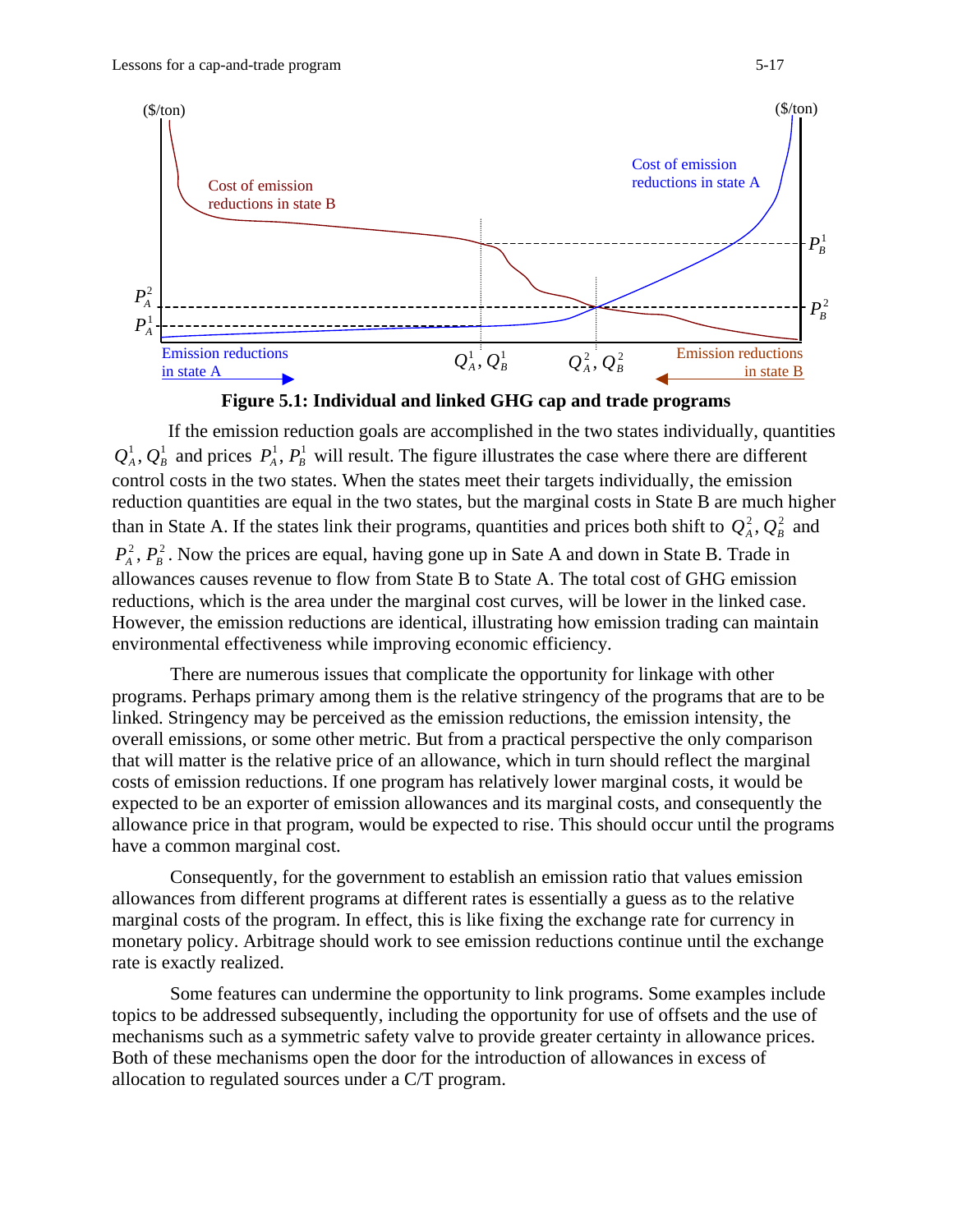**Figure 5.1: Individual and linked GHG cap and trade programs**

If the emission reduction goals are accomplished in the two states individually, quantities $Q_A^1, Q_B^1$ and prices $P_A^1, P_B^1$ will result. The figure illustrates the case where there are different control costs in the two states. When the states meet their targets individually, the emission reduction quantities are equal in the two states, but the marginal costs in State B are much higher than in State A. If the states link their programs, quantities and prices both shift to $Q_A^2, Q_B^2$ and $P_A^2, P_B^2$. Now the prices are equal, having gone up in Sate A and down in State B. Trade in allowances causes revenue to flow from State B to State A. The total cost of GHG emission reductions, which is the area under the marginal cost curves, will be lower in the linked case. However, the emission reductions are identical, illustrating how emission trading can maintain environmental effectiveness while improving economic efficiency.

There are numerous issues that complicate the opportunity for linkage with other programs. Perhaps primary among them is the relative stringency of the programs that are to be linked. Stringency may be perceived as the emission reductions, the emission intensity, the overall emissions, or some other metric. But from a practical perspective the only comparison that will matter is the relative price of an allowance, which in turn should reflect the marginal costs of emission reductions. If one program has relatively lower marginal costs, it would be expected to be an exporter of emission allowances and its marginal costs, and consequently the allowance price in that program, would be expected to rise. This should occur until the programs have a common marginal cost.

Consequently, for the government to establish an emission ratio that values emission allowances from different programs at different rates is essentially a guess as to the relative marginal costs of the program. In effect, this is like fixing the exchange rate for currency in monetary policy. Arbitrage should work to see emission reductions continue until the exchange rate is exactly realized.

Some features can undermine the opportunity to link programs. Some examples include topics to be addressed subsequently, including the opportunity for use of offsets and the use of mechanisms such as a symmetric safety valve to provide greater certainty in allowance prices. Both of these mechanisms open the door for the introduction of allowances in excess of allocation to regulated sources under a C/T program.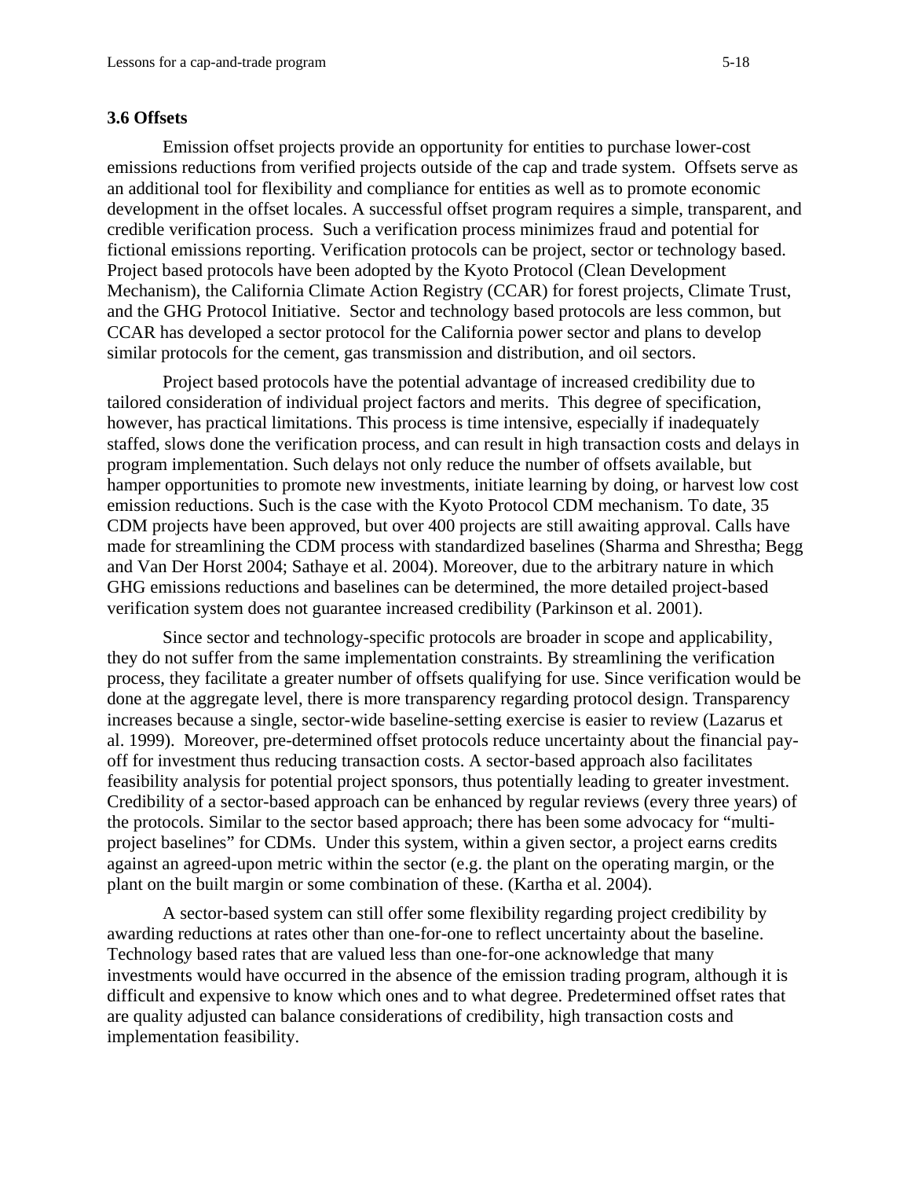### 3.6 Offsets

Emission offset projects provide an opportunity for entities to purchase lower-cost emissions reductions from verified projects outside of the cap and trade system. Offsets serve as an additional tool for flexibility and compliance for entities as well as to promote economic development in the offset locales. A successful offset program requires a simple, transparent, and credible verification process. Such a verification process minimizes fraud and potential for fictional emissions reporting. Verification protocols can be project, sector or technology based. Project based protocols have been adopted by the Kyoto Protocol (Clean Development Mechanism), the California Climate Action Registry (CCAR) for forest projects, Climate Trust, and the GHG Protocol Initiative. Sector and technology based protocols are less common, but CCAR has developed a sector protocol for the California power sector and plans to develop similar protocols for the cement, gas transmission and distribution, and oil sectors.

Project based protocols have the potential advantage of increased credibility due to tailored consideration of individual project factors and merits. This degree of specification, however, has practical limitations. This process is time intensive, especially if inadequately staffed, slows done the verification process, and can result in high transaction costs and delays in program implementation. Such delays not only reduce the number of offsets available, but hamper opportunities to promote new investments, initiate learning by doing, or harvest low cost emission reductions. Such is the case with the Kyoto Protocol CDM mechanism. To date, 35 CDM projects have been approved, but over 400 projects are still awaiting approval. Calls have made for streamlining the CDM process with standardized baselines (Sharma and Shrestha; Begg and Van Der Horst 2004; Sathaye et al. 2004). Moreover, due to the arbitrary nature in which GHG emissions reductions and baselines can be determined, the more detailed project-based verification system does not guarantee increased credibility (Parkinson et al. 2001).

Since sector and technology-specific protocols are broader in scope and applicability, they do not suffer from the same implementation constraints. By streamlining the verification process, they facilitate a greater number of offsets qualifying for use. Since verification would be done at the aggregate level, there is more transparency regarding protocol design. Transparency increases because a single, sector-wide baseline-setting exercise is easier to review (Lazarus et al. 1999). Moreover, pre-determined offset protocols reduce uncertainty about the financial pay-off for investment thus reducing transaction costs. A sector-based approach also facilitates feasibility analysis for potential project sponsors, thus potentially leading to greater investment. Credibility of a sector-based approach can be enhanced by regular reviews (every three years) of the protocols. Similar to the sector based approach; there has been some advocacy for "multi-project baselines" for CDMs. Under this system, within a given sector, a project earns credits against an agreed-upon metric within the sector (e.g. the plant on the operating margin, or the plant on the built margin or some combination of these. (Kartha et al. 2004).

A sector-based system can still offer some flexibility regarding project credibility by awarding reductions at rates other than one-for-one to reflect uncertainty about the baseline. Technology based rates that are valued less than one-for-one acknowledge that many investments would have occurred in the absence of the emission trading program, although it is difficult and expensive to know which ones and to what degree. Predetermined offset rates that are quality adjusted can balance considerations of credibility, high transaction costs and implementation feasibility.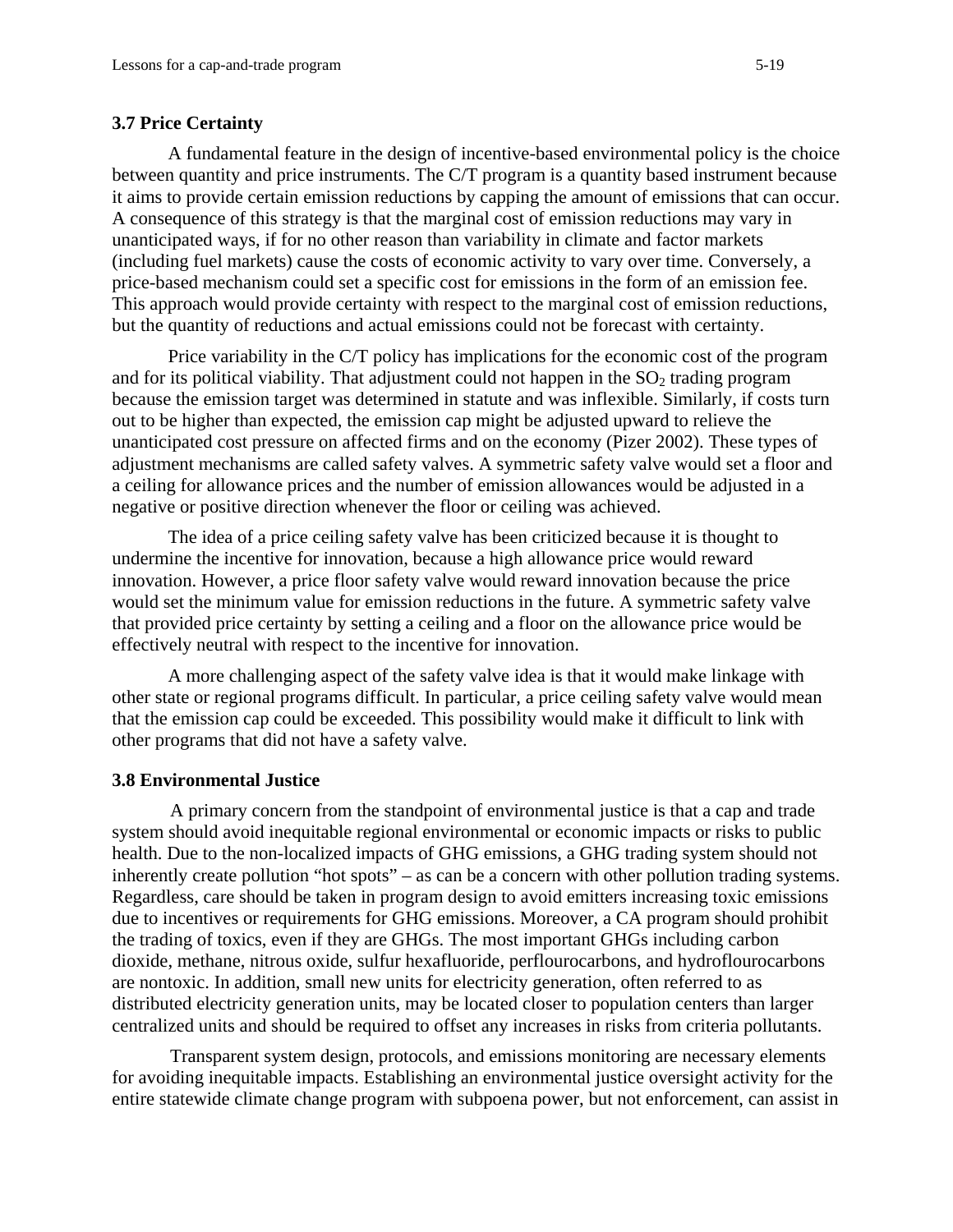### 3.7 Price Certainty

A fundamental feature in the design of incentive-based environmental policy is the choice between quantity and price instruments. The C/T program is a quantity based instrument because it aims to provide certain emission reductions by capping the amount of emissions that can occur. A consequence of this strategy is that the marginal cost of emission reductions may vary in unanticipated ways, if for no other reason than variability in climate and factor markets (including fuel markets) cause the costs of economic activity to vary over time. Conversely, a price-based mechanism could set a specific cost for emissions in the form of an emission fee. This approach would provide certainty with respect to the marginal cost of emission reductions, but the quantity of reductions and actual emissions could not be forecast with certainty.

Price variability in the C/T policy has implications for the economic cost of the program and for its political viability. That adjustment could not happen in the $SO_2$ trading program because the emission target was determined in statute and was inflexible. Similarly, if costs turn out to be higher than expected, the emission cap might be adjusted upward to relieve the unanticipated cost pressure on affected firms and on the economy (Pizer 2002). These types of adjustment mechanisms are called safety valves. A symmetric safety valve would set a floor and a ceiling for allowance prices and the number of emission allowances would be adjusted in a negative or positive direction whenever the floor or ceiling was achieved.

The idea of a price ceiling safety valve has been criticized because it is thought to undermine the incentive for innovation, because a high allowance price would reward innovation. However, a price floor safety valve would reward innovation because the price would set the minimum value for emission reductions in the future. A symmetric safety valve that provided price certainty by setting a ceiling and a floor on the allowance price would be effectively neutral with respect to the incentive for innovation.

A more challenging aspect of the safety valve idea is that it would make linkage with other state or regional programs difficult. In particular, a price ceiling safety valve would mean that the emission cap could be exceeded. This possibility would make it difficult to link with other programs that did not have a safety valve.

### 3.8 Environmental Justice

A primary concern from the standpoint of environmental justice is that a cap and trade system should avoid inequitable regional environmental or economic impacts or risks to public health. Due to the non-localized impacts of GHG emissions, a GHG trading system should not inherently create pollution "hot spots" – as can be a concern with other pollution trading systems. Regardless, care should be taken in program design to avoid emitters increasing toxic emissions due to incentives or requirements for GHG emissions. Moreover, a CA program should prohibit the trading of toxics, even if they are GHGs. The most important GHGs including carbon dioxide, methane, nitrous oxide, sulfur hexafluoride, perflourocarbons, and hydroflourocarbons are nontoxic. In addition, small new units for electricity generation, often referred to as distributed electricity generation units, may be located closer to population centers than larger centralized units and should be required to offset any increases in risks from criteria pollutants.

Transparent system design, protocols, and emissions monitoring are necessary elements for avoiding inequitable impacts. Establishing an environmental justice oversight activity for the entire statewide climate change program with subpoena power, but not enforcement, can assist in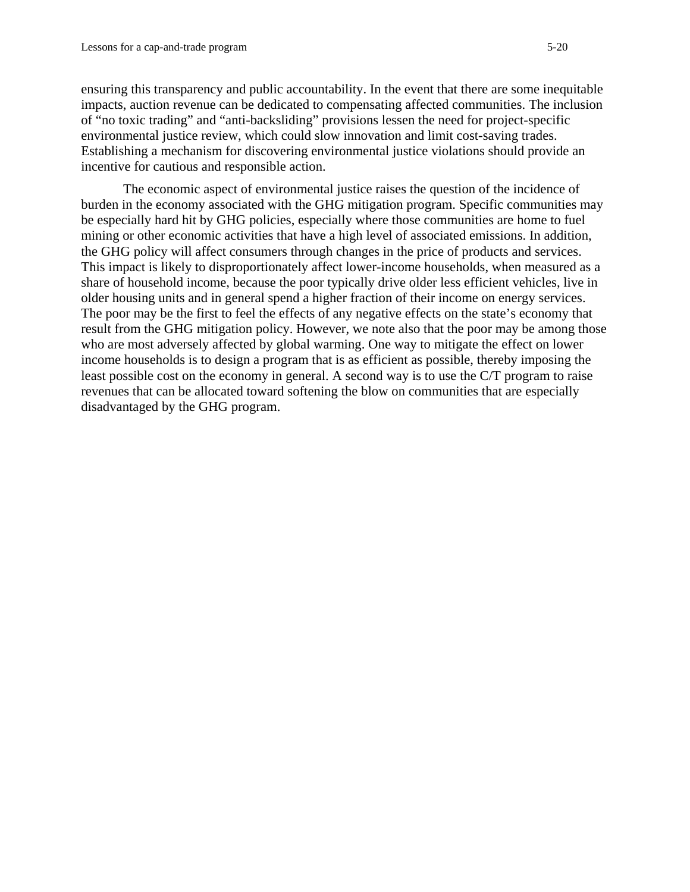ensuring this transparency and public accountability. In the event that there are some inequitable impacts, auction revenue can be dedicated to compensating affected communities. The inclusion of "no toxic trading" and "anti-backsliding" provisions lessen the need for project-specific environmental justice review, which could slow innovation and limit cost-saving trades. Establishing a mechanism for discovering environmental justice violations should provide an incentive for cautious and responsible action.

The economic aspect of environmental justice raises the question of the incidence of burden in the economy associated with the GHG mitigation program. Specific communities may be especially hard hit by GHG policies, especially where those communities are home to fuel mining or other economic activities that have a high level of associated emissions. In addition, the GHG policy will affect consumers through changes in the price of products and services. This impact is likely to disproportionately affect lower-income households, when measured as a share of household income, because the poor typically drive older less efficient vehicles, live in older housing units and in general spend a higher fraction of their income on energy services. The poor may be the first to feel the effects of any negative effects on the state's economy that result from the GHG mitigation policy. However, we note also that the poor may be among those who are most adversely affected by global warming. One way to mitigate the effect on lower income households is to design a program that is as efficient as possible, thereby imposing the least possible cost on the economy in general. A second way is to use the C/T program to raise revenues that can be allocated toward softening the blow on communities that are especially disadvantaged by the GHG program.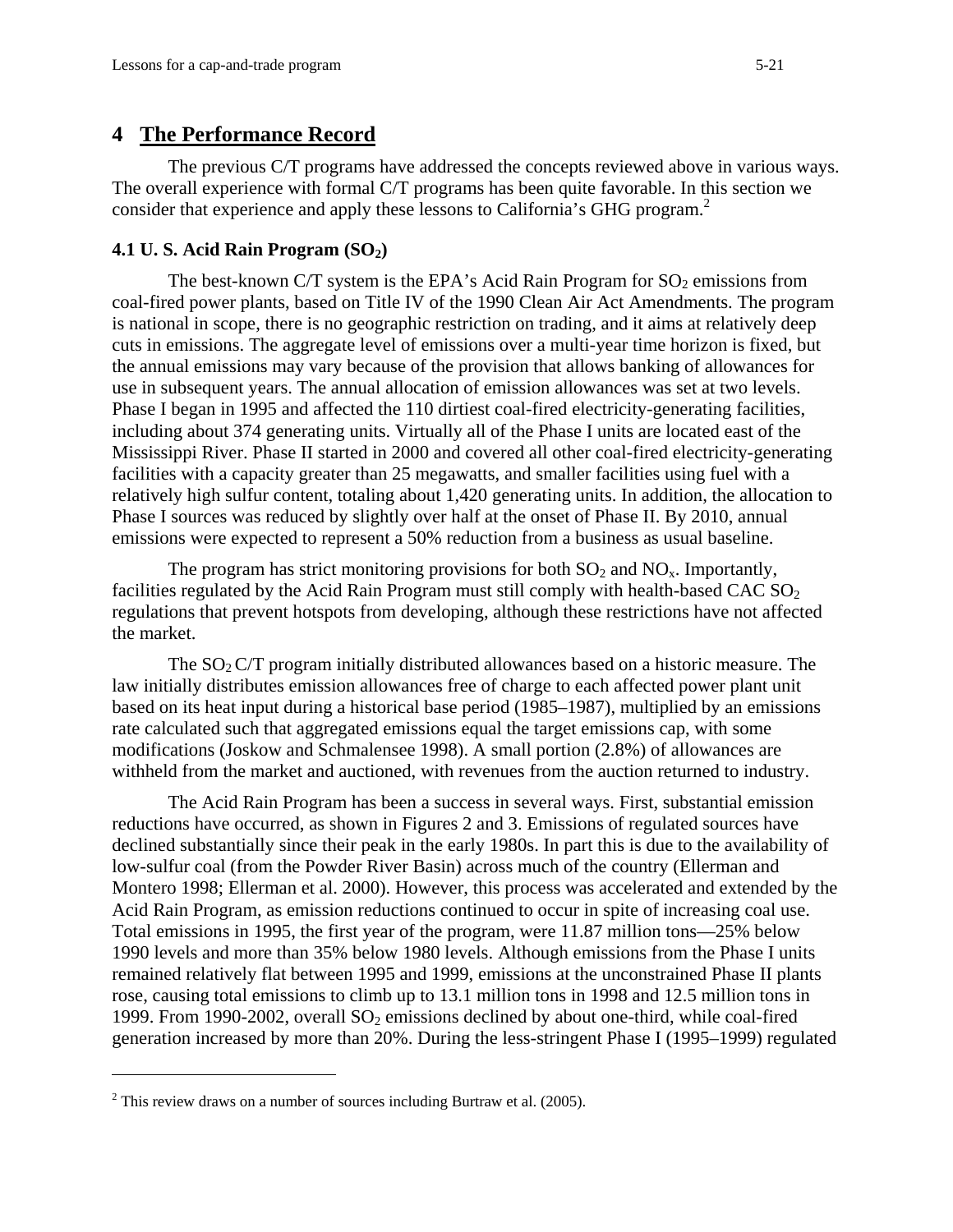# 4 The Performance Record

The previous C/T programs have addressed the concepts reviewed above in various ways. The overall experience with formal C/T programs has been quite favorable. In this section we consider that experience and apply these lessons to California's GHG program.[2]

### 4.1 U. S. Acid Rain Program ($SO_2$)

The best-known C/T system is the EPA's Acid Rain Program for $SO_2$ emissions from coal-fired power plants, based on Title IV of the 1990 Clean Air Act Amendments. The program is national in scope, there is no geographic restriction on trading, and it aims at relatively deep cuts in emissions. The aggregate level of emissions over a multi-year time horizon is fixed, but the annual emissions may vary because of the provision that allows banking of allowances for use in subsequent years. The annual allocation of emission allowances was set at two levels. Phase I began in 1995 and affected the 110 dirtiest coal-fired electricity-generating facilities, including about 374 generating units. Virtually all of the Phase I units are located east of the Mississippi River. Phase II started in 2000 and covered all other coal-fired electricity-generating facilities with a capacity greater than 25 megawatts, and smaller facilities using fuel with a relatively high sulfur content, totaling about 1,420 generating units. In addition, the allocation to Phase I sources was reduced by slightly over half at the onset of Phase II. By 2010, annual emissions were expected to represent a 50% reduction from a business as usual baseline.

The program has strict monitoring provisions for both $SO_2$ and $NO_x$. Importantly, facilities regulated by the Acid Rain Program must still comply with health-based CAC $SO_2$ regulations that prevent hotspots from developing, although these restrictions have not affected the market.

The $SO_2$ C/T program initially distributed allowances based on a historic measure. The law initially distributes emission allowances free of charge to each affected power plant unit based on its heat input during a historical base period (1985–1987), multiplied by an emissions rate calculated such that aggregated emissions equal the target emissions cap, with some modifications (Joskow and Schmalensee 1998). A small portion (2.8%) of allowances are withheld from the market and auctioned, with revenues from the auction returned to industry.

The Acid Rain Program has been a success in several ways. First, substantial emission reductions have occurred, as shown in Figures 2 and 3. Emissions of regulated sources have declined substantially since their peak in the early 1980s. In part this is due to the availability of low-sulfur coal (from the Powder River Basin) across much of the country (Ellerman and Montero 1998; Ellerman et al. 2000). However, this process was accelerated and extended by the Acid Rain Program, as emission reductions continued to occur in spite of increasing coal use. Total emissions in 1995, the first year of the program, were 11.87 million tons—25% below 1990 levels and more than 35% below 1980 levels. Although emissions from the Phase I units remained relatively flat between 1995 and 1999, emissions at the unconstrained Phase II plants rose, causing total emissions to climb up to 13.1 million tons in 1998 and 12.5 million tons in 1999. From 1990-2002, overall $SO_2$ emissions declined by about one-third, while coal-fired generation increased by more than 20%. During the less-stringent Phase I (1995–1999) regulated

---

[2] This review draws on a number of sources including Burtraw et al. (2005).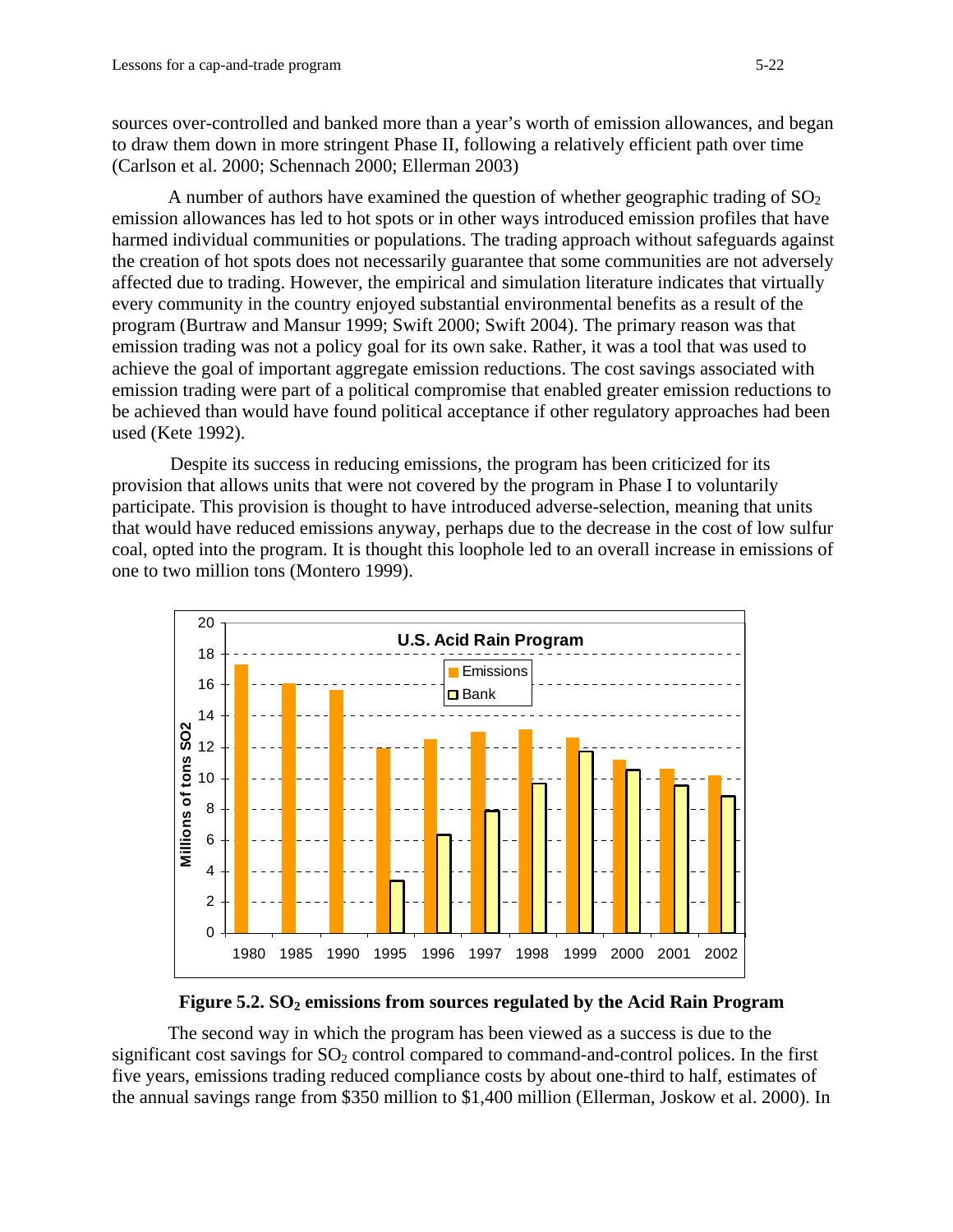sources over-controlled and banked more than a year's worth of emission allowances, and began to draw them down in more stringent Phase II, following a relatively efficient path over time (Carlson et al. 2000; Schennach 2000; Ellerman 2003)

A number of authors have examined the question of whether geographic trading of $SO_2$ emission allowances has led to hot spots or in other ways introduced emission profiles that have harmed individual communities or populations. The trading approach without safeguards against the creation of hot spots does not necessarily guarantee that some communities are not adversely affected due to trading. However, the empirical and simulation literature indicates that virtually every community in the country enjoyed substantial environmental benefits as a result of the program (Burtraw and Mansur 1999; Swift 2000; Swift 2004). The primary reason was that emission trading was not a policy goal for its own sake. Rather, it was a tool that was used to achieve the goal of important aggregate emission reductions. The cost savings associated with emission trading were part of a political compromise that enabled greater emission reductions to be achieved than would have found political acceptance if other regulatory approaches had been used (Kete 1992).

Despite its success in reducing emissions, the program has been criticized for its provision that allows units that were not covered by the program in Phase I to voluntarily participate. This provision is thought to have introduced adverse-selection, meaning that units that would have reduced emissions anyway, perhaps due to the decrease in the cost of low sulfur coal, opted into the program. It is thought this loophole led to an overall increase in emissions of one to two million tons (Montero 1999).

**Figure 5.2. $SO_2$ emissions from sources regulated by the Acid Rain Program**

The second way in which the program has been viewed as a success is due to the significant cost savings for $SO_2$ control compared to command-and-control polices. In the first five years, emissions trading reduced compliance costs by about one-third to half, estimates of the annual savings range from \$350 million to \$1,400 million (Ellerman, Joskow et al. 2000). In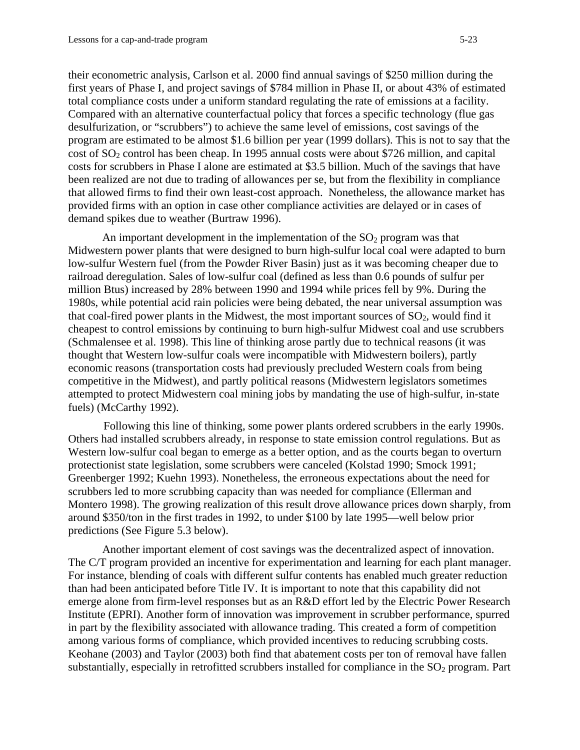their econometric analysis, Carlson et al. 2000 find annual savings of $250 million during the first years of Phase I, and project savings of $784 million in Phase II, or about 43% of estimated total compliance costs under a uniform standard regulating the rate of emissions at a facility. Compared with an alternative counterfactual policy that forces a specific technology (flue gas desulfurization, or "scrubbers") to achieve the same level of emissions, cost savings of the program are estimated to be almost $1.6 billion per year (1999 dollars). This is not to say that the cost of $SO_2$ control has been cheap. In 1995 annual costs were about $726 million, and capital costs for scrubbers in Phase I alone are estimated at $3.5 billion. Much of the savings that have been realized are not due to trading of allowances per se, but from the flexibility in compliance that allowed firms to find their own least-cost approach. Nonetheless, the allowance market has provided firms with an option in case other compliance activities are delayed or in cases of demand spikes due to weather (Burtraw 1996).

An important development in the implementation of the $SO_2$ program was that Midwestern power plants that were designed to burn high-sulfur local coal were adapted to burn low-sulfur Western fuel (from the Powder River Basin) just as it was becoming cheaper due to railroad deregulation. Sales of low-sulfur coal (defined as less than 0.6 pounds of sulfur per million Btus) increased by 28% between 1990 and 1994 while prices fell by 9%. During the 1980s, while potential acid rain policies were being debated, the near universal assumption was that coal-fired power plants in the Midwest, the most important sources of $SO_2$, would find it cheapest to control emissions by continuing to burn high-sulfur Midwest coal and use scrubbers (Schmalensee et al. 1998). This line of thinking arose partly due to technical reasons (it was thought that Western low-sulfur coals were incompatible with Midwestern boilers), partly economic reasons (transportation costs had previously precluded Western coals from being competitive in the Midwest), and partly political reasons (Midwestern legislators sometimes attempted to protect Midwestern coal mining jobs by mandating the use of high-sulfur, in-state fuels) (McCarthy 1992).

Following this line of thinking, some power plants ordered scrubbers in the early 1990s. Others had installed scrubbers already, in response to state emission control regulations. But as Western low-sulfur coal began to emerge as a better option, and as the courts began to overturn protectionist state legislation, some scrubbers were canceled (Kolstad 1990; Smock 1991; Greenberger 1992; Kuehn 1993). Nonetheless, the erroneous expectations about the need for scrubbers led to more scrubbing capacity than was needed for compliance (Ellerman and Montero 1998). The growing realization of this result drove allowance prices down sharply, from around $350/ton in the first trades in 1992, to under $100 by late 1995—well below prior predictions (See Figure 5.3 below).

Another important element of cost savings was the decentralized aspect of innovation. The C/T program provided an incentive for experimentation and learning for each plant manager. For instance, blending of coals with different sulfur contents has enabled much greater reduction than had been anticipated before Title IV. It is important to note that this capability did not emerge alone from firm-level responses but as an R&D effort led by the Electric Power Research Institute (EPRI). Another form of innovation was improvement in scrubber performance, spurred in part by the flexibility associated with allowance trading. This created a form of competition among various forms of compliance, which provided incentives to reducing scrubbing costs. Keohane (2003) and Taylor (2003) both find that abatement costs per ton of removal have fallen substantially, especially in retrofitted scrubbers installed for compliance in the $SO_2$ program. Part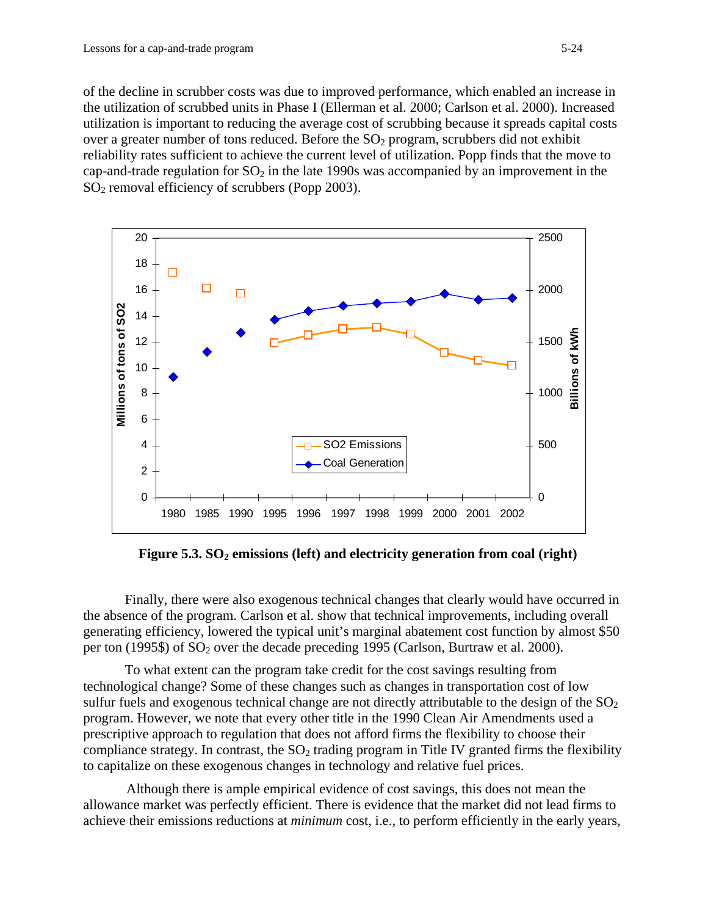of the decline in scrubber costs was due to improved performance, which enabled an increase in the utilization of scrubbed units in Phase I (Ellerman et al. 2000; Carlson et al. 2000). Increased utilization is important to reducing the average cost of scrubbing because it spreads capital costs over a greater number of tons reduced. Before the $SO_2$ program, scrubbers did not exhibit reliability rates sufficient to achieve the current level of utilization. Popp finds that the move to cap-and-trade regulation for $SO_2$ in the late 1990s was accompanied by an improvement in the $SO_2$ removal efficiency of scrubbers (Popp 2003).

**Figure 5.3. $SO_2$ emissions (left) and electricity generation from coal (right)**

Finally, there were also exogenous technical changes that clearly would have occurred in the absence of the program. Carlson et al. show that technical improvements, including overall generating efficiency, lowered the typical unit's marginal abatement cost function by almost $50 per ton (1995$) of $SO_2$ over the decade preceding 1995 (Carlson, Burtraw et al. 2000).

To what extent can the program take credit for the cost savings resulting from technological change? Some of these changes such as changes in transportation cost of low sulfur fuels and exogenous technical change are not directly attributable to the design of the $SO_2$ program. However, we note that every other title in the 1990 Clean Air Amendments used a prescriptive approach to regulation that does not afford firms the flexibility to choose their compliance strategy. In contrast, the $SO_2$ trading program in Title IV granted firms the flexibility to capitalize on these exogenous changes in technology and relative fuel prices.

Although there is ample empirical evidence of cost savings, this does not mean the allowance market was perfectly efficient. There is evidence that the market did not lead firms to achieve their emissions reductions at *minimum* cost, i.e., to perform efficiently in the early years,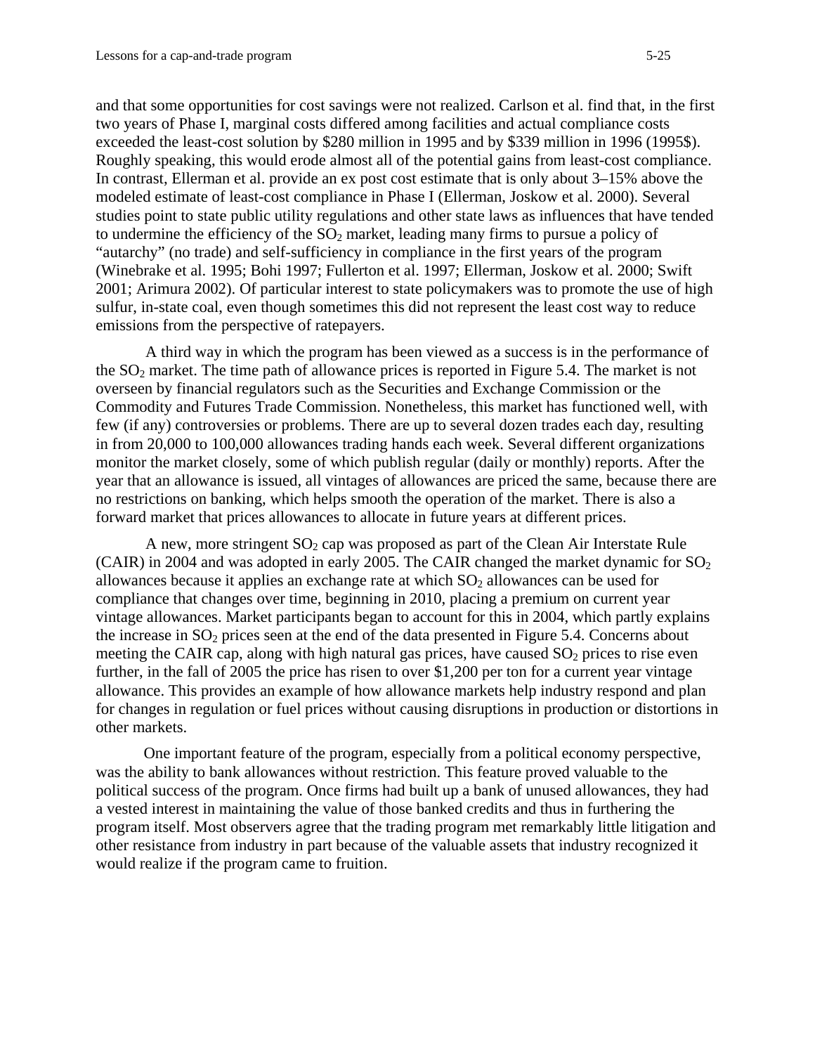and that some opportunities for cost savings were not realized. Carlson et al. find that, in the first two years of Phase I, marginal costs differed among facilities and actual compliance costs exceeded the least-cost solution by $280 million in 1995 and by $339 million in 1996 (1995$). Roughly speaking, this would erode almost all of the potential gains from least-cost compliance. In contrast, Ellerman et al. provide an ex post cost estimate that is only about 3–15% above the modeled estimate of least-cost compliance in Phase I (Ellerman, Joskow et al. 2000). Several studies point to state public utility regulations and other state laws as influences that have tended to undermine the efficiency of the $SO_2$ market, leading many firms to pursue a policy of "autarchy" (no trade) and self-sufficiency in compliance in the first years of the program (Winebrake et al. 1995; Bohi 1997; Fullerton et al. 1997; Ellerman, Joskow et al. 2000; Swift 2001; Arimura 2002). Of particular interest to state policymakers was to promote the use of high sulfur, in-state coal, even though sometimes this did not represent the least cost way to reduce emissions from the perspective of ratepayers.

A third way in which the program has been viewed as a success is in the performance of the $SO_2$ market. The time path of allowance prices is reported in Figure 5.4. The market is not overseen by financial regulators such as the Securities and Exchange Commission or the Commodity and Futures Trade Commission. Nonetheless, this market has functioned well, with few (if any) controversies or problems. There are up to several dozen trades each day, resulting in from 20,000 to 100,000 allowances trading hands each week. Several different organizations monitor the market closely, some of which publish regular (daily or monthly) reports. After the year that an allowance is issued, all vintages of allowances are priced the same, because there are no restrictions on banking, which helps smooth the operation of the market. There is also a forward market that prices allowances to allocate in future years at different prices.

A new, more stringent $SO_2$ cap was proposed as part of the Clean Air Interstate Rule (CAIR) in 2004 and was adopted in early 2005. The CAIR changed the market dynamic for $SO_2$ allowances because it applies an exchange rate at which $SO_2$ allowances can be used for compliance that changes over time, beginning in 2010, placing a premium on current year vintage allowances. Market participants began to account for this in 2004, which partly explains the increase in $SO_2$ prices seen at the end of the data presented in Figure 5.4. Concerns about meeting the CAIR cap, along with high natural gas prices, have caused $SO_2$ prices to rise even further, in the fall of 2005 the price has risen to over $1,200 per ton for a current year vintage allowance. This provides an example of how allowance markets help industry respond and plan for changes in regulation or fuel prices without causing disruptions in production or distortions in other markets.

One important feature of the program, especially from a political economy perspective, was the ability to bank allowances without restriction. This feature proved valuable to the political success of the program. Once firms had built up a bank of unused allowances, they had a vested interest in maintaining the value of those banked credits and thus in furthering the program itself. Most observers agree that the trading program met remarkably little litigation and other resistance from industry in part because of the valuable assets that industry recognized it would realize if the program came to fruition.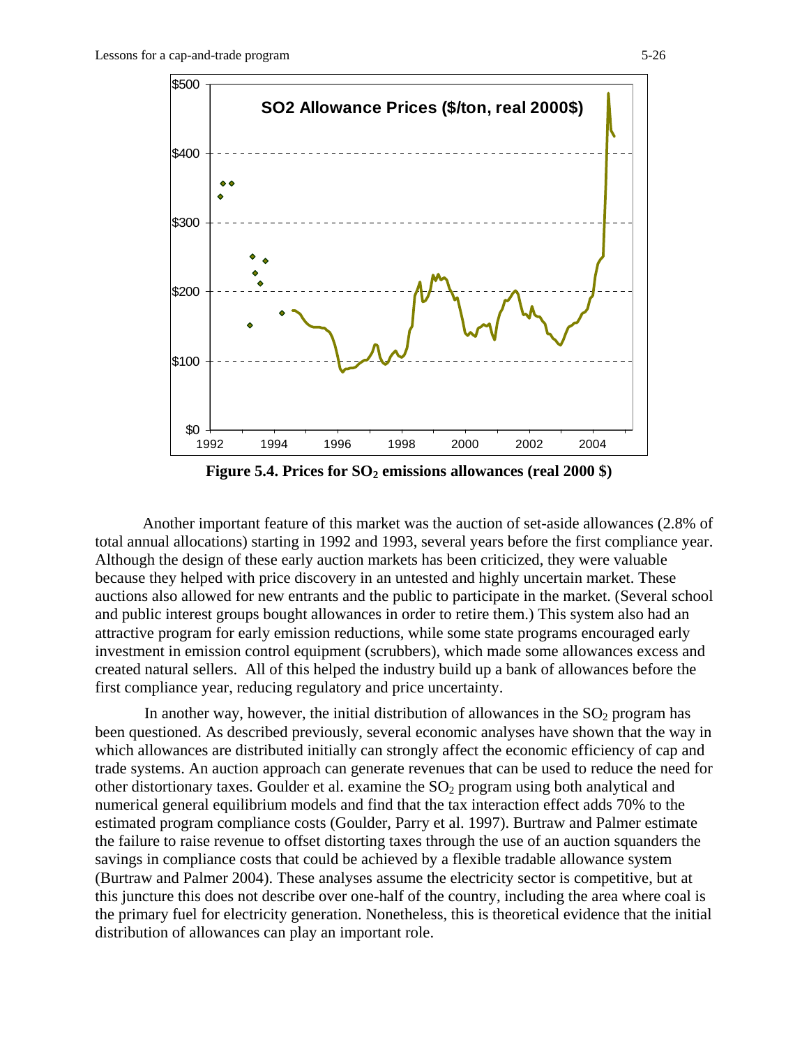**Figure 5.4. Prices for $SO_2$ emissions allowances (real 2000 $)**

Another important feature of this market was the auction of set-aside allowances (2.8% of total annual allocations) starting in 1992 and 1993, several years before the first compliance year. Although the design of these early auction markets has been criticized, they were valuable because they helped with price discovery in an untested and highly uncertain market. These auctions also allowed for new entrants and the public to participate in the market. (Several school and public interest groups bought allowances in order to retire them.) This system also had an attractive program for early emission reductions, while some state programs encouraged early investment in emission control equipment (scrubbers), which made some allowances excess and created natural sellers. All of this helped the industry build up a bank of allowances before the first compliance year, reducing regulatory and price uncertainty.

In another way, however, the initial distribution of allowances in the $SO_2$ program has been questioned. As described previously, several economic analyses have shown that the way in which allowances are distributed initially can strongly affect the economic efficiency of cap and trade systems. An auction approach can generate revenues that can be used to reduce the need for other distortionary taxes. Goulder et al. examine the $SO_2$ program using both analytical and numerical general equilibrium models and find that the tax interaction effect adds 70% to the estimated program compliance costs (Goulder, Parry et al. 1997). Burtraw and Palmer estimate the failure to raise revenue to offset distorting taxes through the use of an auction squanders the savings in compliance costs that could be achieved by a flexible tradable allowance system (Burtraw and Palmer 2004). These analyses assume the electricity sector is competitive, but at this juncture this does not describe over one-half of the country, including the area where coal is the primary fuel for electricity generation. Nonetheless, this is theoretical evidence that the initial distribution of allowances can play an important role.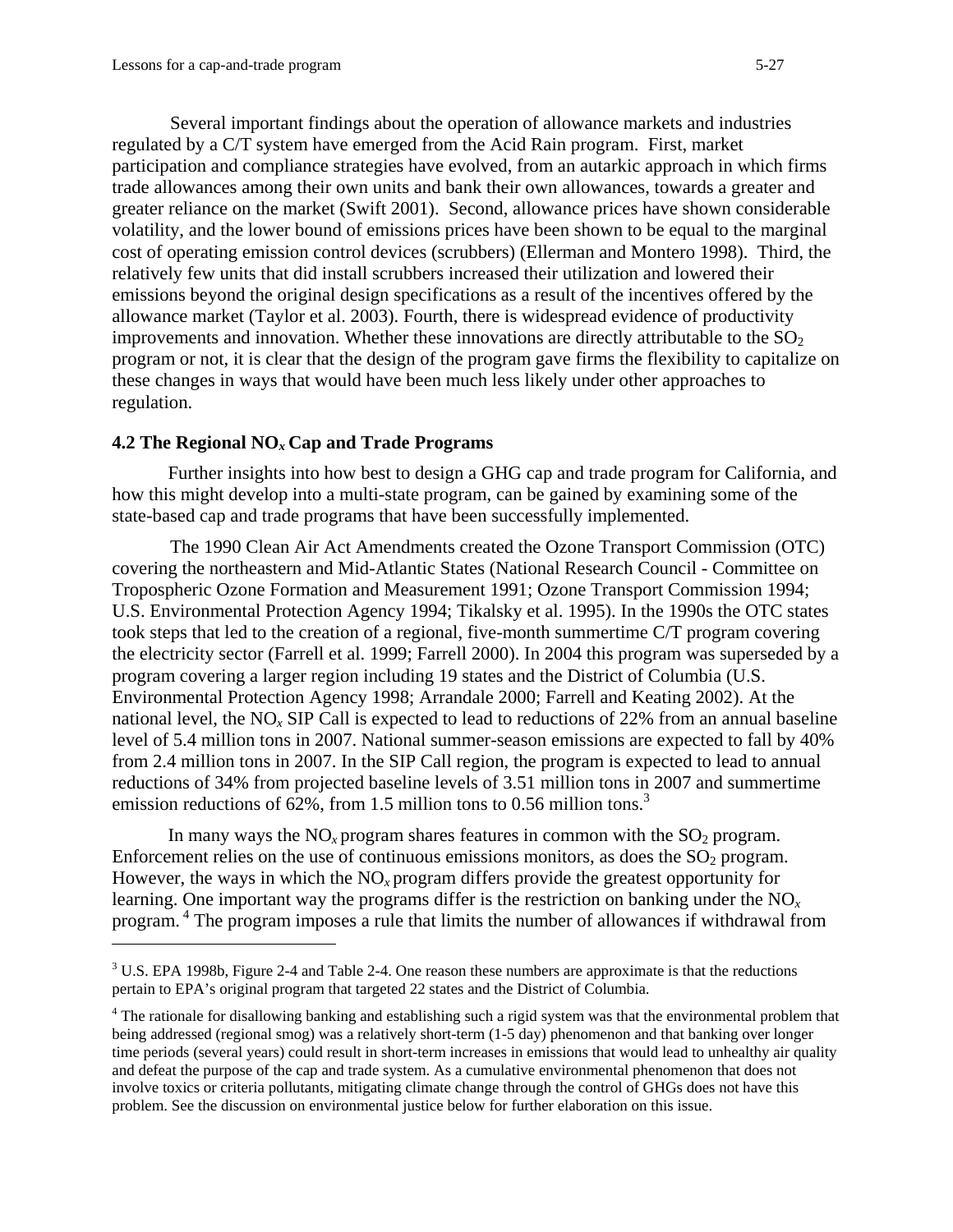Several important findings about the operation of allowance markets and industries regulated by a C/T system have emerged from the Acid Rain program. First, market participation and compliance strategies have evolved, from an autarkic approach in which firms trade allowances among their own units and bank their own allowances, towards a greater and greater reliance on the market (Swift 2001). Second, allowance prices have shown considerable volatility, and the lower bound of emissions prices have been shown to be equal to the marginal cost of operating emission control devices (scrubbers) (Ellerman and Montero 1998). Third, the relatively few units that did install scrubbers increased their utilization and lowered their emissions beyond the original design specifications as a result of the incentives offered by the allowance market (Taylor et al. 2003). Fourth, there is widespread evidence of productivity improvements and innovation. Whether these innovations are directly attributable to the $SO_2$ program or not, it is clear that the design of the program gave firms the flexibility to capitalize on these changes in ways that would have been much less likely under other approaches to regulation.

### 4.2 The Regional $NO_x$ Cap and Trade Programs

Further insights into how best to design a GHG cap and trade program for California, and how this might develop into a multi-state program, can be gained by examining some of the state-based cap and trade programs that have been successfully implemented.

The 1990 Clean Air Act Amendments created the Ozone Transport Commission (OTC) covering the northeastern and Mid-Atlantic States (National Research Council - Committee on Tropospheric Ozone Formation and Measurement 1991; Ozone Transport Commission 1994; U.S. Environmental Protection Agency 1994; Tikalsky et al. 1995). In the 1990s the OTC states took steps that led to the creation of a regional, five-month summertime C/T program covering the electricity sector (Farrell et al. 1999; Farrell 2000). In 2004 this program was superseded by a program covering a larger region including 19 states and the District of Columbia (U.S. Environmental Protection Agency 1998; Arrandale 2000; Farrell and Keating 2002). At the national level, the $NO_x$ SIP Call is expected to lead to reductions of 22% from an annual baseline level of 5.4 million tons in 2007. National summer-season emissions are expected to fall by 40% from 2.4 million tons in 2007. In the SIP Call region, the program is expected to lead to annual reductions of 34% from projected baseline levels of 3.51 million tons in 2007 and summertime emission reductions of 62%, from 1.5 million tons to 0.56 million tons.[3]

In many ways the $NO_x$ program shares features in common with the $SO_2$ program. Enforcement relies on the use of continuous emissions monitors, as does the $SO_2$ program. However, the ways in which the $NO_x$ program differs provide the greatest opportunity for learning. One important way the programs differ is the restriction on banking under the $NO_x$ program.[4] The program imposes a rule that limits the number of allowances if withdrawal from

---

[3] U.S. EPA 1998b, Figure 2-4 and Table 2-4. One reason these numbers are approximate is that the reductions pertain to EPA's original program that targeted 22 states and the District of Columbia.

[4] The rationale for disallowing banking and establishing such a rigid system was that the environmental problem that being addressed (regional smog) was a relatively short-term (1-5 day) phenomenon and that banking over longer time periods (several years) could result in short-term increases in emissions that would lead to unhealthy air quality and defeat the purpose of the cap and trade system. As a cumulative environmental phenomenon that does not involve toxics or criteria pollutants, mitigating climate change through the control of GHGs does not have this problem. See the discussion on environmental justice below for further elaboration on this issue.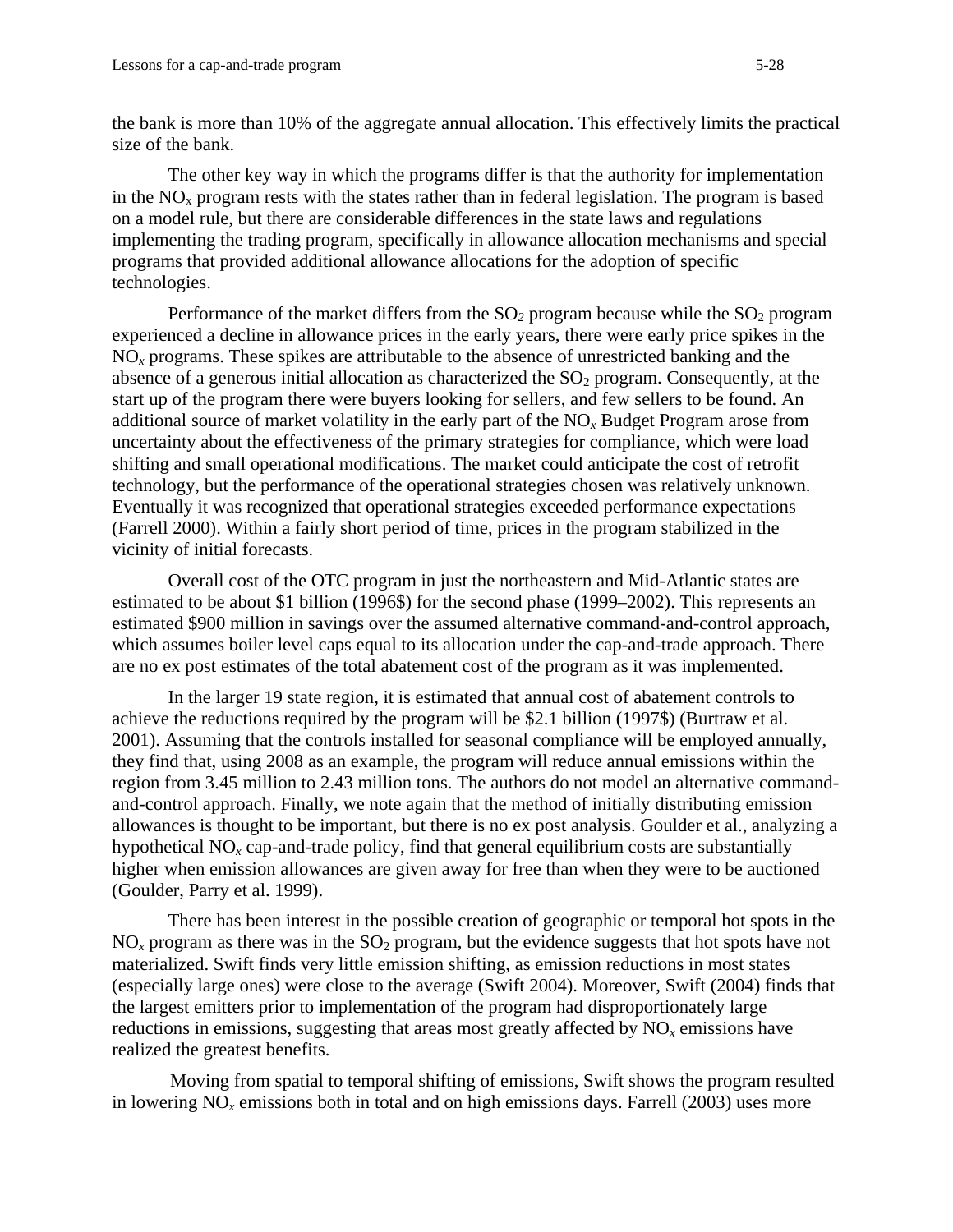the bank is more than 10% of the aggregate annual allocation. This effectively limits the practical size of the bank.

The other key way in which the programs differ is that the authority for implementation in the $NO_x$ program rests with the states rather than in federal legislation. The program is based on a model rule, but there are considerable differences in the state laws and regulations implementing the trading program, specifically in allowance allocation mechanisms and special programs that provided additional allowance allocations for the adoption of specific technologies.

Performance of the market differs from the $SO_2$ program because while the $SO_2$ program experienced a decline in allowance prices in the early years, there were early price spikes in the $NO_x$ programs. These spikes are attributable to the absence of unrestricted banking and the absence of a generous initial allocation as characterized the $SO_2$ program. Consequently, at the start up of the program there were buyers looking for sellers, and few sellers to be found. An additional source of market volatility in the early part of the $NO_x$ Budget Program arose from uncertainty about the effectiveness of the primary strategies for compliance, which were load shifting and small operational modifications. The market could anticipate the cost of retrofit technology, but the performance of the operational strategies chosen was relatively unknown. Eventually it was recognized that operational strategies exceeded performance expectations (Farrell 2000). Within a fairly short period of time, prices in the program stabilized in the vicinity of initial forecasts.

Overall cost of the OTC program in just the northeastern and Mid-Atlantic states are estimated to be about $1 billion (1996$) for the second phase (1999–2002). This represents an estimated $900 million in savings over the assumed alternative command-and-control approach, which assumes boiler level caps equal to its allocation under the cap-and-trade approach. There are no ex post estimates of the total abatement cost of the program as it was implemented.

In the larger 19 state region, it is estimated that annual cost of abatement controls to achieve the reductions required by the program will be $2.1 billion (1997$) (Burtraw et al. 2001). Assuming that the controls installed for seasonal compliance will be employed annually, they find that, using 2008 as an example, the program will reduce annual emissions within the region from 3.45 million to 2.43 million tons. The authors do not model an alternative command-and-control approach. Finally, we note again that the method of initially distributing emission allowances is thought to be important, but there is no ex post analysis. Goulder et al., analyzing a hypothetical $NO_x$ cap-and-trade policy, find that general equilibrium costs are substantially higher when emission allowances are given away for free than when they were to be auctioned (Goulder, Parry et al. 1999).

There has been interest in the possible creation of geographic or temporal hot spots in the $NO_x$ program as there was in the $SO_2$ program, but the evidence suggests that hot spots have not materialized. Swift finds very little emission shifting, as emission reductions in most states (especially large ones) were close to the average (Swift 2004). Moreover, Swift (2004) finds that the largest emitters prior to implementation of the program had disproportionately large reductions in emissions, suggesting that areas most greatly affected by $NO_x$ emissions have realized the greatest benefits.

Moving from spatial to temporal shifting of emissions, Swift shows the program resulted in lowering $NO_x$ emissions both in total and on high emissions days. Farrell (2003) uses more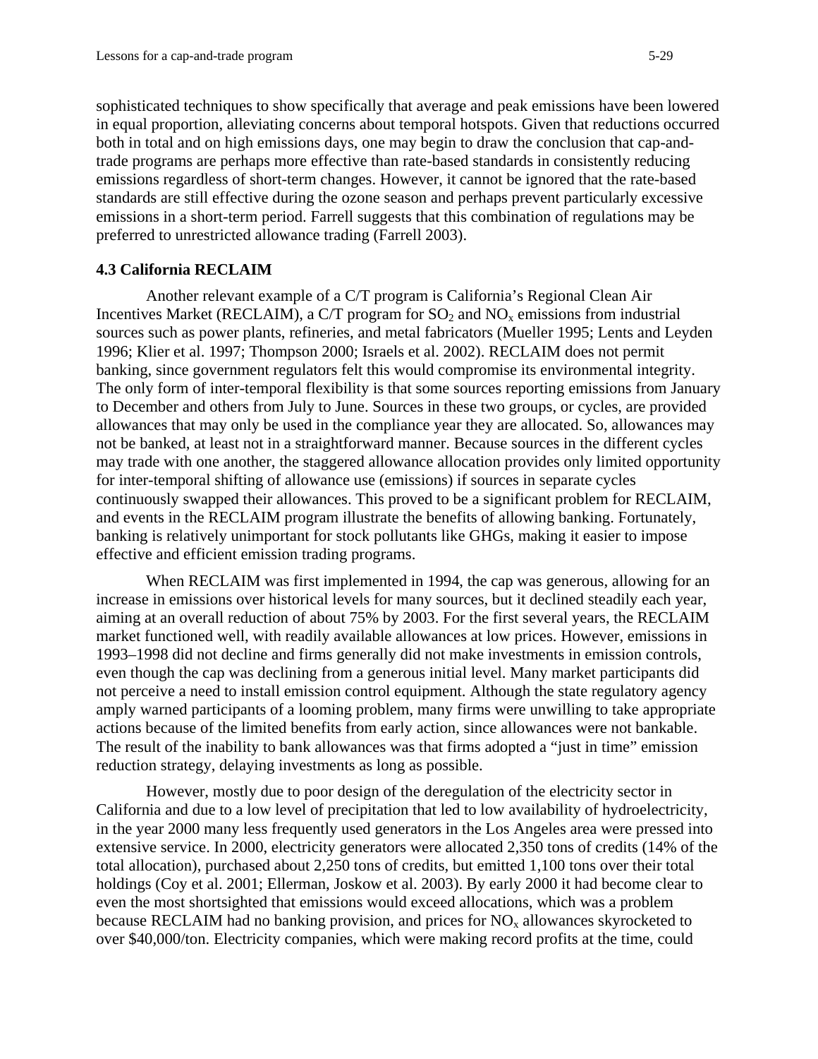sophisticated techniques to show specifically that average and peak emissions have been lowered in equal proportion, alleviating concerns about temporal hotspots. Given that reductions occurred both in total and on high emissions days, one may begin to draw the conclusion that cap-and-trade programs are perhaps more effective than rate-based standards in consistently reducing emissions regardless of short-term changes. However, it cannot be ignored that the rate-based standards are still effective during the ozone season and perhaps prevent particularly excessive emissions in a short-term period. Farrell suggests that this combination of regulations may be preferred to unrestricted allowance trading (Farrell 2003).

### 4.3 California RECLAIM

Another relevant example of a C/T program is California's Regional Clean Air Incentives Market (RECLAIM), a C/T program for $SO_2$ and $NO_x$ emissions from industrial sources such as power plants, refineries, and metal fabricators (Mueller 1995; Lents and Leyden 1996; Klier et al. 1997; Thompson 2000; Israels et al. 2002). RECLAIM does not permit banking, since government regulators felt this would compromise its environmental integrity. The only form of inter-temporal flexibility is that some sources reporting emissions from January to December and others from July to June. Sources in these two groups, or cycles, are provided allowances that may only be used in the compliance year they are allocated. So, allowances may not be banked, at least not in a straightforward manner. Because sources in the different cycles may trade with one another, the staggered allowance allocation provides only limited opportunity for inter-temporal shifting of allowance use (emissions) if sources in separate cycles continuously swapped their allowances. This proved to be a significant problem for RECLAIM, and events in the RECLAIM program illustrate the benefits of allowing banking. Fortunately, banking is relatively unimportant for stock pollutants like GHGs, making it easier to impose effective and efficient emission trading programs.

When RECLAIM was first implemented in 1994, the cap was generous, allowing for an increase in emissions over historical levels for many sources, but it declined steadily each year, aiming at an overall reduction of about 75% by 2003. For the first several years, the RECLAIM market functioned well, with readily available allowances at low prices. However, emissions in 1993–1998 did not decline and firms generally did not make investments in emission controls, even though the cap was declining from a generous initial level. Many market participants did not perceive a need to install emission control equipment. Although the state regulatory agency amply warned participants of a looming problem, many firms were unwilling to take appropriate actions because of the limited benefits from early action, since allowances were not bankable. The result of the inability to bank allowances was that firms adopted a "just in time" emission reduction strategy, delaying investments as long as possible.

However, mostly due to poor design of the deregulation of the electricity sector in California and due to a low level of precipitation that led to low availability of hydroelectricity, in the year 2000 many less frequently used generators in the Los Angeles area were pressed into extensive service. In 2000, electricity generators were allocated 2,350 tons of credits (14% of the total allocation), purchased about 2,250 tons of credits, but emitted 1,100 tons over their total holdings (Coy et al. 2001; Ellerman, Joskow et al. 2003). By early 2000 it had become clear to even the most shortsighted that emissions would exceed allocations, which was a problem because RECLAIM had no banking provision, and prices for $NO_x$ allowances skyrocketed to over $40,000/ton. Electricity companies, which were making record profits at the time, could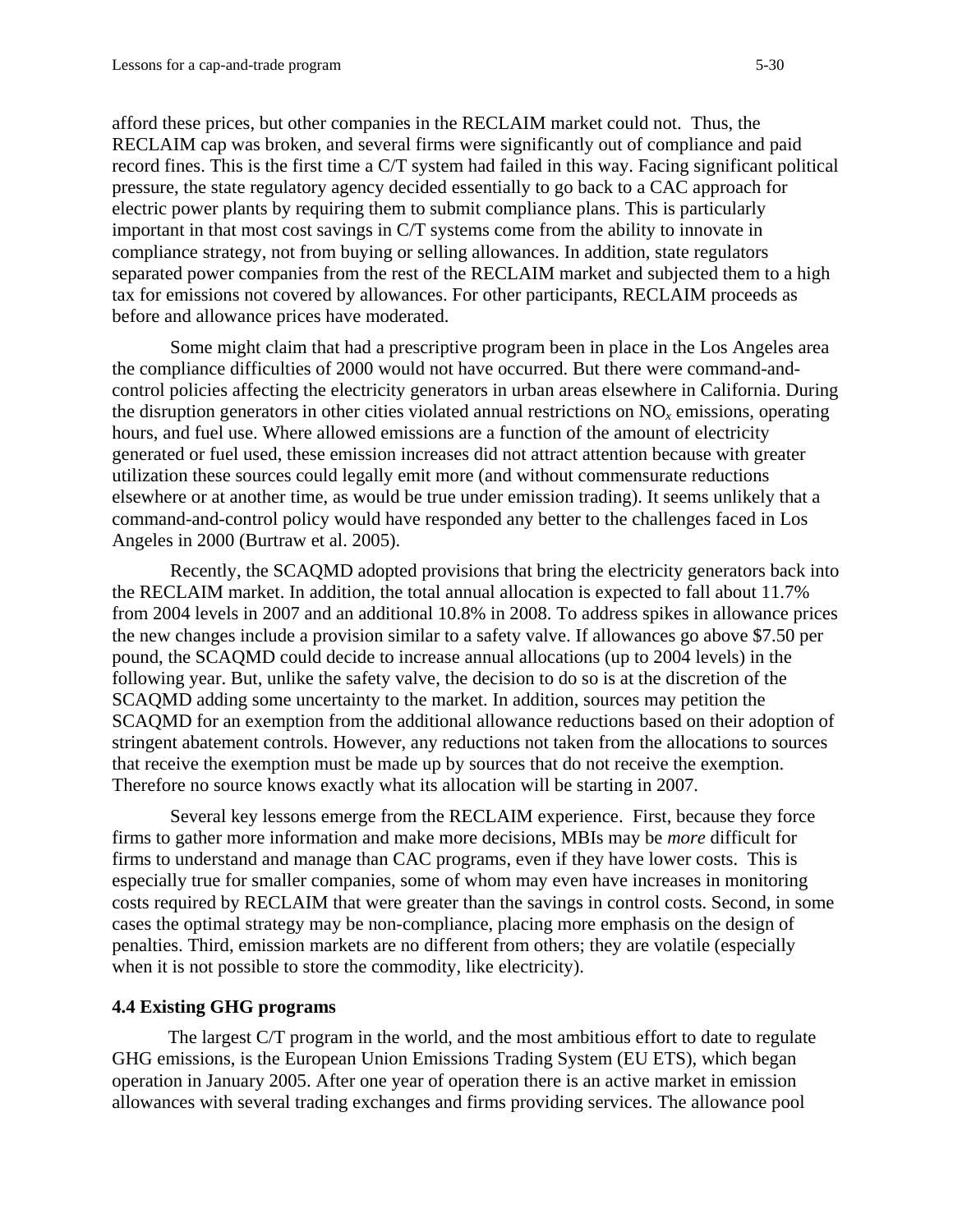afford these prices, but other companies in the RECLAIM market could not. Thus, the RECLAIM cap was broken, and several firms were significantly out of compliance and paid record fines. This is the first time a C/T system had failed in this way. Facing significant political pressure, the state regulatory agency decided essentially to go back to a CAC approach for electric power plants by requiring them to submit compliance plans. This is particularly important in that most cost savings in C/T systems come from the ability to innovate in compliance strategy, not from buying or selling allowances. In addition, state regulators separated power companies from the rest of the RECLAIM market and subjected them to a high tax for emissions not covered by allowances. For other participants, RECLAIM proceeds as before and allowance prices have moderated.

Some might claim that had a prescriptive program been in place in the Los Angeles area the compliance difficulties of 2000 would not have occurred. But there were command-and-control policies affecting the electricity generators in urban areas elsewhere in California. During the disruption generators in other cities violated annual restrictions on $NO_x$ emissions, operating hours, and fuel use. Where allowed emissions are a function of the amount of electricity generated or fuel used, these emission increases did not attract attention because with greater utilization these sources could legally emit more (and without commensurate reductions elsewhere or at another time, as would be true under emission trading). It seems unlikely that a command-and-control policy would have responded any better to the challenges faced in Los Angeles in 2000 (Burtraw et al. 2005).

Recently, the SCAQMD adopted provisions that bring the electricity generators back into the RECLAIM market. In addition, the total annual allocation is expected to fall about 11.7% from 2004 levels in 2007 and an additional 10.8% in 2008. To address spikes in allowance prices the new changes include a provision similar to a safety valve. If allowances go above $7.50 per pound, the SCAQMD could decide to increase annual allocations (up to 2004 levels) in the following year. But, unlike the safety valve, the decision to do so is at the discretion of the SCAQMD adding some uncertainty to the market. In addition, sources may petition the SCAQMD for an exemption from the additional allowance reductions based on their adoption of stringent abatement controls. However, any reductions not taken from the allocations to sources that receive the exemption must be made up by sources that do not receive the exemption. Therefore no source knows exactly what its allocation will be starting in 2007.

Several key lessons emerge from the RECLAIM experience. First, because they force firms to gather more information and make more decisions, MBIs may be *more* difficult for firms to understand and manage than CAC programs, even if they have lower costs. This is especially true for smaller companies, some of whom may even have increases in monitoring costs required by RECLAIM that were greater than the savings in control costs. Second, in some cases the optimal strategy may be non-compliance, placing more emphasis on the design of penalties. Third, emission markets are no different from others; they are volatile (especially when it is not possible to store the commodity, like electricity).

**4.4 Existing GHG programs**

The largest C/T program in the world, and the most ambitious effort to date to regulate GHG emissions, is the European Union Emissions Trading System (EU ETS), which began operation in January 2005. After one year of operation there is an active market in emission allowances with several trading exchanges and firms providing services. The allowance pool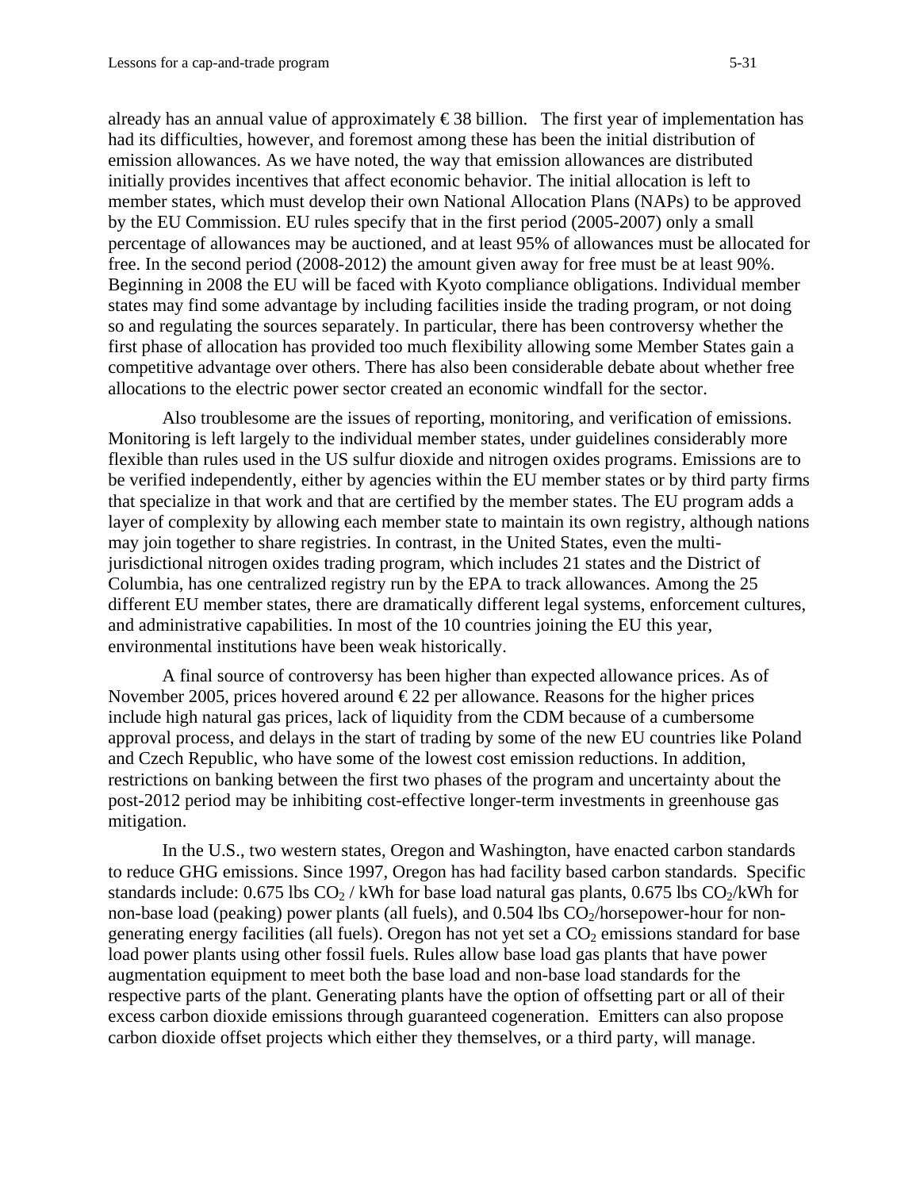already has an annual value of approximately € 38 billion. The first year of implementation has had its difficulties, however, and foremost among these has been the initial distribution of emission allowances. As we have noted, the way that emission allowances are distributed initially provides incentives that affect economic behavior. The initial allocation is left to member states, which must develop their own National Allocation Plans (NAPs) to be approved by the EU Commission. EU rules specify that in the first period (2005-2007) only a small percentage of allowances may be auctioned, and at least 95% of allowances must be allocated for free. In the second period (2008-2012) the amount given away for free must be at least 90%. Beginning in 2008 the EU will be faced with Kyoto compliance obligations. Individual member states may find some advantage by including facilities inside the trading program, or not doing so and regulating the sources separately. In particular, there has been controversy whether the first phase of allocation has provided too much flexibility allowing some Member States gain a competitive advantage over others. There has also been considerable debate about whether free allocations to the electric power sector created an economic windfall for the sector.

Also troublesome are the issues of reporting, monitoring, and verification of emissions. Monitoring is left largely to the individual member states, under guidelines considerably more flexible than rules used in the US sulfur dioxide and nitrogen oxides programs. Emissions are to be verified independently, either by agencies within the EU member states or by third party firms that specialize in that work and that are certified by the member states. The EU program adds a layer of complexity by allowing each member state to maintain its own registry, although nations may join together to share registries. In contrast, in the United States, even the multi-jurisdictional nitrogen oxides trading program, which includes 21 states and the District of Columbia, has one centralized registry run by the EPA to track allowances. Among the 25 different EU member states, there are dramatically different legal systems, enforcement cultures, and administrative capabilities. In most of the 10 countries joining the EU this year, environmental institutions have been weak historically.

A final source of controversy has been higher than expected allowance prices. As of November 2005, prices hovered around € 22 per allowance. Reasons for the higher prices include high natural gas prices, lack of liquidity from the CDM because of a cumbersome approval process, and delays in the start of trading by some of the new EU countries like Poland and Czech Republic, who have some of the lowest cost emission reductions. In addition, restrictions on banking between the first two phases of the program and uncertainty about the post-2012 period may be inhibiting cost-effective longer-term investments in greenhouse gas mitigation.

In the U.S., two western states, Oregon and Washington, have enacted carbon standards to reduce GHG emissions. Since 1997, Oregon has had facility based carbon standards. Specific standards include: 0.675 lbs $CO_2$ / kWh for base load natural gas plants, 0.675 lbs $CO_2$/kWh for non-base load (peaking) power plants (all fuels), and 0.504 lbs $CO_2$/horsepower-hour for non-generating energy facilities (all fuels). Oregon has not yet set a $CO_2$ emissions standard for base load power plants using other fossil fuels. Rules allow base load gas plants that have power augmentation equipment to meet both the base load and non-base load standards for the respective parts of the plant. Generating plants have the option of offsetting part or all of their excess carbon dioxide emissions through guaranteed cogeneration. Emitters can also propose carbon dioxide offset projects which either they themselves, or a third party, will manage.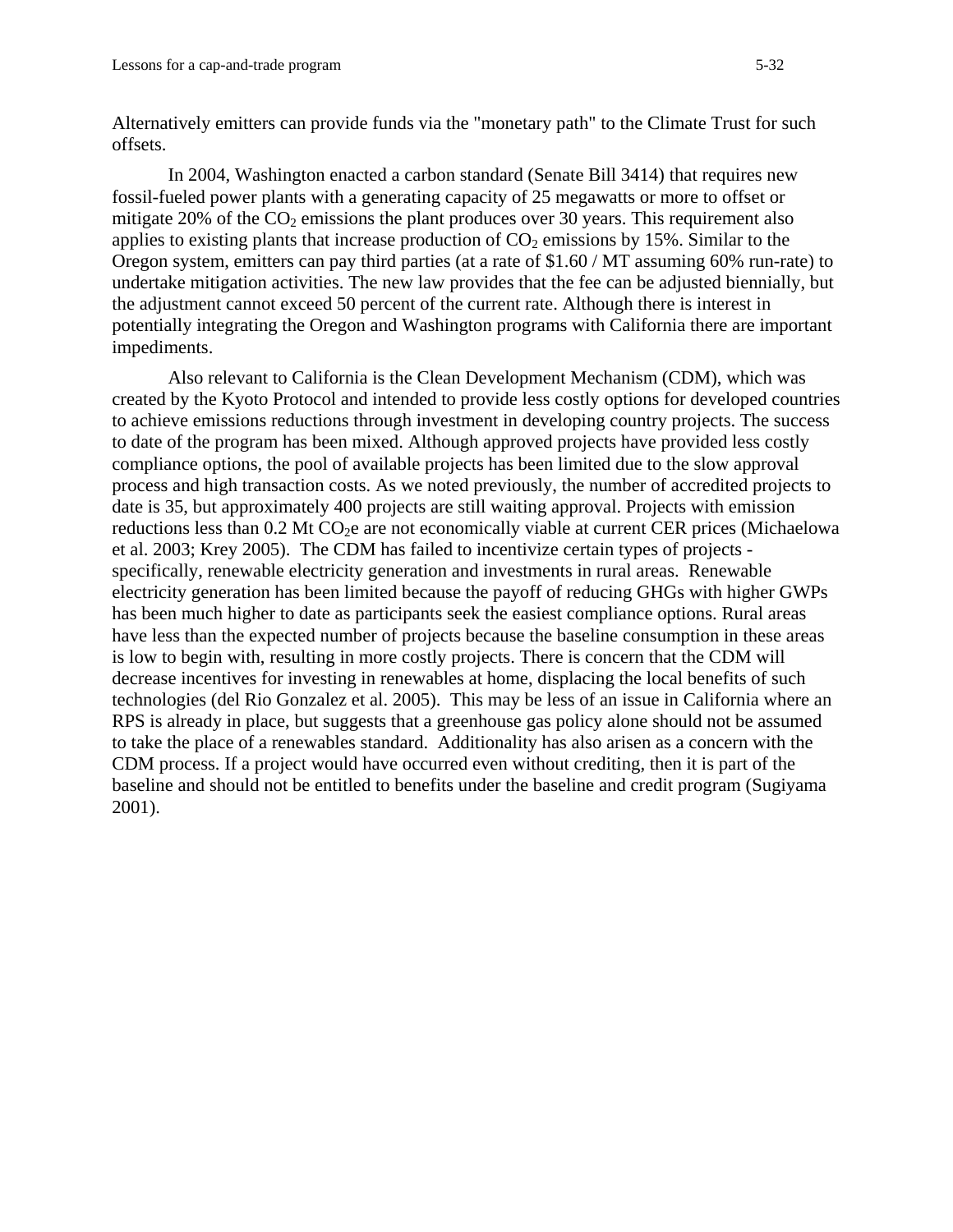Alternatively emitters can provide funds via the "monetary path" to the Climate Trust for such offsets.

In 2004, Washington enacted a carbon standard (Senate Bill 3414) that requires new fossil-fueled power plants with a generating capacity of 25 megawatts or more to offset or mitigate 20% of the $CO_2$ emissions the plant produces over 30 years. This requirement also applies to existing plants that increase production of $CO_2$ emissions by 15%. Similar to the Oregon system, emitters can pay third parties (at a rate of $1.60 / MT assuming 60% run-rate) to undertake mitigation activities. The new law provides that the fee can be adjusted biennially, but the adjustment cannot exceed 50 percent of the current rate. Although there is interest in potentially integrating the Oregon and Washington programs with California there are important impediments.

Also relevant to California is the Clean Development Mechanism (CDM), which was created by the Kyoto Protocol and intended to provide less costly options for developed countries to achieve emissions reductions through investment in developing country projects. The success to date of the program has been mixed. Although approved projects have provided less costly compliance options, the pool of available projects has been limited due to the slow approval process and high transaction costs. As we noted previously, the number of accredited projects to date is 35, but approximately 400 projects are still waiting approval. Projects with emission reductions less than 0.2 Mt $CO_2e$ are not economically viable at current CER prices (Michaelowa et al. 2003; Krey 2005). The CDM has failed to incentivize certain types of projects - specifically, renewable electricity generation and investments in rural areas. Renewable electricity generation has been limited because the payoff of reducing GHGs with higher GWPs has been much higher to date as participants seek the easiest compliance options. Rural areas have less than the expected number of projects because the baseline consumption in these areas is low to begin with, resulting in more costly projects. There is concern that the CDM will decrease incentives for investing in renewables at home, displacing the local benefits of such technologies (del Rio Gonzalez et al. 2005). This may be less of an issue in California where an RPS is already in place, but suggests that a greenhouse gas policy alone should not be assumed to take the place of a renewables standard. Additionality has also arisen as a concern with the CDM process. If a project would have occurred even without crediting, then it is part of the baseline and should not be entitled to benefits under the baseline and credit program (Sugiyama 2001).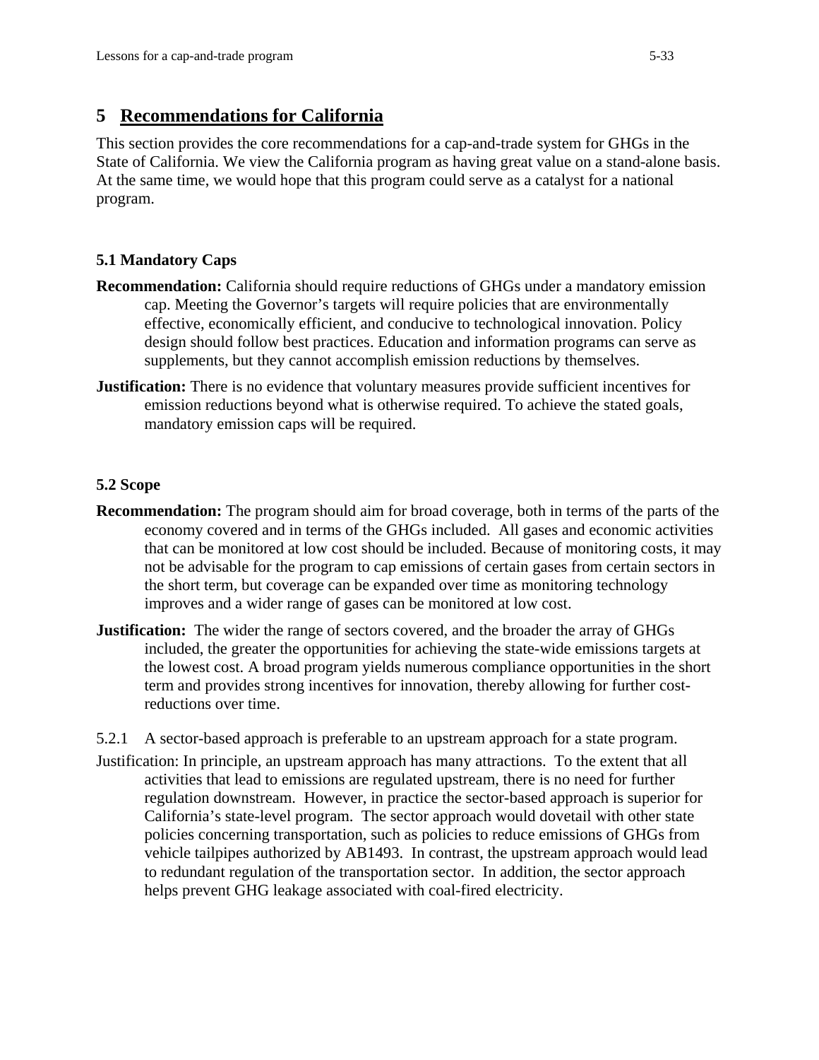# 5 Recommendations for California

This section provides the core recommendations for a cap-and-trade system for GHGs in the State of California. We view the California program as having great value on a stand-alone basis. At the same time, we would hope that this program could serve as a catalyst for a national program.

### 5.1 Mandatory Caps

**Recommendation:** California should require reductions of GHGs under a mandatory emission cap. Meeting the Governor's targets will require policies that are environmentally effective, economically efficient, and conducive to technological innovation. Policy design should follow best practices. Education and information programs can serve as supplements, but they cannot accomplish emission reductions by themselves.

**Justification:** There is no evidence that voluntary measures provide sufficient incentives for emission reductions beyond what is otherwise required. To achieve the stated goals, mandatory emission caps will be required.

### 5.2 Scope

**Recommendation:** The program should aim for broad coverage, both in terms of the parts of the economy covered and in terms of the GHGs included. All gases and economic activities that can be monitored at low cost should be included. Because of monitoring costs, it may not be advisable for the program to cap emissions of certain gases from certain sectors in the short term, but coverage can be expanded over time as monitoring technology improves and a wider range of gases can be monitored at low cost.

**Justification:** The wider the range of sectors covered, and the broader the array of GHGs included, the greater the opportunities for achieving the state-wide emissions targets at the lowest cost. A broad program yields numerous compliance opportunities in the short term and provides strong incentives for innovation, thereby allowing for further cost-reductions over time.

5.2.1 A sector-based approach is preferable to an upstream approach for a state program.

Justification: In principle, an upstream approach has many attractions. To the extent that all activities that lead to emissions are regulated upstream, there is no need for further regulation downstream. However, in practice the sector-based approach is superior for California's state-level program. The sector approach would dovetail with other state policies concerning transportation, such as policies to reduce emissions of GHGs from vehicle tailpipes authorized by AB1493. In contrast, the upstream approach would lead to redundant regulation of the transportation sector. In addition, the sector approach helps prevent GHG leakage associated with coal-fired electricity.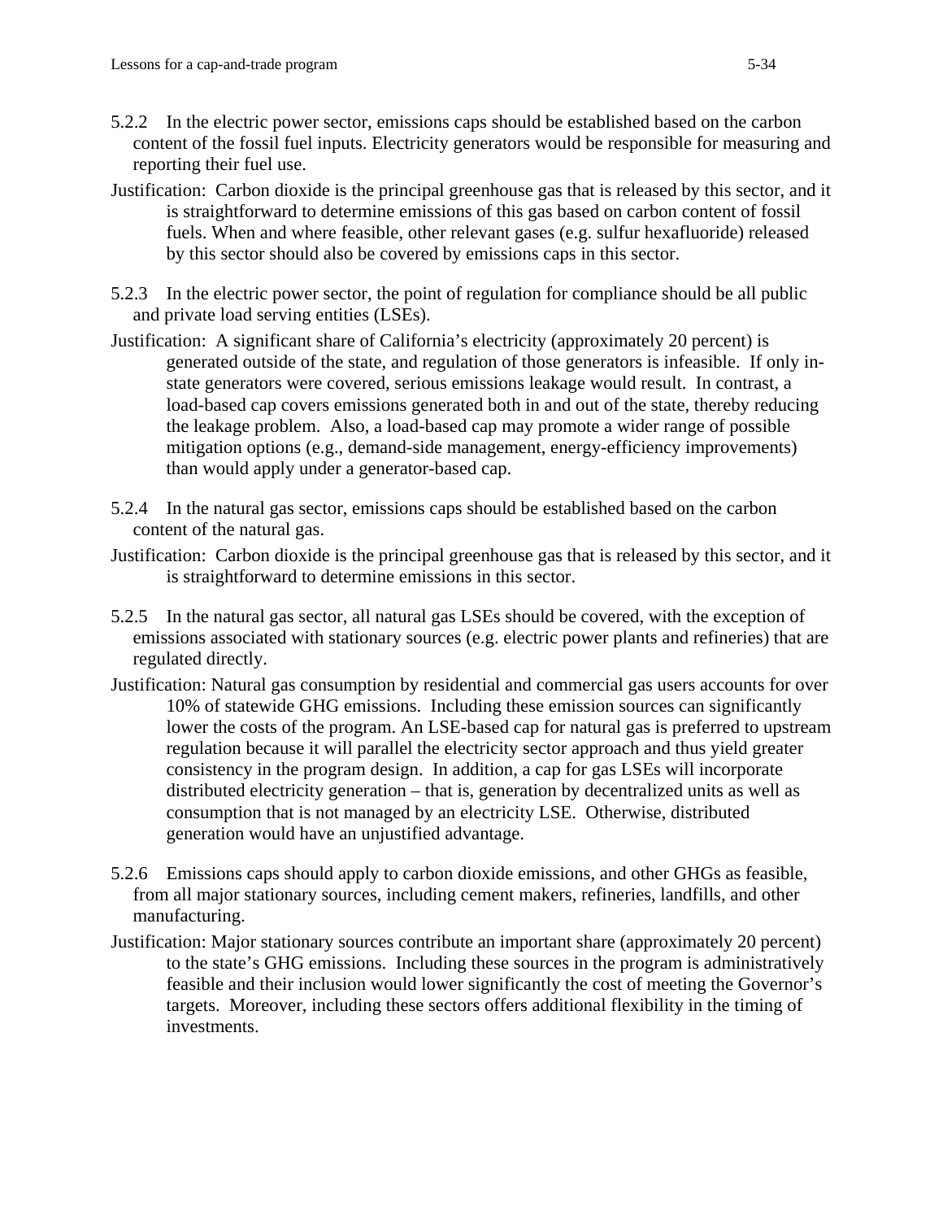5.2.2 In the electric power sector, emissions caps should be established based on the carbon content of the fossil fuel inputs. Electricity generators would be responsible for measuring and reporting their fuel use.

Justification: Carbon dioxide is the principal greenhouse gas that is released by this sector, and it is straightforward to determine emissions of this gas based on carbon content of fossil fuels. When and where feasible, other relevant gases (e.g. sulfur hexafluoride) released by this sector should also be covered by emissions caps in this sector.

5.2.3 In the electric power sector, the point of regulation for compliance should be all public and private load serving entities (LSEs).

Justification: A significant share of California's electricity (approximately 20 percent) is generated outside of the state, and regulation of those generators is infeasible. If only in-state generators were covered, serious emissions leakage would result. In contrast, a load-based cap covers emissions generated both in and out of the state, thereby reducing the leakage problem. Also, a load-based cap may promote a wider range of possible mitigation options (e.g., demand-side management, energy-efficiency improvements) than would apply under a generator-based cap.

5.2.4 In the natural gas sector, emissions caps should be established based on the carbon content of the natural gas.

Justification: Carbon dioxide is the principal greenhouse gas that is released by this sector, and it is straightforward to determine emissions in this sector.

5.2.5 In the natural gas sector, all natural gas LSEs should be covered, with the exception of emissions associated with stationary sources (e.g. electric power plants and refineries) that are regulated directly.

Justification: Natural gas consumption by residential and commercial gas users accounts for over 10% of statewide GHG emissions. Including these emission sources can significantly lower the costs of the program. An LSE-based cap for natural gas is preferred to upstream regulation because it will parallel the electricity sector approach and thus yield greater consistency in the program design. In addition, a cap for gas LSEs will incorporate distributed electricity generation – that is, generation by decentralized units as well as consumption that is not managed by an electricity LSE. Otherwise, distributed generation would have an unjustified advantage.

5.2.6 Emissions caps should apply to carbon dioxide emissions, and other GHGs as feasible, from all major stationary sources, including cement makers, refineries, landfills, and other manufacturing.

Justification: Major stationary sources contribute an important share (approximately 20 percent) to the state's GHG emissions. Including these sources in the program is administratively feasible and their inclusion would lower significantly the cost of meeting the Governor's targets. Moreover, including these sectors offers additional flexibility in the timing of investments.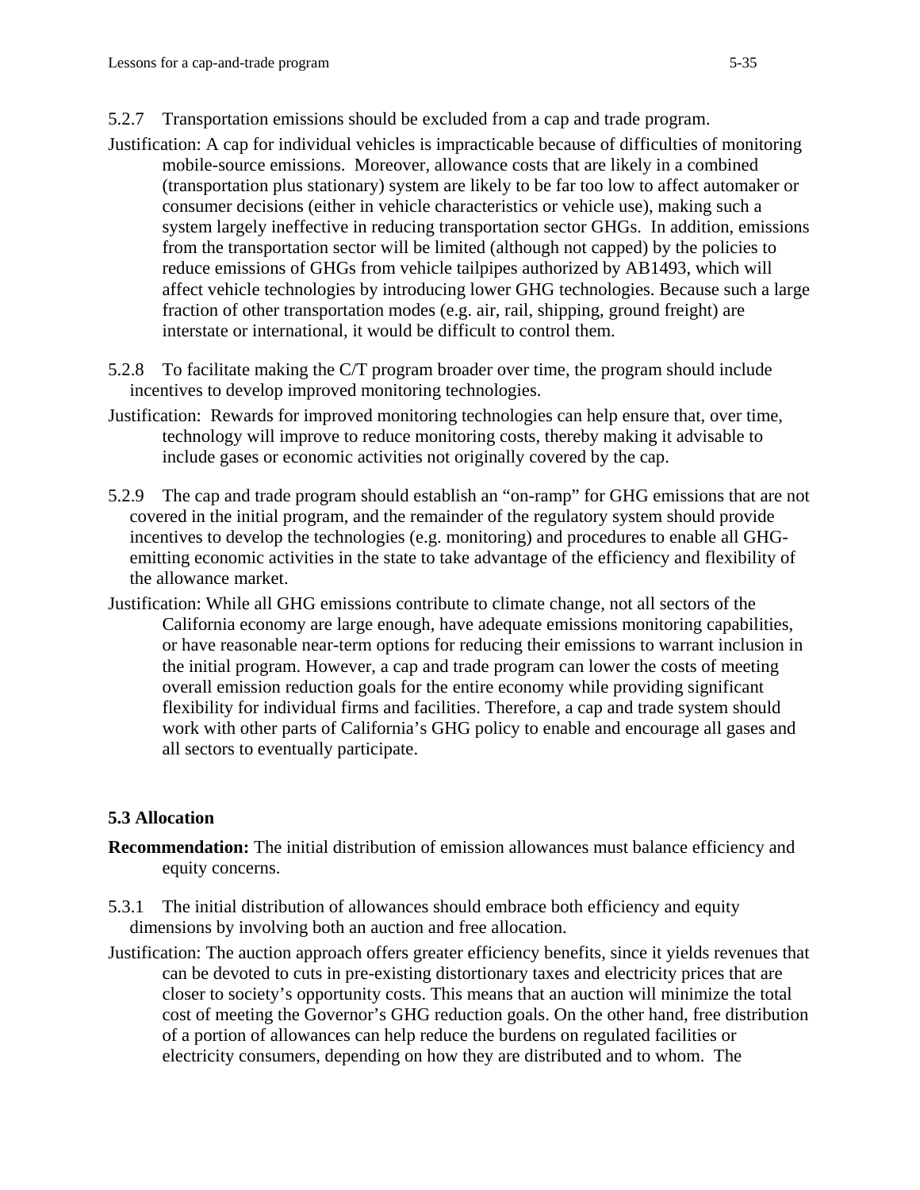5.2.7 Transportation emissions should be excluded from a cap and trade program.

Justification: A cap for individual vehicles is impracticable because of difficulties of monitoring mobile-source emissions. Moreover, allowance costs that are likely in a combined (transportation plus stationary) system are likely to be far too low to affect automaker or consumer decisions (either in vehicle characteristics or vehicle use), making such a system largely ineffective in reducing transportation sector GHGs. In addition, emissions from the transportation sector will be limited (although not capped) by the policies to reduce emissions of GHGs from vehicle tailpipes authorized by AB1493, which will affect vehicle technologies by introducing lower GHG technologies. Because such a large fraction of other transportation modes (e.g. air, rail, shipping, ground freight) are interstate or international, it would be difficult to control them.

5.2.8 To facilitate making the C/T program broader over time, the program should include incentives to develop improved monitoring technologies.

Justification: Rewards for improved monitoring technologies can help ensure that, over time, technology will improve to reduce monitoring costs, thereby making it advisable to include gases or economic activities not originally covered by the cap.

5.2.9 The cap and trade program should establish an "on-ramp" for GHG emissions that are not covered in the initial program, and the remainder of the regulatory system should provide incentives to develop the technologies (e.g. monitoring) and procedures to enable all GHG-emitting economic activities in the state to take advantage of the efficiency and flexibility of the allowance market.

Justification: While all GHG emissions contribute to climate change, not all sectors of the California economy are large enough, have adequate emissions monitoring capabilities, or have reasonable near-term options for reducing their emissions to warrant inclusion in the initial program. However, a cap and trade program can lower the costs of meeting overall emission reduction goals for the entire economy while providing significant flexibility for individual firms and facilities. Therefore, a cap and trade system should work with other parts of California's GHG policy to enable and encourage all gases and all sectors to eventually participate.

### 5.3 Allocation

**Recommendation:** The initial distribution of emission allowances must balance efficiency and equity concerns.

5.3.1 The initial distribution of allowances should embrace both efficiency and equity dimensions by involving both an auction and free allocation.

Justification: The auction approach offers greater efficiency benefits, since it yields revenues that can be devoted to cuts in pre-existing distortionary taxes and electricity prices that are closer to society's opportunity costs. This means that an auction will minimize the total cost of meeting the Governor's GHG reduction goals. On the other hand, free distribution of a portion of allowances can help reduce the burdens on regulated facilities or electricity consumers, depending on how they are distributed and to whom. The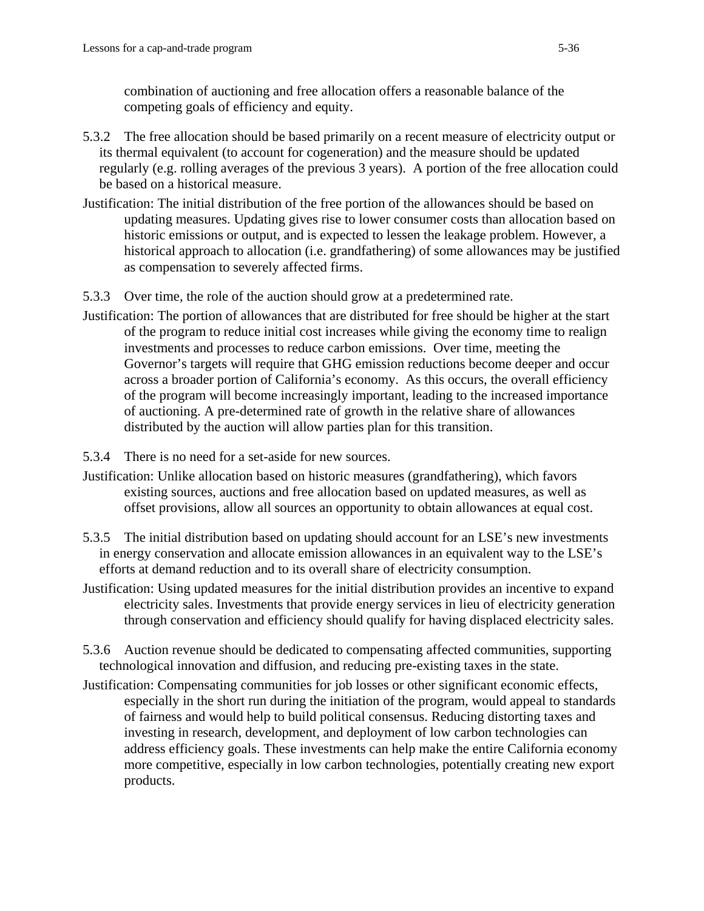combination of auctioning and free allocation offers a reasonable balance of the competing goals of efficiency and equity.

5.3.2 The free allocation should be based primarily on a recent measure of electricity output or its thermal equivalent (to account for cogeneration) and the measure should be updated regularly (e.g. rolling averages of the previous 3 years). A portion of the free allocation could be based on a historical measure.

Justification: The initial distribution of the free portion of the allowances should be based on updating measures. Updating gives rise to lower consumer costs than allocation based on historic emissions or output, and is expected to lessen the leakage problem. However, a historical approach to allocation (i.e. grandfathering) of some allowances may be justified as compensation to severely affected firms.

5.3.3 Over time, the role of the auction should grow at a predetermined rate.

Justification: The portion of allowances that are distributed for free should be higher at the start of the program to reduce initial cost increases while giving the economy time to realign investments and processes to reduce carbon emissions. Over time, meeting the Governor's targets will require that GHG emission reductions become deeper and occur across a broader portion of California's economy. As this occurs, the overall efficiency of the program will become increasingly important, leading to the increased importance of auctioning. A pre-determined rate of growth in the relative share of allowances distributed by the auction will allow parties plan for this transition.

5.3.4 There is no need for a set-aside for new sources.

Justification: Unlike allocation based on historic measures (grandfathering), which favors existing sources, auctions and free allocation based on updated measures, as well as offset provisions, allow all sources an opportunity to obtain allowances at equal cost.

5.3.5 The initial distribution based on updating should account for an LSE's new investments in energy conservation and allocate emission allowances in an equivalent way to the LSE's efforts at demand reduction and to its overall share of electricity consumption.

Justification: Using updated measures for the initial distribution provides an incentive to expand electricity sales. Investments that provide energy services in lieu of electricity generation through conservation and efficiency should qualify for having displaced electricity sales.

5.3.6 Auction revenue should be dedicated to compensating affected communities, supporting technological innovation and diffusion, and reducing pre-existing taxes in the state.

Justification: Compensating communities for job losses or other significant economic effects, especially in the short run during the initiation of the program, would appeal to standards of fairness and would help to build political consensus. Reducing distorting taxes and investing in research, development, and deployment of low carbon technologies can address efficiency goals. These investments can help make the entire California economy more competitive, especially in low carbon technologies, potentially creating new export products.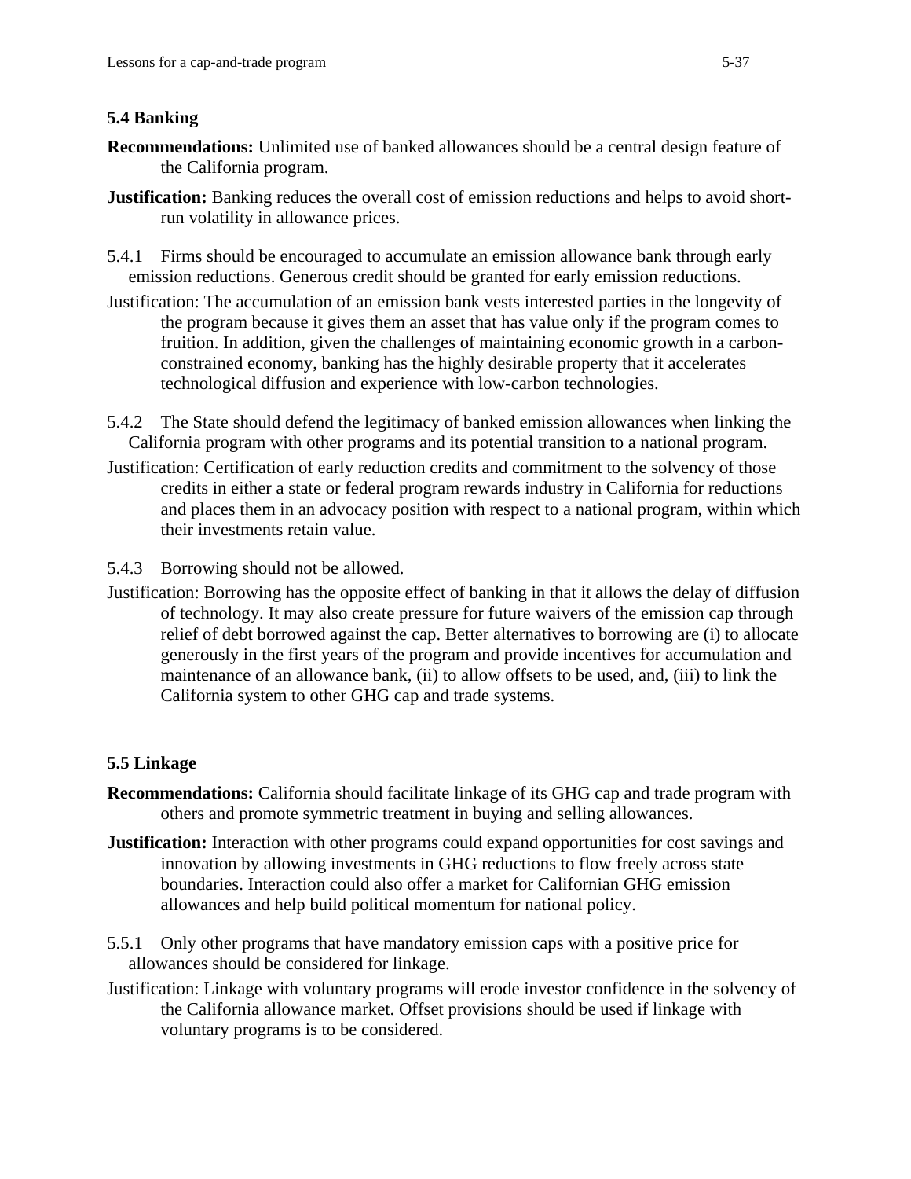### 5.4 Banking

**Recommendations:** Unlimited use of banked allowances should be a central design feature of the California program.

**Justification:** Banking reduces the overall cost of emission reductions and helps to avoid short-run volatility in allowance prices.

5.4.1 Firms should be encouraged to accumulate an emission allowance bank through early emission reductions. Generous credit should be granted for early emission reductions.

Justification: The accumulation of an emission bank vests interested parties in the longevity of the program because it gives them an asset that has value only if the program comes to fruition. In addition, given the challenges of maintaining economic growth in a carbon-constrained economy, banking has the highly desirable property that it accelerates technological diffusion and experience with low-carbon technologies.

5.4.2 The State should defend the legitimacy of banked emission allowances when linking the California program with other programs and its potential transition to a national program.

Justification: Certification of early reduction credits and commitment to the solvency of those credits in either a state or federal program rewards industry in California for reductions and places them in an advocacy position with respect to a national program, within which their investments retain value.

5.4.3 Borrowing should not be allowed.

Justification: Borrowing has the opposite effect of banking in that it allows the delay of diffusion of technology. It may also create pressure for future waivers of the emission cap through relief of debt borrowed against the cap. Better alternatives to borrowing are (i) to allocate generously in the first years of the program and provide incentives for accumulation and maintenance of an allowance bank, (ii) to allow offsets to be used, and, (iii) to link the California system to other GHG cap and trade systems.

### 5.5 Linkage

**Recommendations:** California should facilitate linkage of its GHG cap and trade program with others and promote symmetric treatment in buying and selling allowances.

**Justification:** Interaction with other programs could expand opportunities for cost savings and innovation by allowing investments in GHG reductions to flow freely across state boundaries. Interaction could also offer a market for Californian GHG emission allowances and help build political momentum for national policy.

5.5.1 Only other programs that have mandatory emission caps with a positive price for allowances should be considered for linkage.

Justification: Linkage with voluntary programs will erode investor confidence in the solvency of the California allowance market. Offset provisions should be used if linkage with voluntary programs is to be considered.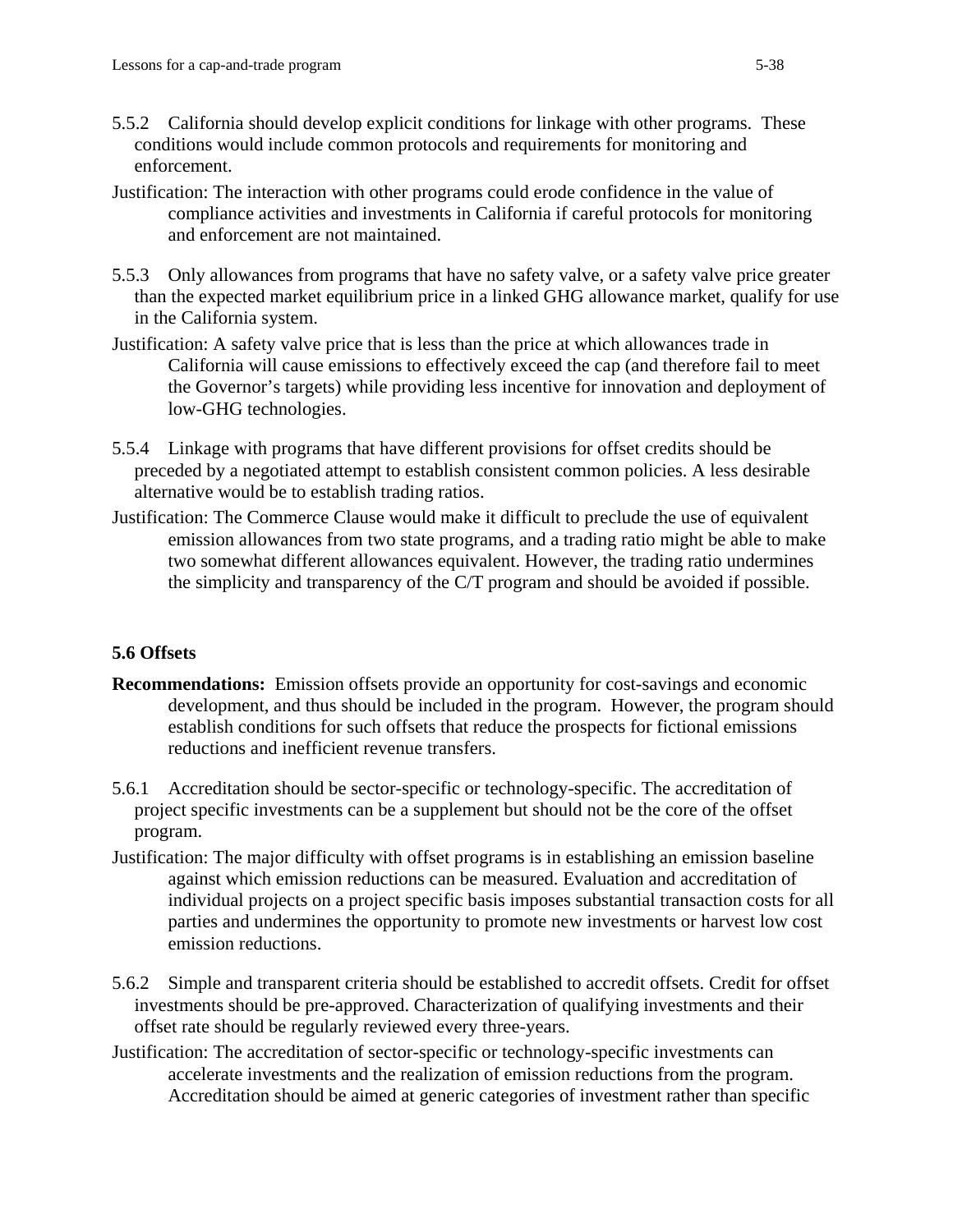5.5.2 California should develop explicit conditions for linkage with other programs. These conditions would include common protocols and requirements for monitoring and enforcement.

Justification: The interaction with other programs could erode confidence in the value of compliance activities and investments in California if careful protocols for monitoring and enforcement are not maintained.

5.5.3 Only allowances from programs that have no safety valve, or a safety valve price greater than the expected market equilibrium price in a linked GHG allowance market, qualify for use in the California system.

Justification: A safety valve price that is less than the price at which allowances trade in California will cause emissions to effectively exceed the cap (and therefore fail to meet the Governor's targets) while providing less incentive for innovation and deployment of low-GHG technologies.

5.5.4 Linkage with programs that have different provisions for offset credits should be preceded by a negotiated attempt to establish consistent common policies. A less desirable alternative would be to establish trading ratios.

Justification: The Commerce Clause would make it difficult to preclude the use of equivalent emission allowances from two state programs, and a trading ratio might be able to make two somewhat different allowances equivalent. However, the trading ratio undermines the simplicity and transparency of the C/T program and should be avoided if possible.

### 5.6 Offsets

**Recommendations:** Emission offsets provide an opportunity for cost-savings and economic development, and thus should be included in the program. However, the program should establish conditions for such offsets that reduce the prospects for fictional emissions reductions and inefficient revenue transfers.

5.6.1 Accreditation should be sector-specific or technology-specific. The accreditation of project specific investments can be a supplement but should not be the core of the offset program.

Justification: The major difficulty with offset programs is in establishing an emission baseline against which emission reductions can be measured. Evaluation and accreditation of individual projects on a project specific basis imposes substantial transaction costs for all parties and undermines the opportunity to promote new investments or harvest low cost emission reductions.

5.6.2 Simple and transparent criteria should be established to accredit offsets. Credit for offset investments should be pre-approved. Characterization of qualifying investments and their offset rate should be regularly reviewed every three-years.

Justification: The accreditation of sector-specific or technology-specific investments can accelerate investments and the realization of emission reductions from the program. Accreditation should be aimed at generic categories of investment rather than specific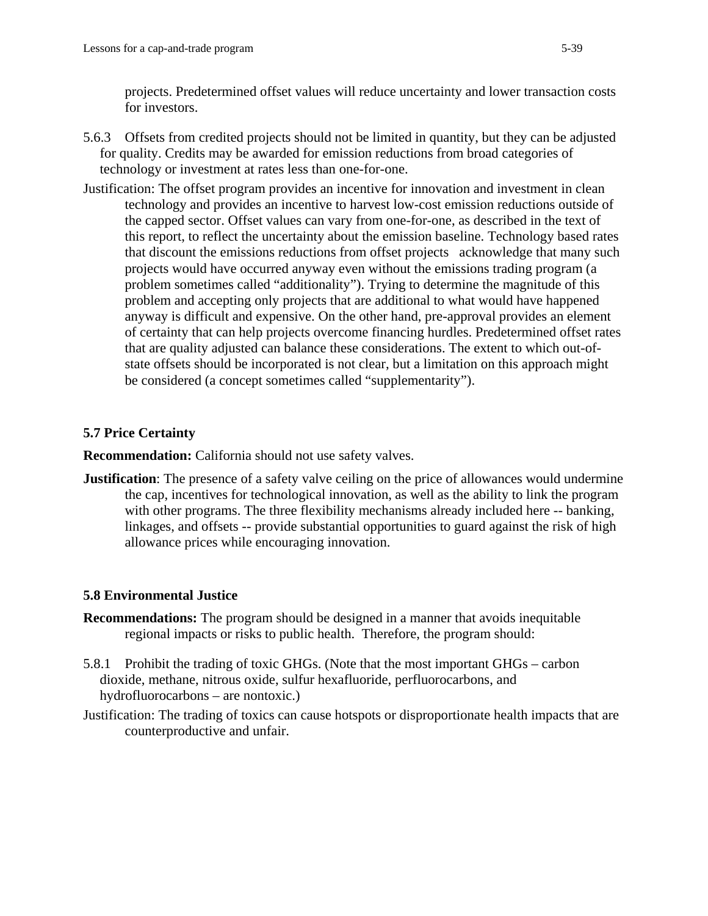projects. Predetermined offset values will reduce uncertainty and lower transaction costs for investors.

5.6.3 Offsets from credited projects should not be limited in quantity, but they can be adjusted for quality. Credits may be awarded for emission reductions from broad categories of technology or investment at rates less than one-for-one.

Justification: The offset program provides an incentive for innovation and investment in clean technology and provides an incentive to harvest low-cost emission reductions outside of the capped sector. Offset values can vary from one-for-one, as described in the text of this report, to reflect the uncertainty about the emission baseline. Technology based rates that discount the emissions reductions from offset projects acknowledge that many such projects would have occurred anyway even without the emissions trading program (a problem sometimes called "additionality"). Trying to determine the magnitude of this problem and accepting only projects that are additional to what would have happened anyway is difficult and expensive. On the other hand, pre-approval provides an element of certainty that can help projects overcome financing hurdles. Predetermined offset rates that are quality adjusted can balance these considerations. The extent to which out-of-state offsets should be incorporated is not clear, but a limitation on this approach might be considered (a concept sometimes called "supplementarity").

### 5.7 Price Certainty

**Recommendation:** California should not use safety valves.

**Justification**: The presence of a safety valve ceiling on the price of allowances would undermine the cap, incentives for technological innovation, as well as the ability to link the program with other programs. The three flexibility mechanisms already included here -- banking, linkages, and offsets -- provide substantial opportunities to guard against the risk of high allowance prices while encouraging innovation.

### 5.8 Environmental Justice

**Recommendations:** The program should be designed in a manner that avoids inequitable regional impacts or risks to public health. Therefore, the program should:

5.8.1 Prohibit the trading of toxic GHGs. (Note that the most important GHGs – carbon dioxide, methane, nitrous oxide, sulfur hexafluoride, perfluorocarbons, and hydrofluorocarbons – are nontoxic.)

Justification: The trading of toxics can cause hotspots or disproportionate health impacts that are counterproductive and unfair.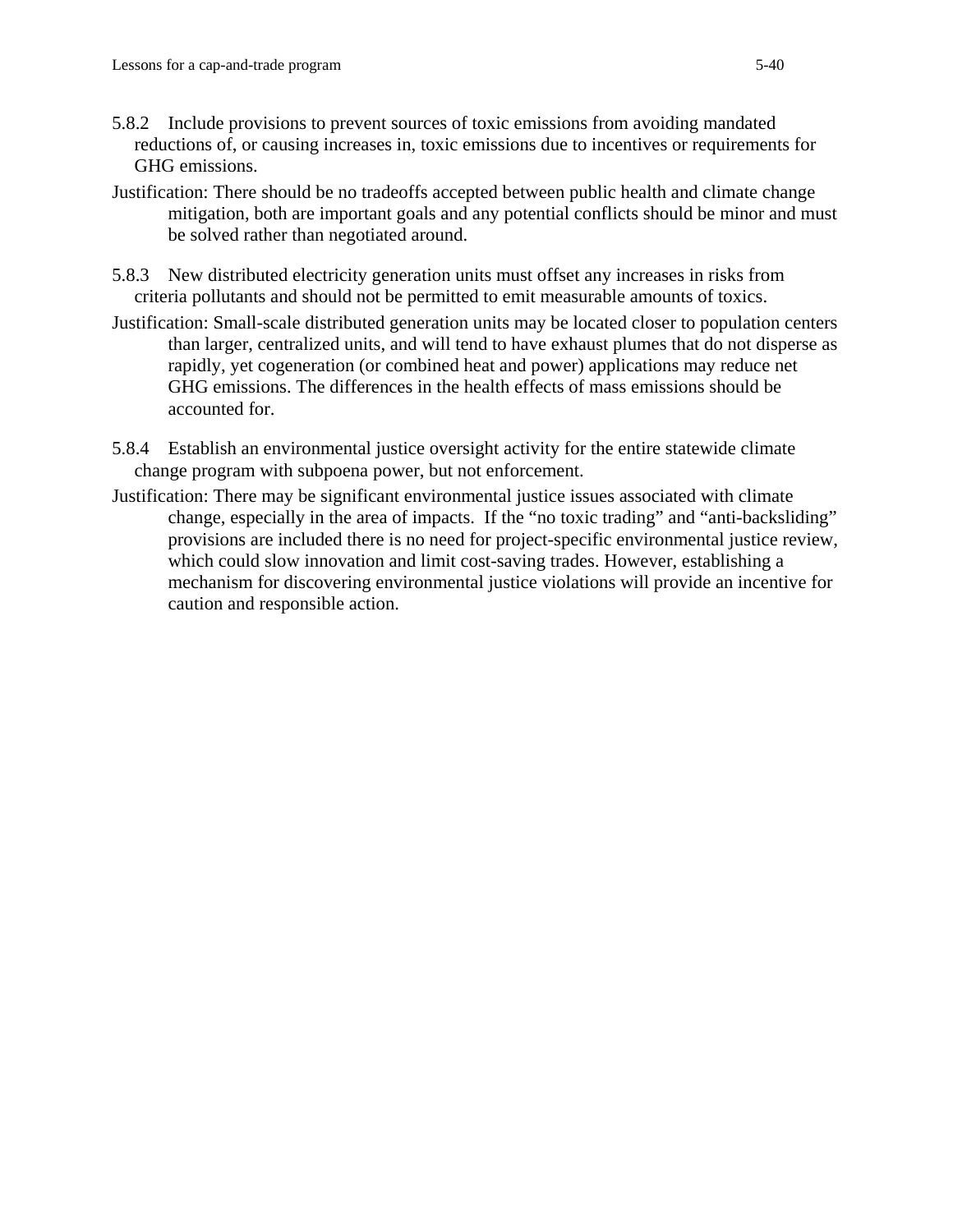5.8.2 Include provisions to prevent sources of toxic emissions from avoiding mandated reductions of, or causing increases in, toxic emissions due to incentives or requirements for GHG emissions.

Justification: There should be no tradeoffs accepted between public health and climate change mitigation, both are important goals and any potential conflicts should be minor and must be solved rather than negotiated around.

5.8.3 New distributed electricity generation units must offset any increases in risks from criteria pollutants and should not be permitted to emit measurable amounts of toxics.

Justification: Small-scale distributed generation units may be located closer to population centers than larger, centralized units, and will tend to have exhaust plumes that do not disperse as rapidly, yet cogeneration (or combined heat and power) applications may reduce net GHG emissions. The differences in the health effects of mass emissions should be accounted for.

5.8.4 Establish an environmental justice oversight activity for the entire statewide climate change program with subpoena power, but not enforcement.

Justification: There may be significant environmental justice issues associated with climate change, especially in the area of impacts. If the "no toxic trading" and "anti-backsliding" provisions are included there is no need for project-specific environmental justice review, which could slow innovation and limit cost-saving trades. However, establishing a mechanism for discovering environmental justice violations will provide an incentive for caution and responsible action.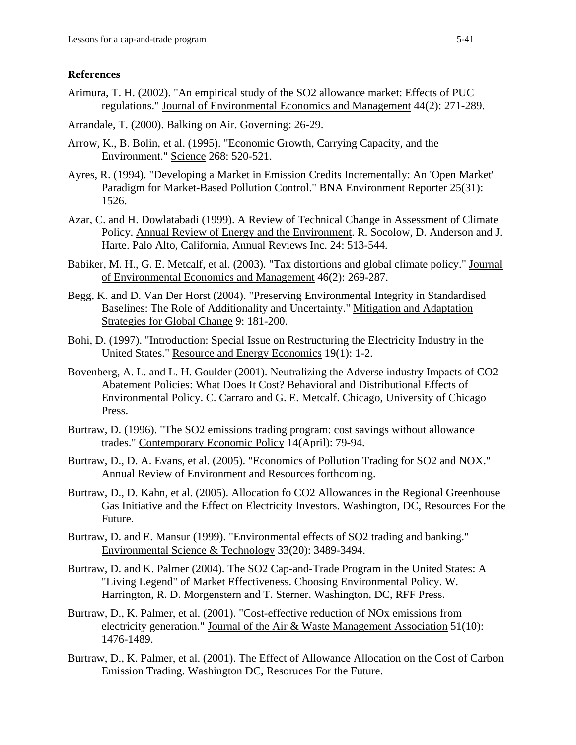## References

Arimura, T. H. (2002). "An empirical study of the SO2 allowance market: Effects of PUC regulations." Journal of Environmental Economics and Management 44(2): 271-289.

Arrandale, T. (2000). Balking on Air. Governing: 26-29.

Arrow, K., B. Bolin, et al. (1995). "Economic Growth, Carrying Capacity, and the Environment." Science 268: 520-521.

Ayres, R. (1994). "Developing a Market in Emission Credits Incrementally: An 'Open Market' Paradigm for Market-Based Pollution Control." BNA Environment Reporter 25(31): 1526.

Azar, C. and H. Dowlatabadi (1999). A Review of Technical Change in Assessment of Climate Policy. Annual Review of Energy and the Environment. R. Socolow, D. Anderson and J. Harte. Palo Alto, California, Annual Reviews Inc. 24: 513-544.

Babiker, M. H., G. E. Metcalf, et al. (2003). "Tax distortions and global climate policy." Journal of Environmental Economics and Management 46(2): 269-287.

Begg, K. and D. Van Der Horst (2004). "Preserving Environmental Integrity in Standardised Baselines: The Role of Additionality and Uncertainty." Mitigation and Adaptation Strategies for Global Change 9: 181-200.

Bohi, D. (1997). "Introduction: Special Issue on Restructuring the Electricity Industry in the United States." Resource and Energy Economics 19(1): 1-2.

Bovenberg, A. L. and L. H. Goulder (2001). Neutralizing the Adverse industry Impacts of CO2 Abatement Policies: What Does It Cost? Behavioral and Distributional Effects of Environmental Policy. C. Carraro and G. E. Metcalf. Chicago, University of Chicago Press.

Burtraw, D. (1996). "The SO2 emissions trading program: cost savings without allowance trades." Contemporary Economic Policy 14(April): 79-94.

Burtraw, D., D. A. Evans, et al. (2005). "Economics of Pollution Trading for SO2 and NOX." Annual Review of Environment and Resources forthcoming.

Burtraw, D., D. Kahn, et al. (2005). Allocation fo CO2 Allowances in the Regional Greenhouse Gas Initiative and the Effect on Electricity Investors. Washington, DC, Resources For the Future.

Burtraw, D. and E. Mansur (1999). "Environmental effects of SO2 trading and banking." Environmental Science & Technology 33(20): 3489-3494.

Burtraw, D. and K. Palmer (2004). The SO2 Cap-and-Trade Program in the United States: A "Living Legend" of Market Effectiveness. Choosing Environmental Policy. W. Harrington, R. D. Morgenstern and T. Sterner. Washington, DC, RFF Press.

Burtraw, D., K. Palmer, et al. (2001). "Cost-effective reduction of NOx emissions from electricity generation." Journal of the Air & Waste Management Association 51(10): 1476-1489.

Burtraw, D., K. Palmer, et al. (2001). The Effect of Allowance Allocation on the Cost of Carbon Emission Trading. Washington DC, Resoruces For the Future.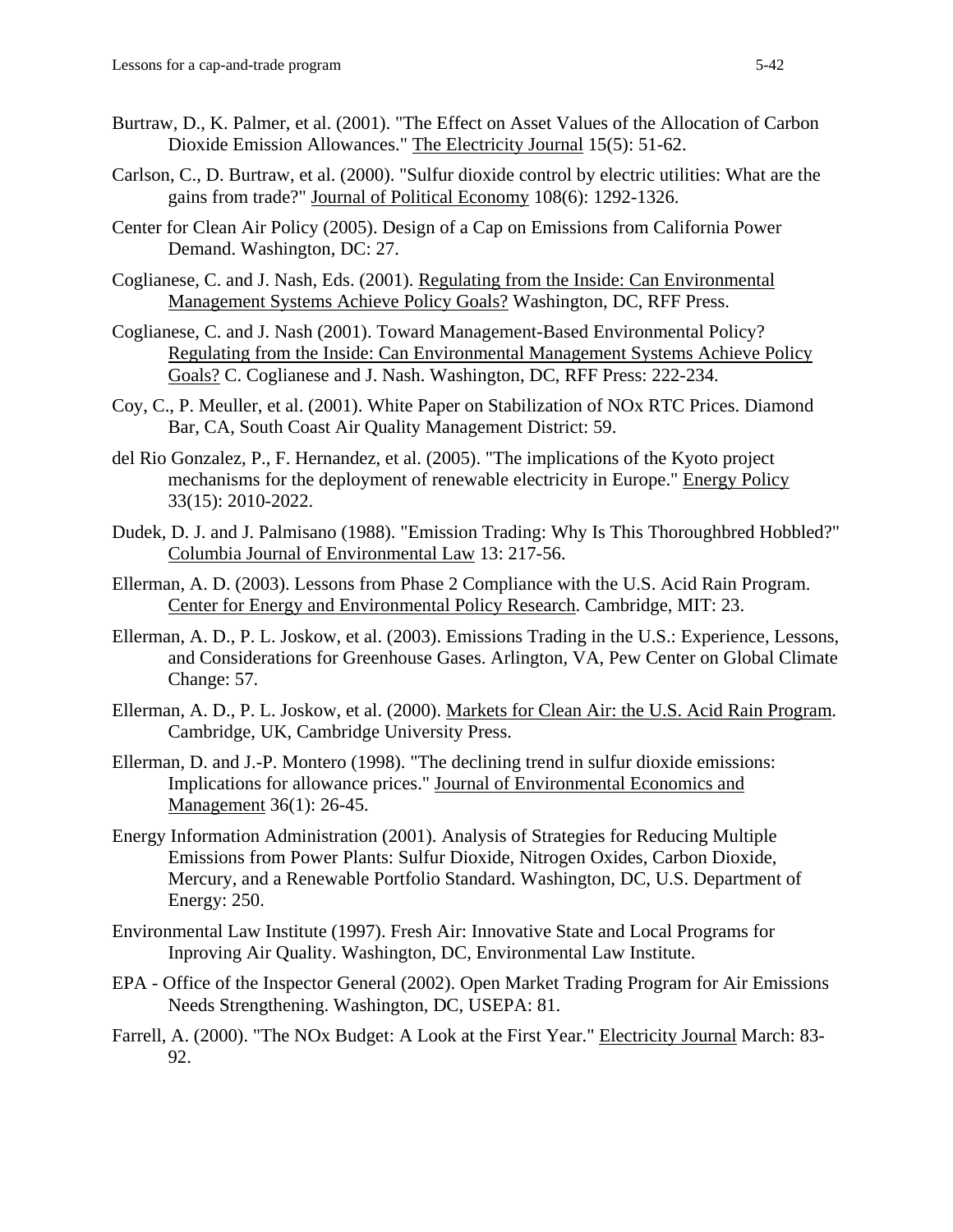Burtraw, D., K. Palmer, et al. (2001). "The Effect on Asset Values of the Allocation of Carbon Dioxide Emission Allowances." The Electricity Journal 15(5): 51-62.

Carlson, C., D. Burtraw, et al. (2000). "Sulfur dioxide control by electric utilities: What are the gains from trade?" Journal of Political Economy 108(6): 1292-1326.

Center for Clean Air Policy (2005). Design of a Cap on Emissions from California Power Demand. Washington, DC: 27.

Coglianese, C. and J. Nash, Eds. (2001). Regulating from the Inside: Can Environmental Management Systems Achieve Policy Goals? Washington, DC, RFF Press.

Coglianese, C. and J. Nash (2001). Toward Management-Based Environmental Policy? Regulating from the Inside: Can Environmental Management Systems Achieve Policy Goals? C. Coglianese and J. Nash. Washington, DC, RFF Press: 222-234.

Coy, C., P. Meuller, et al. (2001). White Paper on Stabilization of NOx RTC Prices. Diamond Bar, CA, South Coast Air Quality Management District: 59.

del Rio Gonzalez, P., F. Hernandez, et al. (2005). "The implications of the Kyoto project mechanisms for the deployment of renewable electricity in Europe." Energy Policy 33(15): 2010-2022.

Dudek, D. J. and J. Palmisano (1988). "Emission Trading: Why Is This Thoroughbred Hobbled?" Columbia Journal of Environmental Law 13: 217-56.

Ellerman, A. D. (2003). Lessons from Phase 2 Compliance with the U.S. Acid Rain Program. Center for Energy and Environmental Policy Research. Cambridge, MIT: 23.

Ellerman, A. D., P. L. Joskow, et al. (2003). Emissions Trading in the U.S.: Experience, Lessons, and Considerations for Greenhouse Gases. Arlington, VA, Pew Center on Global Climate Change: 57.

Ellerman, A. D., P. L. Joskow, et al. (2000). Markets for Clean Air: the U.S. Acid Rain Program. Cambridge, UK, Cambridge University Press.

Ellerman, D. and J.-P. Montero (1998). "The declining trend in sulfur dioxide emissions: Implications for allowance prices." Journal of Environmental Economics and Management 36(1): 26-45.

Energy Information Administration (2001). Analysis of Strategies for Reducing Multiple Emissions from Power Plants: Sulfur Dioxide, Nitrogen Oxides, Carbon Dioxide, Mercury, and a Renewable Portfolio Standard. Washington, DC, U.S. Department of Energy: 250.

Environmental Law Institute (1997). Fresh Air: Innovative State and Local Programs for Inproving Air Quality. Washington, DC, Environmental Law Institute.

EPA - Office of the Inspector General (2002). Open Market Trading Program for Air Emissions Needs Strengthening. Washington, DC, USEPA: 81.

Farrell, A. (2000). "The NOx Budget: A Look at the First Year." Electricity Journal March: 83-92.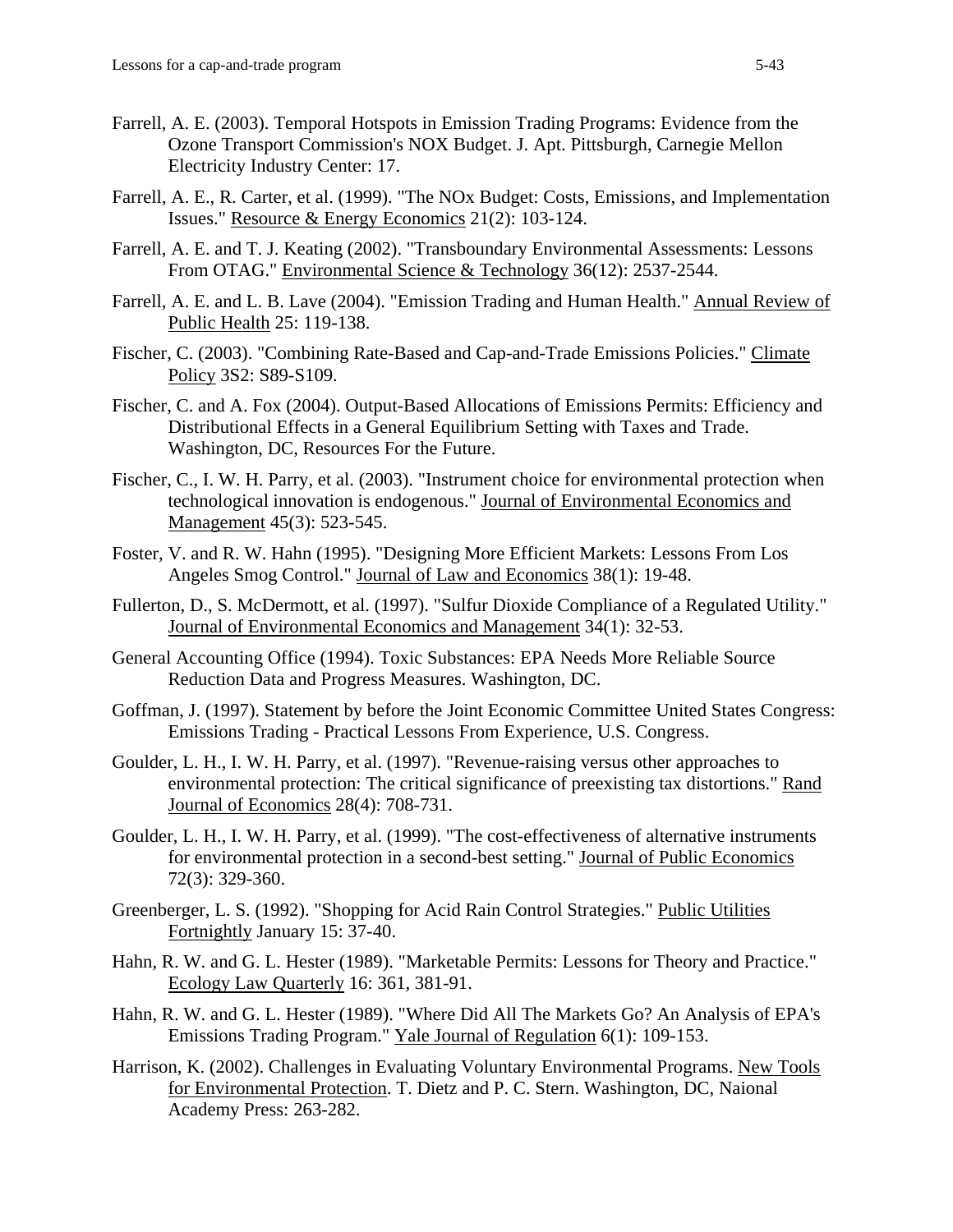Farrell, A. E. (2003). Temporal Hotspots in Emission Trading Programs: Evidence from the Ozone Transport Commission's NOX Budget. J. Apt. Pittsburgh, Carnegie Mellon Electricity Industry Center: 17.

Farrell, A. E., R. Carter, et al. (1999). "The NOx Budget: Costs, Emissions, and Implementation Issues." Resource & Energy Economics 21(2): 103-124.

Farrell, A. E. and T. J. Keating (2002). "Transboundary Environmental Assessments: Lessons From OTAG." Environmental Science & Technology 36(12): 2537-2544.

Farrell, A. E. and L. B. Lave (2004). "Emission Trading and Human Health." Annual Review of Public Health 25: 119-138.

Fischer, C. (2003). "Combining Rate-Based and Cap-and-Trade Emissions Policies." Climate Policy 3S2: S89-S109.

Fischer, C. and A. Fox (2004). Output-Based Allocations of Emissions Permits: Efficiency and Distributional Effects in a General Equilibrium Setting with Taxes and Trade. Washington, DC, Resources For the Future.

Fischer, C., I. W. H. Parry, et al. (2003). "Instrument choice for environmental protection when technological innovation is endogenous." Journal of Environmental Economics and Management 45(3): 523-545.

Foster, V. and R. W. Hahn (1995). "Designing More Efficient Markets: Lessons From Los Angeles Smog Control." Journal of Law and Economics 38(1): 19-48.

Fullerton, D., S. McDermott, et al. (1997). "Sulfur Dioxide Compliance of a Regulated Utility." Journal of Environmental Economics and Management 34(1): 32-53.

General Accounting Office (1994). Toxic Substances: EPA Needs More Reliable Source Reduction Data and Progress Measures. Washington, DC.

Goffman, J. (1997). Statement by before the Joint Economic Committee United States Congress: Emissions Trading - Practical Lessons From Experience, U.S. Congress.

Goulder, L. H., I. W. H. Parry, et al. (1997). "Revenue-raising versus other approaches to environmental protection: The critical significance of preexisting tax distortions." Rand Journal of Economics 28(4): 708-731.

Goulder, L. H., I. W. H. Parry, et al. (1999). "The cost-effectiveness of alternative instruments for environmental protection in a second-best setting." Journal of Public Economics 72(3): 329-360.

Greenberger, L. S. (1992). "Shopping for Acid Rain Control Strategies." Public Utilities Fortnightly January 15: 37-40.

Hahn, R. W. and G. L. Hester (1989). "Marketable Permits: Lessons for Theory and Practice." Ecology Law Quarterly 16: 361, 381-91.

Hahn, R. W. and G. L. Hester (1989). "Where Did All The Markets Go? An Analysis of EPA's Emissions Trading Program." Yale Journal of Regulation 6(1): 109-153.

Harrison, K. (2002). Challenges in Evaluating Voluntary Environmental Programs. New Tools for Environmental Protection. T. Dietz and P. C. Stern. Washington, DC, Naional Academy Press: 263-282.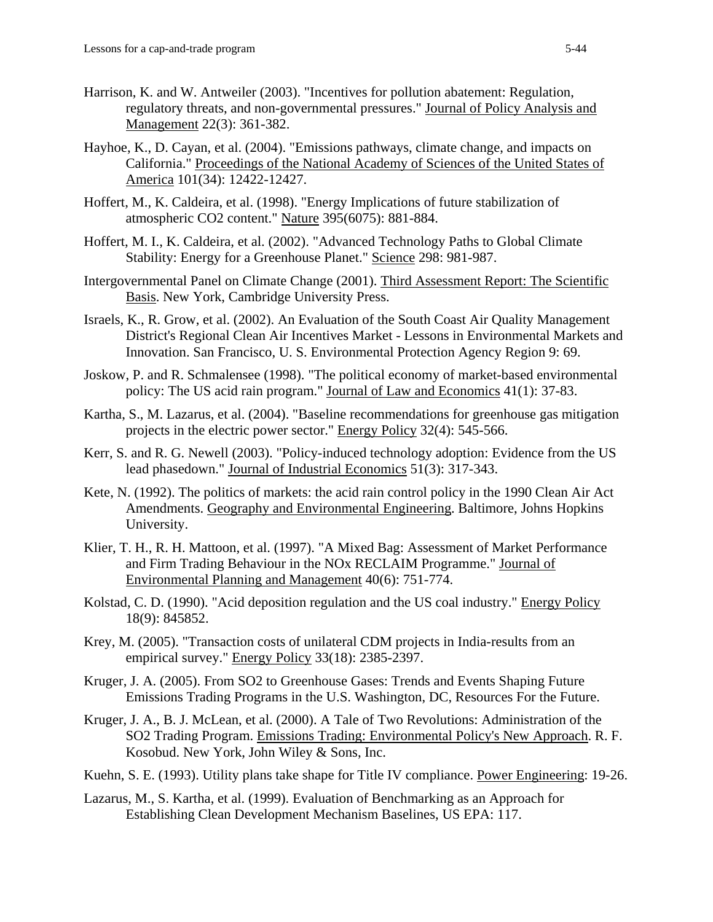Harrison, K. and W. Antweiler (2003). "Incentives for pollution abatement: Regulation, regulatory threats, and non-governmental pressures." Journal of Policy Analysis and Management 22(3): 361-382.

Hayhoe, K., D. Cayan, et al. (2004). "Emissions pathways, climate change, and impacts on California." Proceedings of the National Academy of Sciences of the United States of America 101(34): 12422-12427.

Hoffert, M., K. Caldeira, et al. (1998). "Energy Implications of future stabilization of atmospheric CO2 content." Nature 395(6075): 881-884.

Hoffert, M. I., K. Caldeira, et al. (2002). "Advanced Technology Paths to Global Climate Stability: Energy for a Greenhouse Planet." Science 298: 981-987.

Intergovernmental Panel on Climate Change (2001). Third Assessment Report: The Scientific Basis. New York, Cambridge University Press.

Israels, K., R. Grow, et al. (2002). An Evaluation of the South Coast Air Quality Management District's Regional Clean Air Incentives Market - Lessons in Environmental Markets and Innovation. San Francisco, U. S. Environmental Protection Agency Region 9: 69.

Joskow, P. and R. Schmalensee (1998). "The political economy of market-based environmental policy: The US acid rain program." Journal of Law and Economics 41(1): 37-83.

Kartha, S., M. Lazarus, et al. (2004). "Baseline recommendations for greenhouse gas mitigation projects in the electric power sector." Energy Policy 32(4): 545-566.

Kerr, S. and R. G. Newell (2003). "Policy-induced technology adoption: Evidence from the US lead phasedown." Journal of Industrial Economics 51(3): 317-343.

Kete, N. (1992). The politics of markets: the acid rain control policy in the 1990 Clean Air Act Amendments. Geography and Environmental Engineering. Baltimore, Johns Hopkins University.

Klier, T. H., R. H. Mattoon, et al. (1997). "A Mixed Bag: Assessment of Market Performance and Firm Trading Behaviour in the NOx RECLAIM Programme." Journal of Environmental Planning and Management 40(6): 751-774.

Kolstad, C. D. (1990). "Acid deposition regulation and the US coal industry." Energy Policy 18(9): 845852.

Krey, M. (2005). "Transaction costs of unilateral CDM projects in India-results from an empirical survey." Energy Policy 33(18): 2385-2397.

Kruger, J. A. (2005). From SO2 to Greenhouse Gases: Trends and Events Shaping Future Emissions Trading Programs in the U.S. Washington, DC, Resources For the Future.

Kruger, J. A., B. J. McLean, et al. (2000). A Tale of Two Revolutions: Administration of the SO2 Trading Program. Emissions Trading: Environmental Policy's New Approach. R. F. Kosobud. New York, John Wiley & Sons, Inc.

Kuehn, S. E. (1993). Utility plans take shape for Title IV compliance. Power Engineering: 19-26.

Lazarus, M., S. Kartha, et al. (1999). Evaluation of Benchmarking as an Approach for Establishing Clean Development Mechanism Baselines, US EPA: 117.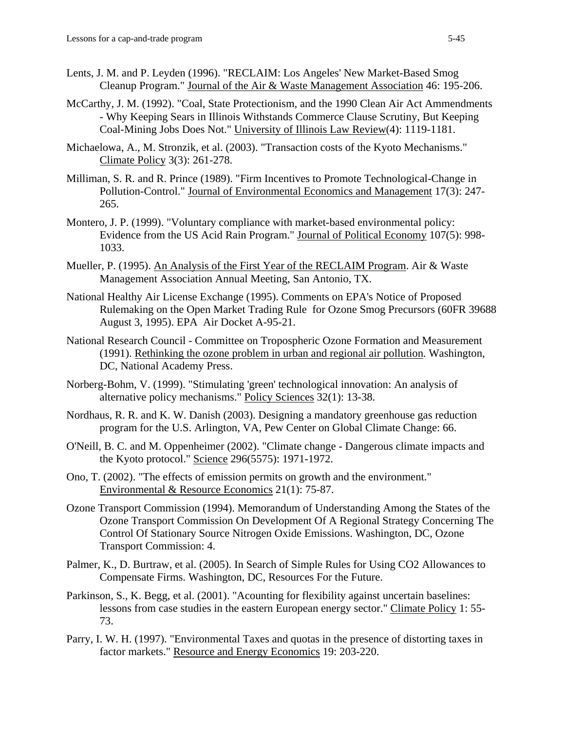Lents, J. M. and P. Leyden (1996). "RECLAIM: Los Angeles' New Market-Based Smog Cleanup Program." Journal of the Air & Waste Management Association 46: 195-206.

McCarthy, J. M. (1992). "Coal, State Protectionism, and the 1990 Clean Air Act Ammendments - Why Keeping Sears in Illinois Withstands Commerce Clause Scrutiny, But Keeping Coal-Mining Jobs Does Not." University of Illinois Law Review(4): 1119-1181.

Michaelowa, A., M. Stronzik, et al. (2003). "Transaction costs of the Kyoto Mechanisms." Climate Policy 3(3): 261-278.

Milliman, S. R. and R. Prince (1989). "Firm Incentives to Promote Technological-Change in Pollution-Control." Journal of Environmental Economics and Management 17(3): 247-265.

Montero, J. P. (1999). "Voluntary compliance with market-based environmental policy: Evidence from the US Acid Rain Program." Journal of Political Economy 107(5): 998-1033.

Mueller, P. (1995). An Analysis of the First Year of the RECLAIM Program. Air & Waste Management Association Annual Meeting, San Antonio, TX.

National Healthy Air License Exchange (1995). Comments on EPA's Notice of Proposed Rulemaking on the Open Market Trading Rule for Ozone Smog Precursors (60FR 39688 August 3, 1995). EPA Air Docket A-95-21.

National Research Council - Committee on Tropospheric Ozone Formation and Measurement (1991). Rethinking the ozone problem in urban and regional air pollution. Washington, DC, National Academy Press.

Norberg-Bohm, V. (1999). "Stimulating 'green' technological innovation: An analysis of alternative policy mechanisms." Policy Sciences 32(1): 13-38.

Nordhaus, R. R. and K. W. Danish (2003). Designing a mandatory greenhouse gas reduction program for the U.S. Arlington, VA, Pew Center on Global Climate Change: 66.

O'Neill, B. C. and M. Oppenheimer (2002). "Climate change - Dangerous climate impacts and the Kyoto protocol." Science 296(5575): 1971-1972.

Ono, T. (2002). "The effects of emission permits on growth and the environment." Environmental & Resource Economics 21(1): 75-87.

Ozone Transport Commission (1994). Memorandum of Understanding Among the States of the Ozone Transport Commission On Development Of A Regional Strategy Concerning The Control Of Stationary Source Nitrogen Oxide Emissions. Washington, DC, Ozone Transport Commission: 4.

Palmer, K., D. Burtraw, et al. (2005). In Search of Simple Rules for Using CO2 Allowances to Compensate Firms. Washington, DC, Resources For the Future.

Parkinson, S., K. Begg, et al. (2001). "Acounting for flexibility against uncertain baselines: lessons from case studies in the eastern European energy sector." Climate Policy 1: 55-73.

Parry, I. W. H. (1997). "Environmental Taxes and quotas in the presence of distorting taxes in factor markets." Resource and Energy Economics 19: 203-220.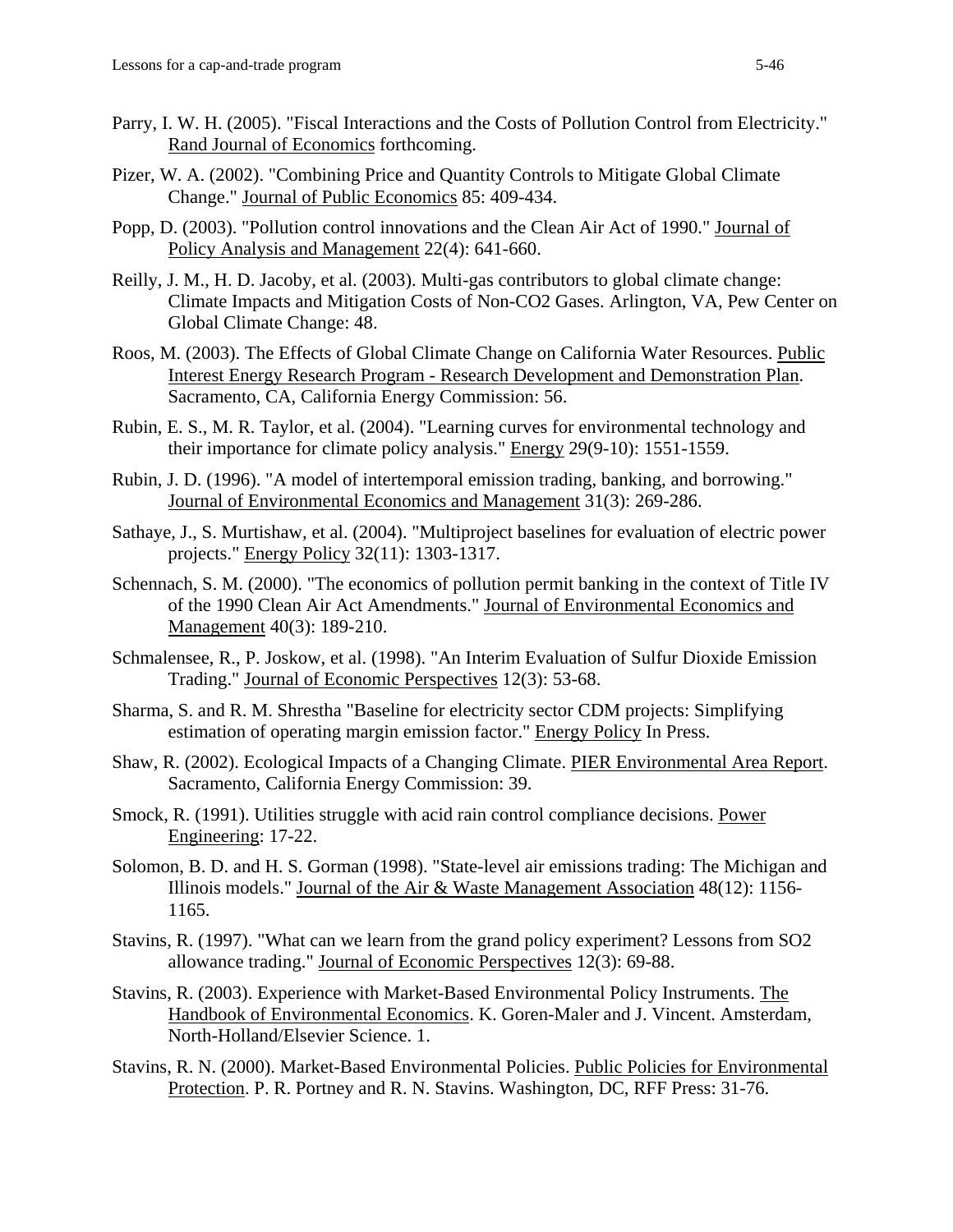Parry, I. W. H. (2005). "Fiscal Interactions and the Costs of Pollution Control from Electricity." Rand Journal of Economics forthcoming.

Pizer, W. A. (2002). "Combining Price and Quantity Controls to Mitigate Global Climate Change." Journal of Public Economics 85: 409-434.

Popp, D. (2003). "Pollution control innovations and the Clean Air Act of 1990." Journal of Policy Analysis and Management 22(4): 641-660.

Reilly, J. M., H. D. Jacoby, et al. (2003). Multi-gas contributors to global climate change: Climate Impacts and Mitigation Costs of Non-CO2 Gases. Arlington, VA, Pew Center on Global Climate Change: 48.

Roos, M. (2003). The Effects of Global Climate Change on California Water Resources. Public Interest Energy Research Program - Research Development and Demonstration Plan. Sacramento, CA, California Energy Commission: 56.

Rubin, E. S., M. R. Taylor, et al. (2004). "Learning curves for environmental technology and their importance for climate policy analysis." Energy 29(9-10): 1551-1559.

Rubin, J. D. (1996). "A model of intertemporal emission trading, banking, and borrowing." Journal of Environmental Economics and Management 31(3): 269-286.

Sathaye, J., S. Murtishaw, et al. (2004). "Multiproject baselines for evaluation of electric power projects." Energy Policy 32(11): 1303-1317.

Schennach, S. M. (2000). "The economics of pollution permit banking in the context of Title IV of the 1990 Clean Air Act Amendments." Journal of Environmental Economics and Management 40(3): 189-210.

Schmalensee, R., P. Joskow, et al. (1998). "An Interim Evaluation of Sulfur Dioxide Emission Trading." Journal of Economic Perspectives 12(3): 53-68.

Sharma, S. and R. M. Shrestha "Baseline for electricity sector CDM projects: Simplifying estimation of operating margin emission factor." Energy Policy In Press.

Shaw, R. (2002). Ecological Impacts of a Changing Climate. PIER Environmental Area Report. Sacramento, California Energy Commission: 39.

Smock, R. (1991). Utilities struggle with acid rain control compliance decisions. Power Engineering: 17-22.

Solomon, B. D. and H. S. Gorman (1998). "State-level air emissions trading: The Michigan and Illinois models." Journal of the Air & Waste Management Association 48(12): 1156-1165.

Stavins, R. (1997). "What can we learn from the grand policy experiment? Lessons from SO2 allowance trading." Journal of Economic Perspectives 12(3): 69-88.

Stavins, R. (2003). Experience with Market-Based Environmental Policy Instruments. The Handbook of Environmental Economics. K. Goren-Maler and J. Vincent. Amsterdam, North-Holland/Elsevier Science. 1.

Stavins, R. N. (2000). Market-Based Environmental Policies. Public Policies for Environmental Protection. P. R. Portney and R. N. Stavins. Washington, DC, RFF Press: 31-76.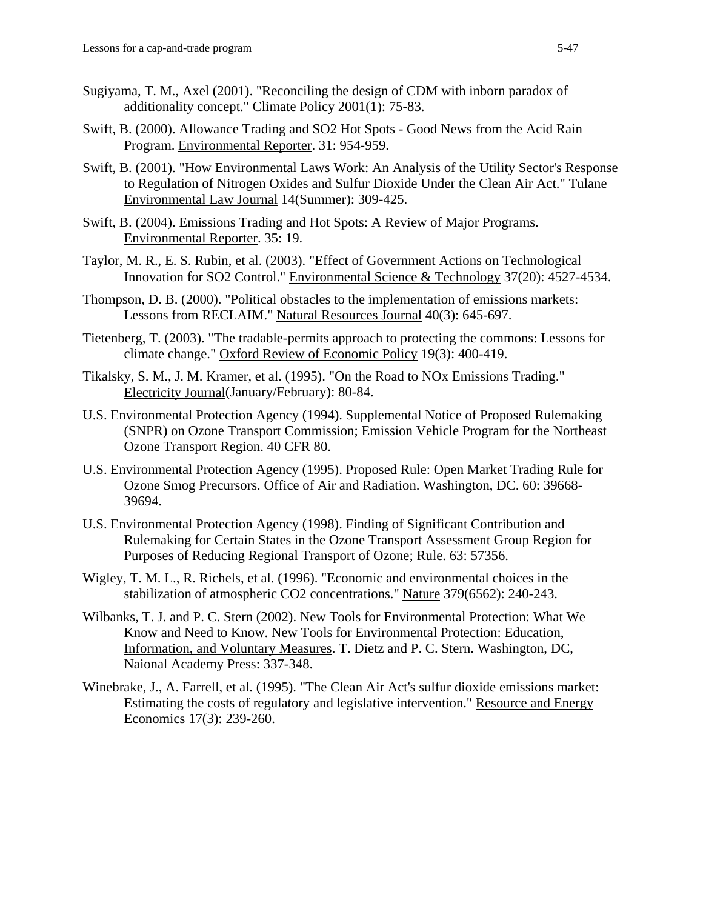Sugiyama, T. M., Axel (2001). "Reconciling the design of CDM with inborn paradox of additionality concept." Climate Policy 2001(1): 75-83.

Swift, B. (2000). Allowance Trading and SO2 Hot Spots - Good News from the Acid Rain Program. Environmental Reporter. 31: 954-959.

Swift, B. (2001). "How Environmental Laws Work: An Analysis of the Utility Sector's Response to Regulation of Nitrogen Oxides and Sulfur Dioxide Under the Clean Air Act." Tulane Environmental Law Journal 14(Summer): 309-425.

Swift, B. (2004). Emissions Trading and Hot Spots: A Review of Major Programs. Environmental Reporter. 35: 19.

Taylor, M. R., E. S. Rubin, et al. (2003). "Effect of Government Actions on Technological Innovation for SO2 Control." Environmental Science & Technology 37(20): 4527-4534.

Thompson, D. B. (2000). "Political obstacles to the implementation of emissions markets: Lessons from RECLAIM." Natural Resources Journal 40(3): 645-697.

Tietenberg, T. (2003). "The tradable-permits approach to protecting the commons: Lessons for climate change." Oxford Review of Economic Policy 19(3): 400-419.

Tikalsky, S. M., J. M. Kramer, et al. (1995). "On the Road to NOx Emissions Trading." Electricity Journal(January/February): 80-84.

U.S. Environmental Protection Agency (1994). Supplemental Notice of Proposed Rulemaking (SNPR) on Ozone Transport Commission; Emission Vehicle Program for the Northeast Ozone Transport Region. 40 CFR 80.

U.S. Environmental Protection Agency (1995). Proposed Rule: Open Market Trading Rule for Ozone Smog Precursors. Office of Air and Radiation. Washington, DC. 60: 39668-39694.

U.S. Environmental Protection Agency (1998). Finding of Significant Contribution and Rulemaking for Certain States in the Ozone Transport Assessment Group Region for Purposes of Reducing Regional Transport of Ozone; Rule. 63: 57356.

Wigley, T. M. L., R. Richels, et al. (1996). "Economic and environmental choices in the stabilization of atmospheric CO2 concentrations." Nature 379(6562): 240-243.

Wilbanks, T. J. and P. C. Stern (2002). New Tools for Environmental Protection: What We Know and Need to Know. New Tools for Environmental Protection: Education, Information, and Voluntary Measures. T. Dietz and P. C. Stern. Washington, DC, Naional Academy Press: 337-348.

Winebrake, J., A. Farrell, et al. (1995). "The Clean Air Act's sulfur dioxide emissions market: Estimating the costs of regulatory and legislative intervention." Resource and Energy Economics 17(3): 239-260.